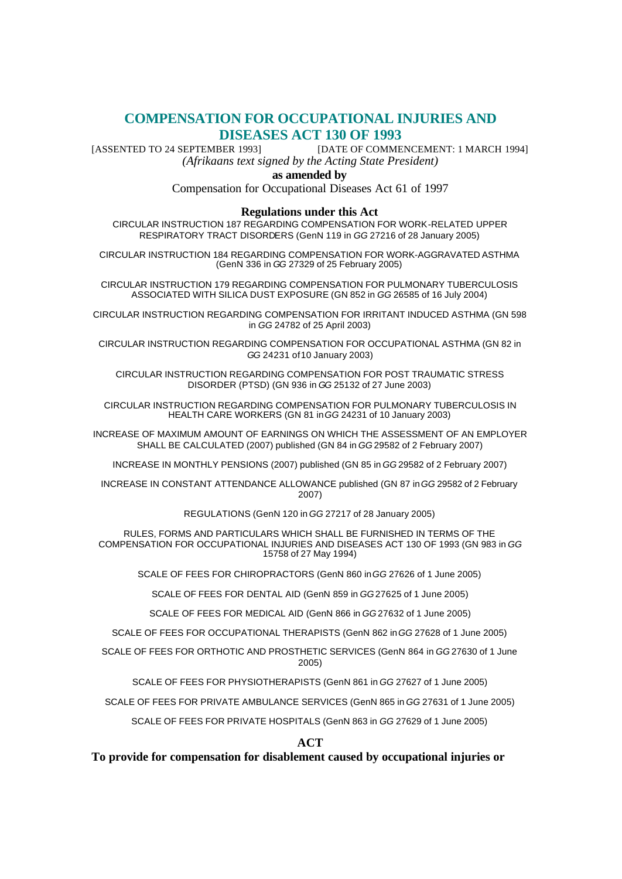# COMPENSATION FOR OCCUPATIONAL INJURIES AND DISEASES ACT 130 OF 1993

[ASSENTED TO 24 SEPTEMBER 1993] [DATE OF COMMENCEMENT: 1 MARCH 1994]

*(Afrikaans text signed by the Acting State President)*

**as amended by**

Compensation for Occupational Diseases Act 61 of 1997

**Regulations under this Act**

CIRCULAR INSTRUCTION 187 REGARDING COMPENSATION FOR WORK-RELATED UPPER RESPIRATORY TRACT DISORDERS (GenN 119 in *GG* 27216 of 28 January 2005)

CIRCULAR INSTRUCTION 184 REGARDING COMPENSATION FOR WORK-AGGRAVATED ASTHMA (GenN 336 in *GG* 27329 of 25 February 2005)

CIRCULAR INSTRUCTION 179 REGARDING COMPENSATION FOR PULMONARY TUBERCULOSIS ASSOCIATED WITH SILICA DUST EXPOSURE (GN 852 in *GG* 26585 of 16 July 2004)

CIRCULAR INSTRUCTION REGARDING COMPENSATION FOR IRRITANT INDUCED ASTHMA (GN 598 in *GG* 24782 of 25 April 2003)

CIRCULAR INSTRUCTION REGARDING COMPENSATION FOR OCCUPATIONAL ASTHMA (GN 82 in *GG* 24231 of 10 January 2003)

CIRCULAR INSTRUCTION REGARDING COMPENSATION FOR POST TRAUMATIC STRESS DISORDER (PTSD) (GN 936 in *GG* 25132 of 27 June 2003)

CIRCULAR INSTRUCTION REGARDING COMPENSATION FOR PULMONARY TUBERCULOSIS IN HEALTH CARE WORKERS (GN 81 in *GG* 24231 of 10 January 2003)

INCREASE OF MAXIMUM AMOUNT OF EARNINGS ON WHICH THE ASSESSMENT OF AN EMPLOYER SHALL BE CALCULATED (2007) published (GN 84 in *GG* 29582 of 2 February 2007)

INCREASE IN MONTHLY PENSIONS (2007) published (GN 85 in *GG* 29582 of 2 February 2007)

INCREASE IN CONSTANT ATTENDANCE ALLOWANCE published (GN 87 in *GG* 29582 of 2 February 2007)

REGULATIONS (GenN 120 in *GG* 27217 of 28 January 2005)

RULES, FORMS AND PARTICULARS WHICH SHALL BE FURNISHED IN TERMS OF THE COMPENSATION FOR OCCUPATIONAL INJURIES AND DISEASES ACT 130 OF 1993 (GN 983 in *GG* 15758 of 27 May 1994)

SCALE OF FEES FOR CHIROPRACTORS (GenN 860 in *GG* 27626 of 1 June 2005)

SCALE OF FEES FOR DENTAL AID (GenN 859 in *GG* 27625 of 1 June 2005)

SCALE OF FEES FOR MEDICAL AID (GenN 866 in *GG* 27632 of 1 June 2005)

SCALE OF FEES FOR OCCUPATIONAL THERAPISTS (GenN 862 in *GG* 27628 of 1 June 2005)

SCALE OF FEES FOR ORTHOTIC AND PROSTHETIC SERVICES (GenN 864 in *GG* 27630 of 1 June 2005)

SCALE OF FEES FOR PHYSIOTHERAPISTS (GenN 861 in *GG* 27627 of 1 June 2005)

SCALE OF FEES FOR PRIVATE AMBULANCE SERVICES (GenN 865 in *GG* 27631 of 1 June 2005)

SCALE OF FEES FOR PRIVATE HOSPITALS (GenN 863 in *GG* 27629 of 1 June 2005)

## ACT

**To provide for compensation for disablement caused by occupational injuries or**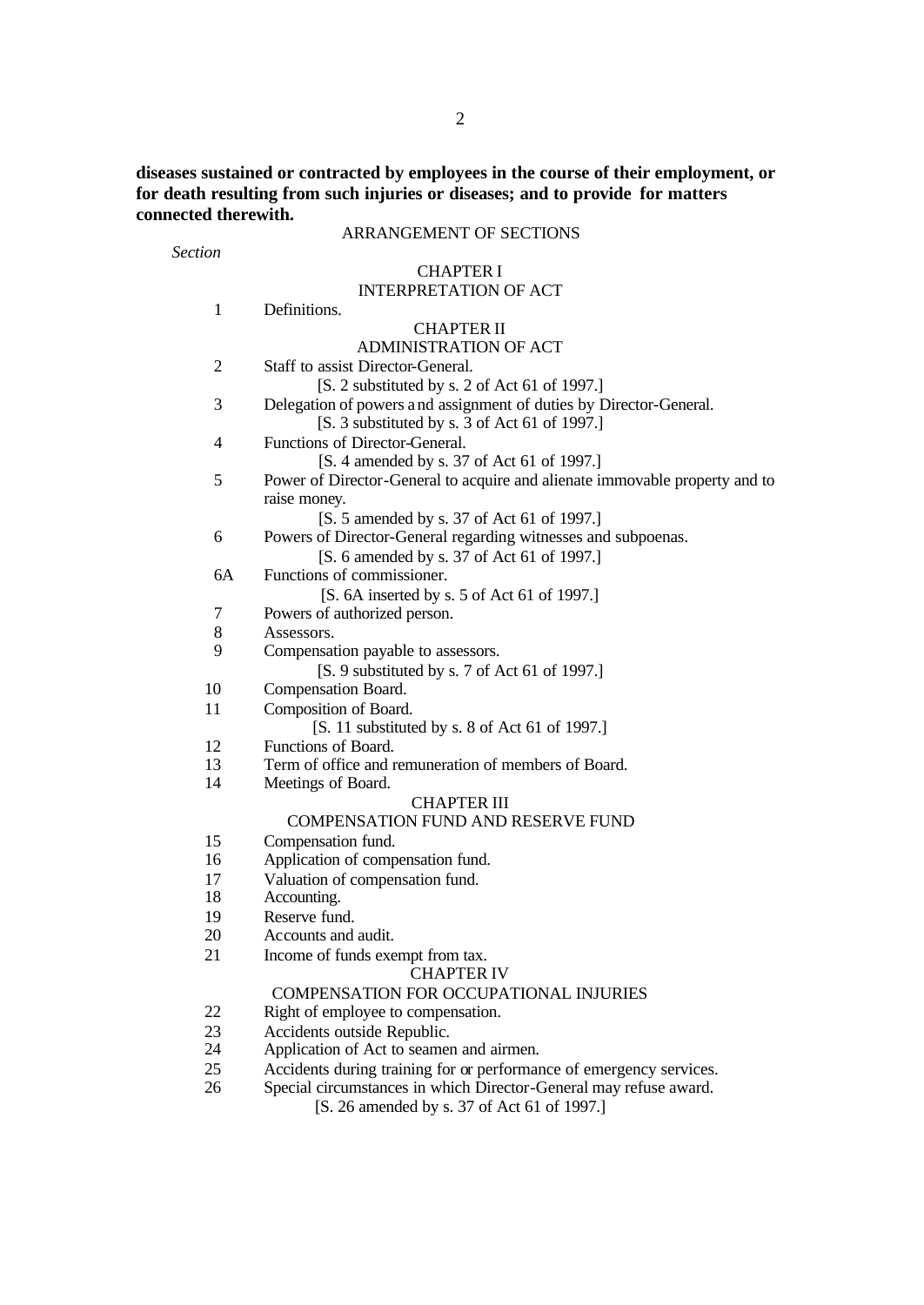**diseases sustained or contracted by employees in the course of their employment, or for death resulting from such injuries or diseases; and to provide for matters connected therewith.**

ARRANGEMENT OF SECTIONS

*Section*

CHAPTER I
INTERPRETATION OF ACT

1 Definitions.

CHAPTER II
ADMINISTRATION OF ACT

2 Staff to assist Director-General.
[S. 2 substituted by s. 2 of Act 61 of 1997.]

3 Delegation of powers and assignment of duties by Director-General.
[S. 3 substituted by s. 3 of Act 61 of 1997.]

4 Functions of Director-General.
[S. 4 amended by s. 37 of Act 61 of 1997.]

5 Power of Director-General to acquire and alienate immovable property and to raise money.
[S. 5 amended by s. 37 of Act 61 of 1997.]

6 Powers of Director-General regarding witnesses and subpoenas.
[S. 6 amended by s. 37 of Act 61 of 1997.]

6A Functions of commissioner.
[S. 6A inserted by s. 5 of Act 61 of 1997.]

7 Powers of authorized person.

8 Assessors.

9 Compensation payable to assessors.
[S. 9 substituted by s. 7 of Act 61 of 1997.]

10 Compensation Board.

11 Composition of Board.
[S. 11 substituted by s. 8 of Act 61 of 1997.]

12 Functions of Board.

13 Term of office and remuneration of members of Board.

14 Meetings of Board.

CHAPTER III
COMPENSATION FUND AND RESERVE FUND

15 Compensation fund.

16 Application of compensation fund.

17 Valuation of compensation fund.

18 Accounting.

19 Reserve fund.

20 Accounts and audit.

21 Income of funds exempt from tax.

CHAPTER IV
COMPENSATION FOR OCCUPATIONAL INJURIES

22 Right of employee to compensation.

23 Accidents outside Republic.

24 Application of Act to seamen and airmen.

25 Accidents during training for or performance of emergency services.

26 Special circumstances in which Director-General may refuse award.
[S. 26 amended by s. 37 of Act 61 of 1997.]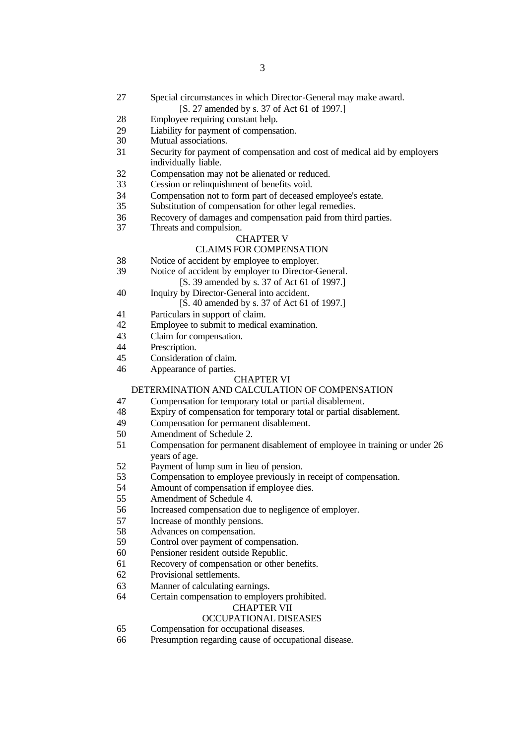27 Special circumstances in which Director-General may make award.
[S. 27 amended by s. 37 of Act 61 of 1997.]

28 Employee requiring constant help.

29 Liability for payment of compensation.

30 Mutual associations.

31 Security for payment of compensation and cost of medical aid by employers individually liable.

32 Compensation may not be alienated or reduced.

33 Cession or relinquishment of benefits void.

34 Compensation not to form part of deceased employee's estate.

35 Substitution of compensation for other legal remedies.

36 Recovery of damages and compensation paid from third parties.

37 Threats and compulsion.

## CHAPTER V

## CLAIMS FOR COMPENSATION

38 Notice of accident by employee to employer.

39 Notice of accident by employer to Director-General.
[S. 39 amended by s. 37 of Act 61 of 1997.]

40 Inquiry by Director-General into accident.
[S. 40 amended by s. 37 of Act 61 of 1997.]

41 Particulars in support of claim.

42 Employee to submit to medical examination.

43 Claim for compensation.

44 Prescription.

45 Consideration of claim.

46 Appearance of parties.

## CHAPTER VI

## DETERMINATION AND CALCULATION OF COMPENSATION

47 Compensation for temporary total or partial disablement.

48 Expiry of compensation for temporary total or partial disablement.

49 Compensation for permanent disablement.

50 Amendment of Schedule 2.

51 Compensation for permanent disablement of employee in training or under 26 years of age.

52 Payment of lump sum in lieu of pension.

53 Compensation to employee previously in receipt of compensation.

54 Amount of compensation if employee dies.

55 Amendment of Schedule 4.

56 Increased compensation due to negligence of employer.

57 Increase of monthly pensions.

58 Advances on compensation.

59 Control over payment of compensation.

60 Pensioner resident outside Republic.

61 Recovery of compensation or other benefits.

62 Provisional settlements.

63 Manner of calculating earnings.

64 Certain compensation to employers prohibited.

## CHAPTER VII

## OCCUPATIONAL DISEASES

65 Compensation for occupational diseases.

66 Presumption regarding cause of occupational disease.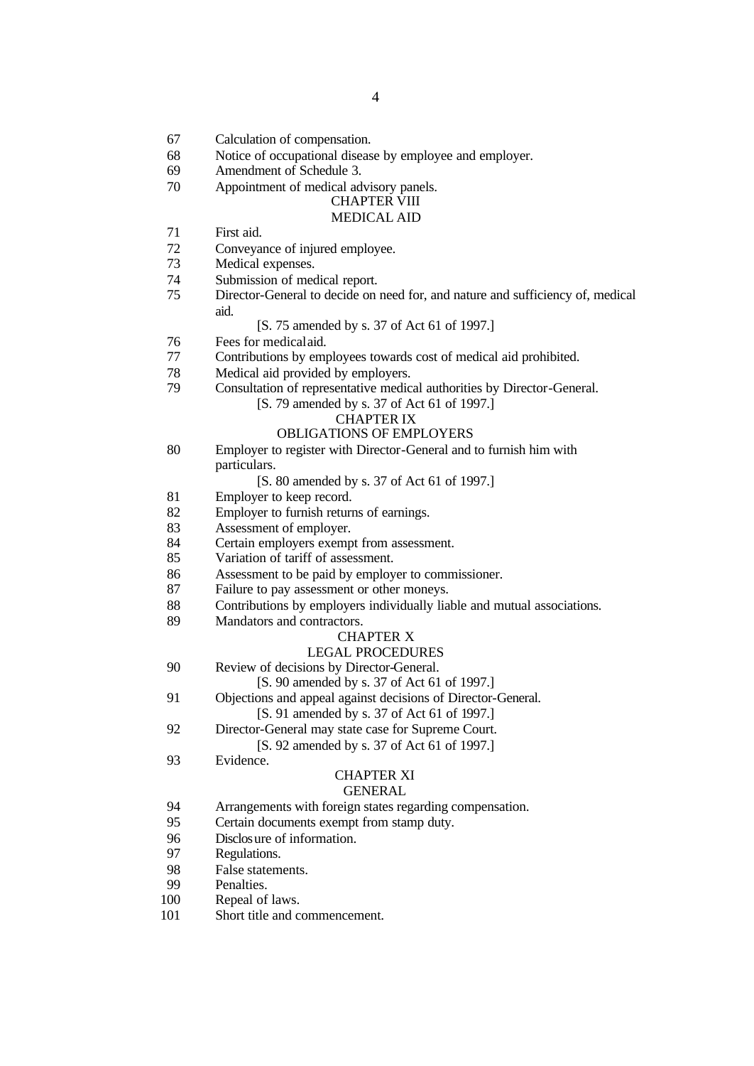67 Calculation of compensation.
68 Notice of occupational disease by employee and employer.
69 Amendment of Schedule 3.
70 Appointment of medical advisory panels.

CHAPTER VIII

MEDICAL AID

71 First aid.
72 Conveyance of injured employee.
73 Medical expenses.
74 Submission of medical report.
75 Director-General to decide on need for, and nature and sufficiency of, medical aid.

[S. 75 amended by s. 37 of Act 61 of 1997.]

76 Fees for medical aid.
77 Contributions by employees towards cost of medical aid prohibited.
78 Medical aid provided by employers.
79 Consultation of representative medical authorities by Director-General.

[S. 79 amended by s. 37 of Act 61 of 1997.]

CHAPTER IX

OBLIGATIONS OF EMPLOYERS

80 Employer to register with Director-General and to furnish him with particulars.

[S. 80 amended by s. 37 of Act 61 of 1997.]

81 Employer to keep record.
82 Employer to furnish returns of earnings.
83 Assessment of employer.
84 Certain employers exempt from assessment.
85 Variation of tariff of assessment.
86 Assessment to be paid by employer to commissioner.
87 Failure to pay assessment or other moneys.
88 Contributions by employers individually liable and mutual associations.
89 Mandators and contractors.

CHAPTER X

LEGAL PROCEDURES

90 Review of decisions by Director-General.

[S. 90 amended by s. 37 of Act 61 of 1997.]

91 Objections and appeal against decisions of Director-General.

[S. 91 amended by s. 37 of Act 61 of 1997.]

92 Director-General may state case for Supreme Court.

[S. 92 amended by s. 37 of Act 61 of 1997.]

93 Evidence.

CHAPTER XI

GENERAL

94 Arrangements with foreign states regarding compensation.
95 Certain documents exempt from stamp duty.
96 Disclosure of information.
97 Regulations.
98 False statements.
99 Penalties.
100 Repeal of laws.
101 Short title and commencement.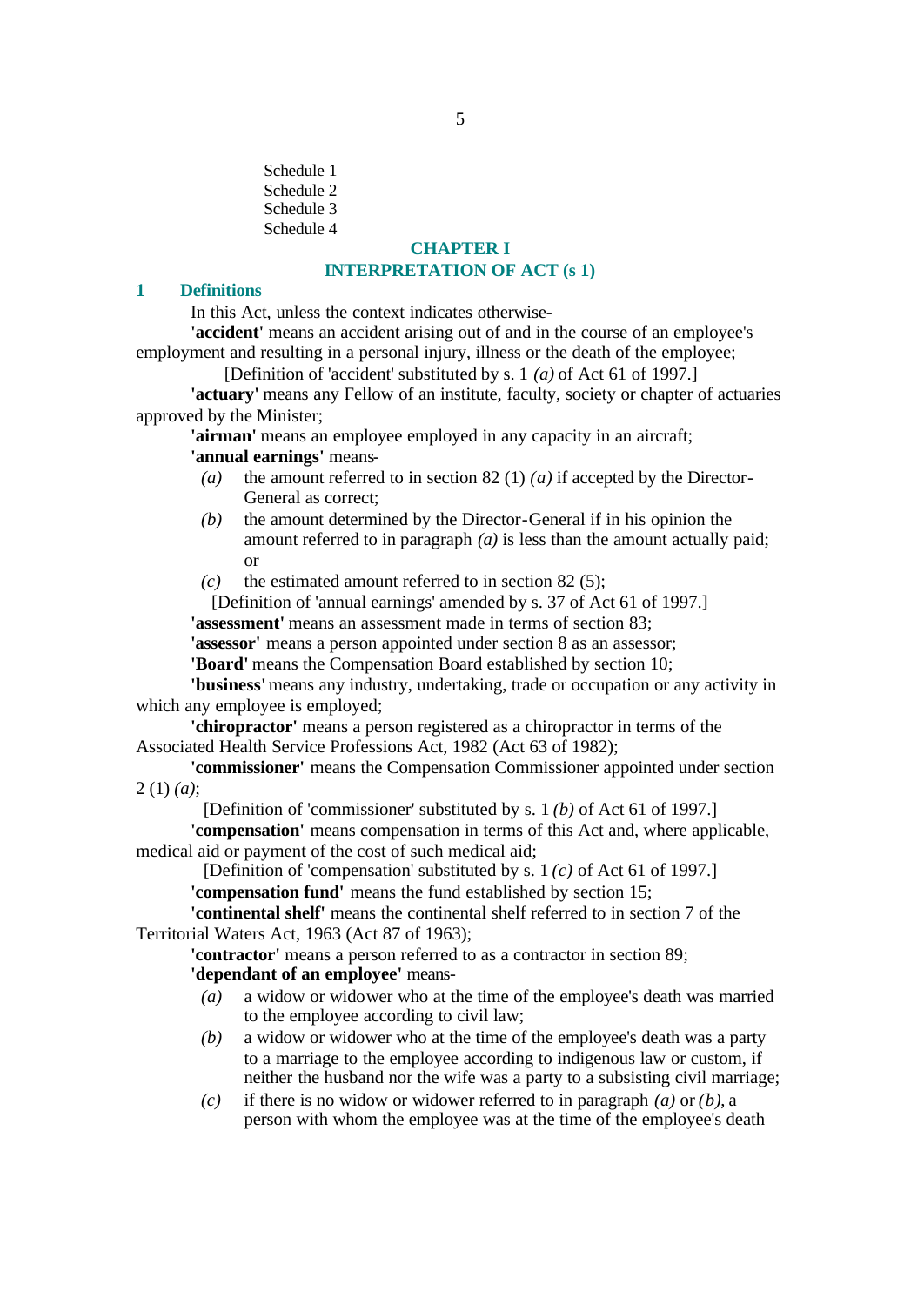Schedule 1
Schedule 2
Schedule 3
Schedule 4

## CHAPTER I
## INTERPRETATION OF ACT (s 1)

### 1 Definitions

In this Act, unless the context indicates otherwise-

**'accident'** means an accident arising out of and in the course of an employee's employment and resulting in a personal injury, illness or the death of the employee;

[Definition of 'accident' substituted by s. 1 *(a)* of Act 61 of 1997.]

**'actuary'** means any Fellow of an institute, faculty, society or chapter of actuaries approved by the Minister;

**'airman'** means an employee employed in any capacity in an aircraft;

**'annual earnings'** means-

*(a)* the amount referred to in section 82 (1) *(a)* if accepted by the Director-General as correct;

*(b)* the amount determined by the Director-General if in his opinion the amount referred to in paragraph *(a)* is less than the amount actually paid; or

*(c)* the estimated amount referred to in section 82 (5);

[Definition of 'annual earnings' amended by s. 37 of Act 61 of 1997.]

**'assessment'** means an assessment made in terms of section 83;

**'assessor'** means a person appointed under section 8 as an assessor;

**'Board'** means the Compensation Board established by section 10;

**'business'** means any industry, undertaking, trade or occupation or any activity in which any employee is employed;

**'chiropractor'** means a person registered as a chiropractor in terms of the Associated Health Service Professions Act, 1982 (Act 63 of 1982);

**'commissioner'** means the Compensation Commissioner appointed under section 2 (1) *(a)*;

[Definition of 'commissioner' substituted by s. 1 *(b)* of Act 61 of 1997.]

**'compensation'** means compensation in terms of this Act and, where applicable, medical aid or payment of the cost of such medical aid;

[Definition of 'compensation' substituted by s. 1 *(c)* of Act 61 of 1997.]

**'compensation fund'** means the fund established by section 15;

**'continental shelf'** means the continental shelf referred to in section 7 of the Territorial Waters Act, 1963 (Act 87 of 1963);

**'contractor'** means a person referred to as a contractor in section 89;

**'dependant of an employee'** means-

*(a)* a widow or widower who at the time of the employee's death was married to the employee according to civil law;

*(b)* a widow or widower who at the time of the employee's death was a party to a marriage to the employee according to indigenous law or custom, if neither the husband nor the wife was a party to a subsisting civil marriage;

*(c)* if there is no widow or widower referred to in paragraph *(a)* or *(b)*, a person with whom the employee was at the time of the employee's death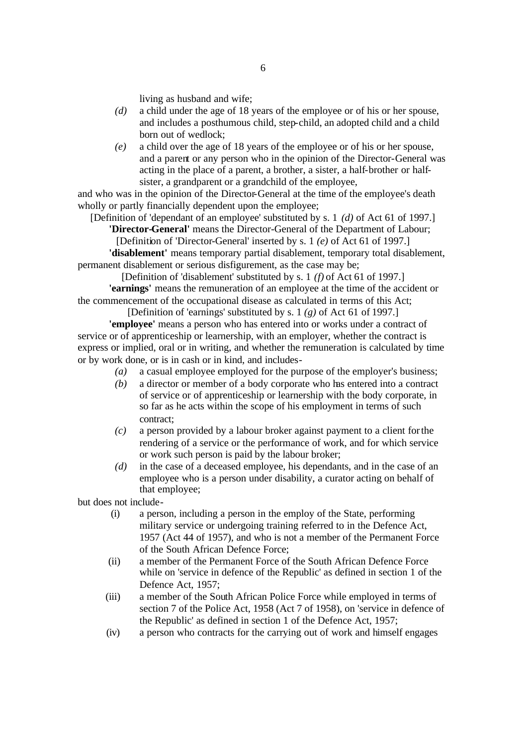living as husband and wife;

*(d)* a child under the age of 18 years of the employee or of his or her spouse, and includes a posthumous child, step-child, an adopted child and a child born out of wedlock;

*(e)* a child over the age of 18 years of the employee or of his or her spouse, and a parent or any person who in the opinion of the Director-General was acting in the place of a parent, a brother, a sister, a half-brother or half-sister, a grandparent or a grandchild of the employee,

and who was in the opinion of the Director-General at the time of the employee's death wholly or partly financially dependent upon the employee;

[Definition of 'dependant of an employee' substituted by s. 1 *(d)* of Act 61 of 1997.]

**'Director-General'** means the Director-General of the Department of Labour;

[Definition of 'Director-General' inserted by s. 1 *(e)* of Act 61 of 1997.]

**'disablement'** means temporary partial disablement, temporary total disablement, permanent disablement or serious disfigurement, as the case may be;

[Definition of 'disablement' substituted by s. 1 *(f)* of Act 61 of 1997.]

**'earnings'** means the remuneration of an employee at the time of the accident or the commencement of the occupational disease as calculated in terms of this Act;

[Definition of 'earnings' substituted by s. 1 *(g)* of Act 61 of 1997.]

**'employee'** means a person who has entered into or works under a contract of service or of apprenticeship or learnership, with an employer, whether the contract is express or implied, oral or in writing, and whether the remuneration is calculated by time or by work done, or is in cash or in kind, and includes-

*(a)* a casual employee employed for the purpose of the employer's business;

*(b)* a director or member of a body corporate who has entered into a contract of service or of apprenticeship or learnership with the body corporate, in so far as he acts within the scope of his employment in terms of such contract;

*(c)* a person provided by a labour broker against payment to a client for the rendering of a service or the performance of work, and for which service or work such person is paid by the labour broker;

*(d)* in the case of a deceased employee, his dependants, and in the case of an employee who is a person under disability, a curator acting on behalf of that employee;

but does not include-

(i) a person, including a person in the employ of the State, performing military service or undergoing training referred to in the Defence Act, 1957 (Act 44 of 1957), and who is not a member of the Permanent Force of the South African Defence Force;

(ii) a member of the Permanent Force of the South African Defence Force while on 'service in defence of the Republic' as defined in section 1 of the Defence Act, 1957;

(iii) a member of the South African Police Force while employed in terms of section 7 of the Police Act, 1958 (Act 7 of 1958), on 'service in defence of the Republic' as defined in section 1 of the Defence Act, 1957;

(iv) a person who contracts for the carrying out of work and himself engages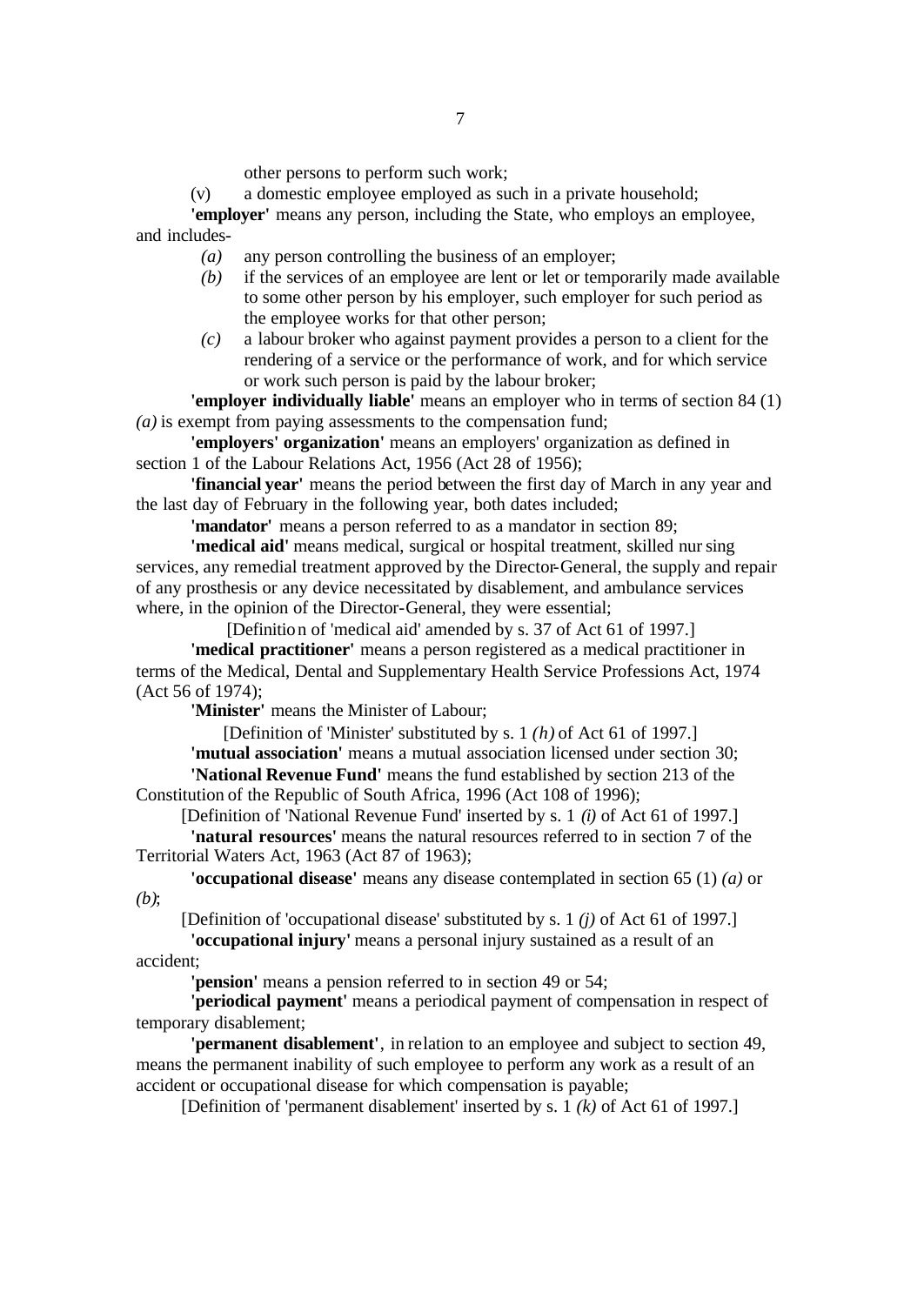other persons to perform such work;

(v) a domestic employee employed as such in a private household;

**'employer'** means any person, including the State, who employs an employee, and includes-

*(a)* any person controlling the business of an employer;

*(b)* if the services of an employee are lent or let or temporarily made available to some other person by his employer, such employer for such period as the employee works for that other person;

*(c)* a labour broker who against payment provides a person to a client for the rendering of a service or the performance of work, and for which service or work such person is paid by the labour broker;

**'employer individually liable'** means an employer who in terms of section 84 (1) *(a)* is exempt from paying assessments to the compensation fund;

**'employers' organization'** means an employers' organization as defined in section 1 of the Labour Relations Act, 1956 (Act 28 of 1956);

**'financial year'** means the period between the first day of March in any year and the last day of February in the following year, both dates included;

**'mandator'** means a person referred to as a mandator in section 89;

**'medical aid'** means medical, surgical or hospital treatment, skilled nursing services, any remedial treatment approved by the Director-General, the supply and repair of any prosthesis or any device necessitated by disablement, and ambulance services where, in the opinion of the Director-General, they were essential;

[Definition of 'medical aid' amended by s. 37 of Act 61 of 1997.]

**'medical practitioner'** means a person registered as a medical practitioner in terms of the Medical, Dental and Supplementary Health Service Professions Act, 1974 (Act 56 of 1974);

**'Minister'** means the Minister of Labour;

[Definition of 'Minister' substituted by s. 1 *(h)* of Act 61 of 1997.]

**'mutual association'** means a mutual association licensed under section 30;

**'National Revenue Fund'** means the fund established by section 213 of the Constitution of the Republic of South Africa, 1996 (Act 108 of 1996);

[Definition of 'National Revenue Fund' inserted by s. 1 *(i)* of Act 61 of 1997.]

**'natural resources'** means the natural resources referred to in section 7 of the Territorial Waters Act, 1963 (Act 87 of 1963);

**'occupational disease'** means any disease contemplated in section 65 (1) *(a)* or *(b)*;

[Definition of 'occupational disease' substituted by s. 1 *(j)* of Act 61 of 1997.]

**'occupational injury'** means a personal injury sustained as a result of an accident;

**'pension'** means a pension referred to in section 49 or 54;

**'periodical payment'** means a periodical payment of compensation in respect of temporary disablement;

**'permanent disablement'**, in relation to an employee and subject to section 49, means the permanent inability of such employee to perform any work as a result of an accident or occupational disease for which compensation is payable;

[Definition of 'permanent disablement' inserted by s. 1 *(k)* of Act 61 of 1997.]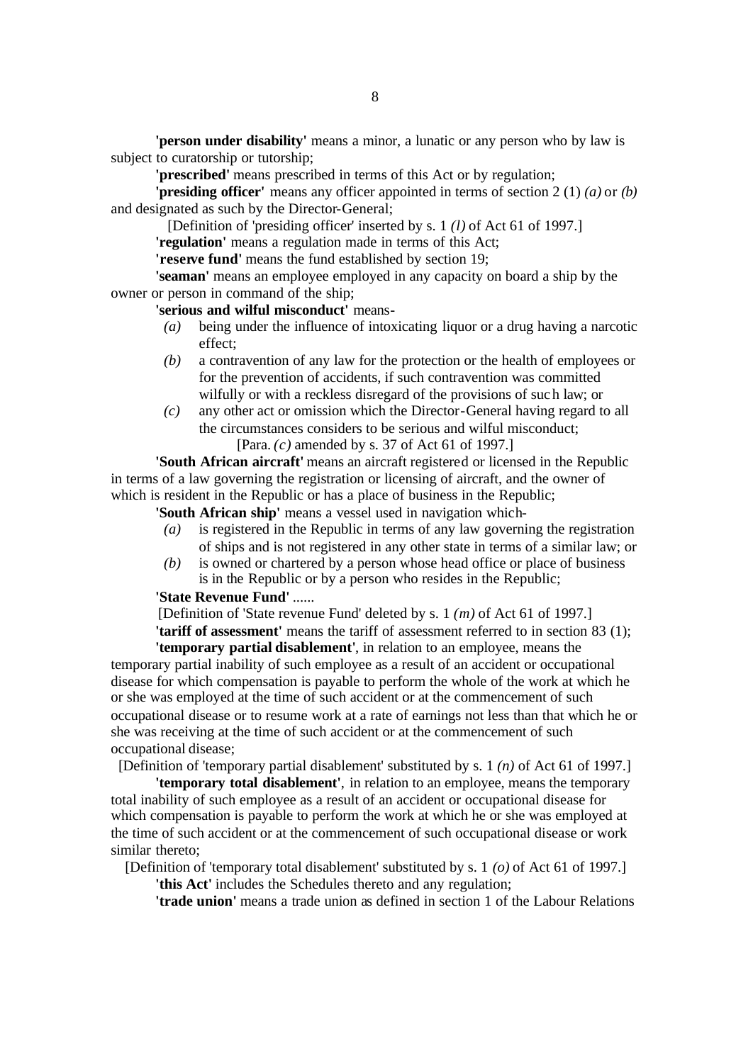**'person under disability'** means a minor, a lunatic or any person who by law is subject to curatorship or tutorship;

**'prescribed'** means prescribed in terms of this Act or by regulation;

**'presiding officer'** means any officer appointed in terms of section 2 (1) *(a)* or *(b)* and designated as such by the Director-General;

[Definition of 'presiding officer' inserted by s. 1 *(l)* of Act 61 of 1997.]

**'regulation'** means a regulation made in terms of this Act;

**'reserve fund'** means the fund established by section 19;

**'seaman'** means an employee employed in any capacity on board a ship by the owner or person in command of the ship;

**'serious and wilful misconduct'** means-

*(a)* being under the influence of intoxicating liquor or a drug having a narcotic effect;

*(b)* a contravention of any law for the protection or the health of employees or for the prevention of accidents, if such contravention was committed wilfully or with a reckless disregard of the provisions of such law; or

*(c)* any other act or omission which the Director-General having regard to all the circumstances considers to be serious and wilful misconduct;

[Para. *(c)* amended by s. 37 of Act 61 of 1997.]

**'South African aircraft'** means an aircraft registered or licensed in the Republic in terms of a law governing the registration or licensing of aircraft, and the owner of which is resident in the Republic or has a place of business in the Republic;

**'South African ship'** means a vessel used in navigation which-

*(a)* is registered in the Republic in terms of any law governing the registration of ships and is not registered in any other state in terms of a similar law; or

*(b)* is owned or chartered by a person whose head office or place of business is in the Republic or by a person who resides in the Republic;

**'State Revenue Fund'** ......

[Definition of 'State revenue Fund' deleted by s. 1 *(m)* of Act 61 of 1997.]

**'tariff of assessment'** means the tariff of assessment referred to in section 83 (1);

**'temporary partial disablement'**, in relation to an employee, means the temporary partial inability of such employee as a result of an accident or occupational disease for which compensation is payable to perform the whole of the work at which he or she was employed at the time of such accident or at the commencement of such occupational disease or to resume work at a rate of earnings not less than that which he or she was receiving at the time of such accident or at the commencement of such occupational disease;

[Definition of 'temporary partial disablement' substituted by s. 1 *(n)* of Act 61 of 1997.]

**'temporary total disablement'**, in relation to an employee, means the temporary total inability of such employee as a result of an accident or occupational disease for which compensation is payable to perform the work at which he or she was employed at the time of such accident or at the commencement of such occupational disease or work similar thereto;

[Definition of 'temporary total disablement' substituted by s. 1 *(o)* of Act 61 of 1997.]

**'this Act'** includes the Schedules thereto and any regulation;

**'trade union'** means a trade union as defined in section 1 of the Labour Relations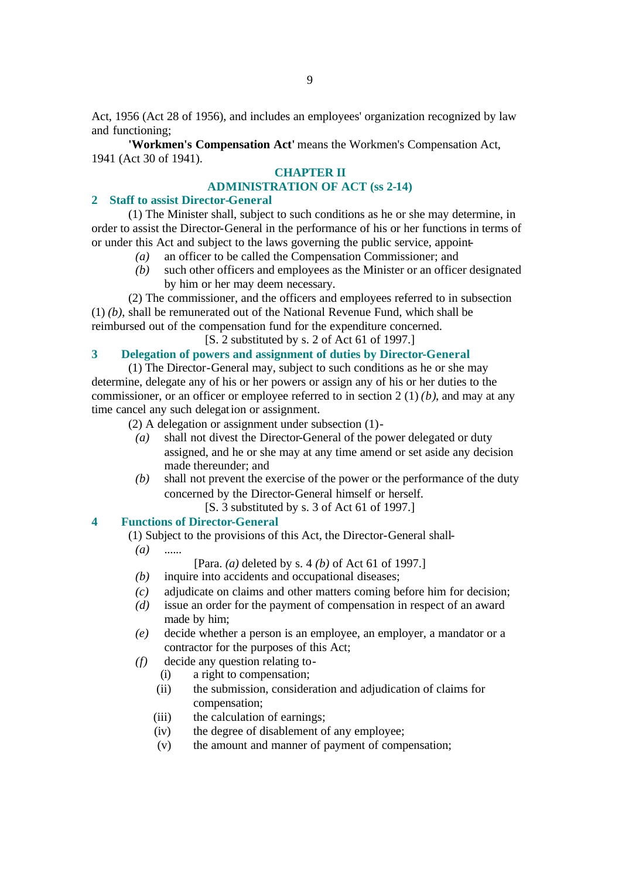Act, 1956 (Act 28 of 1956), and includes an employees' organization recognized by law and functioning;

**'Workmen's Compensation Act'** means the Workmen's Compensation Act, 1941 (Act 30 of 1941).

## CHAPTER II
## ADMINISTRATION OF ACT (ss 2-14)

### 2 Staff to assist Director-General

(1) The Minister shall, subject to such conditions as he or she may determine, in order to assist the Director-General in the performance of his or her functions in terms of or under this Act and subject to the laws governing the public service, appoint-

*(a)* an officer to be called the Compensation Commissioner; and

*(b)* such other officers and employees as the Minister or an officer designated by him or her may deem necessary.

(2) The commissioner, and the officers and employees referred to in subsection (1) *(b)*, shall be remunerated out of the National Revenue Fund, which shall be reimbursed out of the compensation fund for the expenditure concerned.

[S. 2 substituted by s. 2 of Act 61 of 1997.]

### 3 Delegation of powers and assignment of duties by Director-General

(1) The Director-General may, subject to such conditions as he or she may determine, delegate any of his or her powers or assign any of his or her duties to the commissioner, or an officer or employee referred to in section 2 (1) *(b)*, and may at any time cancel any such delegation or assignment.

(2) A delegation or assignment under subsection (1)-

*(a)* shall not divest the Director-General of the power delegated or duty assigned, and he or she may at any time amend or set aside any decision made thereunder; and

*(b)* shall not prevent the exercise of the power or the performance of the duty concerned by the Director-General himself or herself.

[S. 3 substituted by s. 3 of Act 61 of 1997.]

### 4 Functions of Director-General

(1) Subject to the provisions of this Act, the Director-General shall-

*(a)* ......

[Para. *(a)* deleted by s. 4 *(b)* of Act 61 of 1997.]

*(b)* inquire into accidents and occupational diseases;

*(c)* adjudicate on claims and other matters coming before him for decision;

*(d)* issue an order for the payment of compensation in respect of an award made by him;

*(e)* decide whether a person is an employee, an employer, a mandator or a contractor for the purposes of this Act;

*(f)* decide any question relating to-

(i) a right to compensation;

(ii) the submission, consideration and adjudication of claims for compensation;

(iii) the calculation of earnings;

(iv) the degree of disablement of any employee;

(v) the amount and manner of payment of compensation;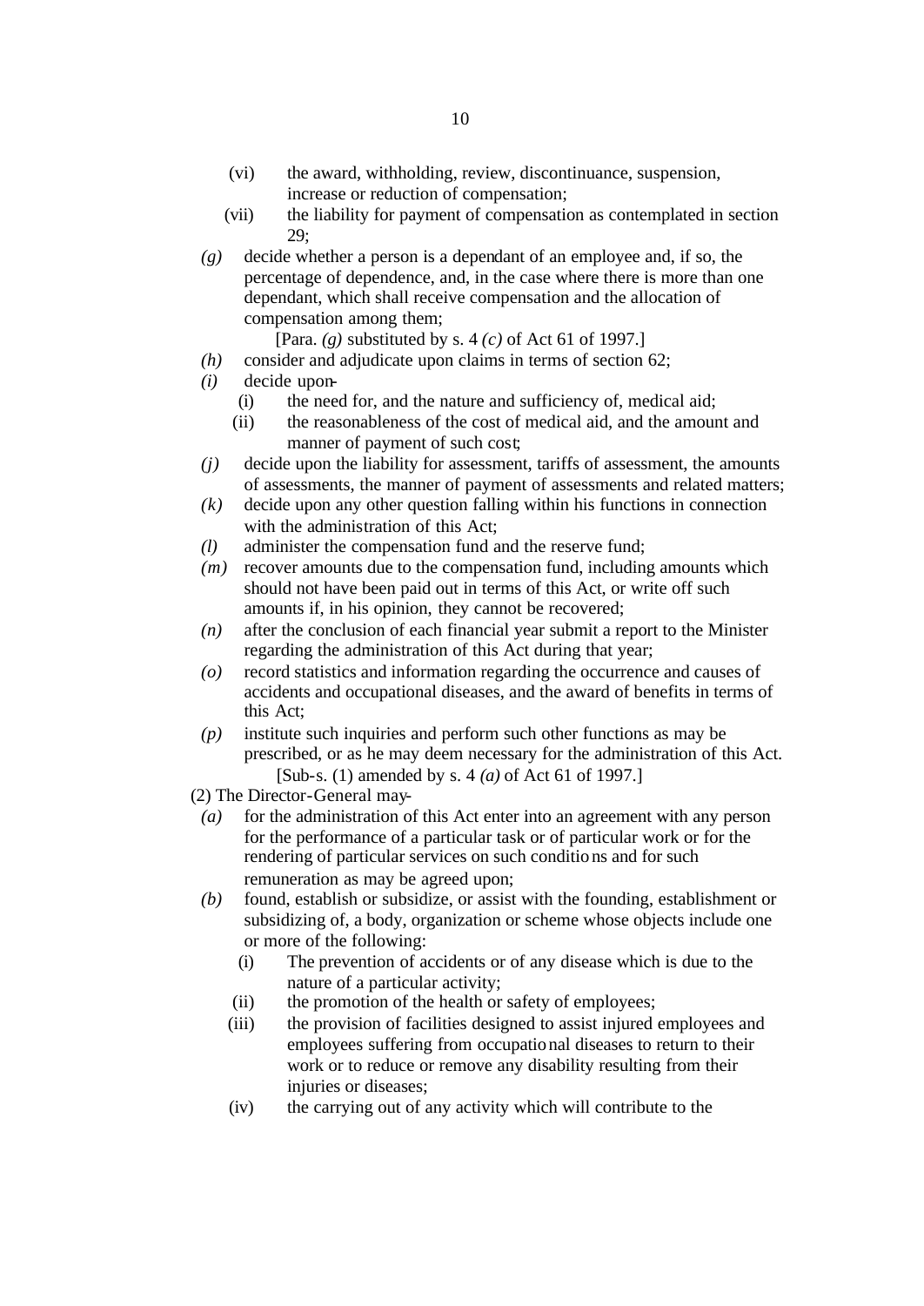(vi) the award, withholding, review, discontinuance, suspension, increase or reduction of compensation;

(vii) the liability for payment of compensation as contemplated in section 29;

*(g)* decide whether a person is a dependant of an employee and, if so, the percentage of dependence, and, in the case where there is more than one dependant, which shall receive compensation and the allocation of compensation among them;

[Para. *(g)* substituted by s. 4 *(c)* of Act 61 of 1997.]

*(h)* consider and adjudicate upon claims in terms of section 62;

*(i)* decide upon-

(i) the need for, and the nature and sufficiency of, medical aid;

(ii) the reasonableness of the cost of medical aid, and the amount and manner of payment of such cost;

*(j)* decide upon the liability for assessment, tariffs of assessment, the amounts of assessments, the manner of payment of assessments and related matters;

*(k)* decide upon any other question falling within his functions in connection with the administration of this Act;

*(l)* administer the compensation fund and the reserve fund;

*(m)* recover amounts due to the compensation fund, including amounts which should not have been paid out in terms of this Act, or write off such amounts if, in his opinion, they cannot be recovered;

*(n)* after the conclusion of each financial year submit a report to the Minister regarding the administration of this Act during that year;

*(o)* record statistics and information regarding the occurrence and causes of accidents and occupational diseases, and the award of benefits in terms of this Act;

*(p)* institute such inquiries and perform such other functions as may be prescribed, or as he may deem necessary for the administration of this Act.

[Sub-s. (1) amended by s. 4 *(a)* of Act 61 of 1997.]

(2) The Director-General may-

*(a)* for the administration of this Act enter into an agreement with any person for the performance of a particular task or of particular work or for the rendering of particular services on such conditions and for such remuneration as may be agreed upon;

*(b)* found, establish or subsidize, or assist with the founding, establishment or subsidizing of, a body, organization or scheme whose objects include one or more of the following:

(i) The prevention of accidents or of any disease which is due to the nature of a particular activity;

(ii) the promotion of the health or safety of employees;

(iii) the provision of facilities designed to assist injured employees and employees suffering from occupational diseases to return to their work or to reduce or remove any disability resulting from their injuries or diseases;

(iv) the carrying out of any activity which will contribute to the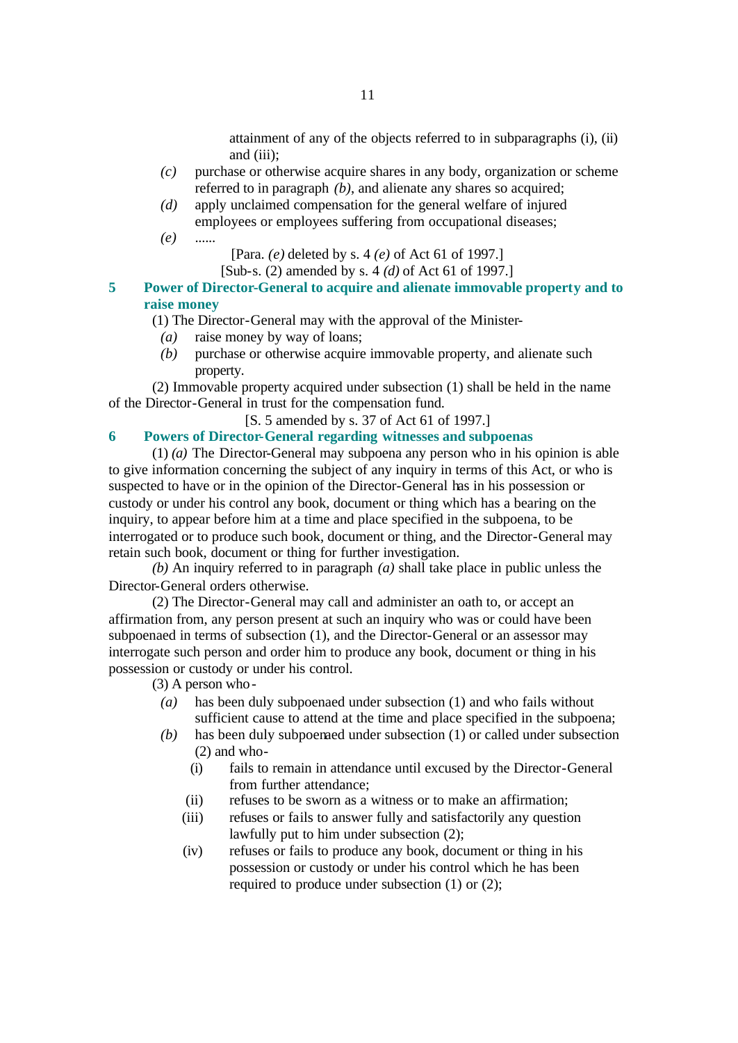attainment of any of the objects referred to in subparagraphs (i), (ii) and (iii);

*(c)* purchase or otherwise acquire shares in any body, organization or scheme referred to in paragraph *(b)*, and alienate any shares so acquired;

*(d)* apply unclaimed compensation for the general welfare of injured employees or employees suffering from occupational diseases;

*(e)* ......

[Para. *(e)* deleted by s. 4 *(e)* of Act 61 of 1997.]

[Sub-s. (2) amended by s. 4 *(d)* of Act 61 of 1997.]

## 5 Power of Director-General to acquire and alienate immovable property and to raise money

(1) The Director-General may with the approval of the Minister-

*(a)* raise money by way of loans;

*(b)* purchase or otherwise acquire immovable property, and alienate such property.

(2) Immovable property acquired under subsection (1) shall be held in the name of the Director-General in trust for the compensation fund.

[S. 5 amended by s. 37 of Act 61 of 1997.]

## 6 Powers of Director-General regarding witnesses and subpoenas

(1) *(a)* The Director-General may subpoena any person who in his opinion is able to give information concerning the subject of any inquiry in terms of this Act, or who is suspected to have or in the opinion of the Director-General has in his possession or custody or under his control any book, document or thing which has a bearing on the inquiry, to appear before him at a time and place specified in the subpoena, to be interrogated or to produce such book, document or thing, and the Director-General may retain such book, document or thing for further investigation.

*(b)* An inquiry referred to in paragraph *(a)* shall take place in public unless the Director-General orders otherwise.

(2) The Director-General may call and administer an oath to, or accept an affirmation from, any person present at such an inquiry who was or could have been subpoenaed in terms of subsection (1), and the Director-General or an assessor may interrogate such person and order him to produce any book, document or thing in his possession or custody or under his control.

(3) A person who-

*(a)* has been duly subpoenaed under subsection (1) and who fails without sufficient cause to attend at the time and place specified in the subpoena;

*(b)* has been duly subpoenaed under subsection (1) or called under subsection (2) and who-

(i) fails to remain in attendance until excused by the Director-General from further attendance;

(ii) refuses to be sworn as a witness or to make an affirmation;

(iii) refuses or fails to answer fully and satisfactorily any question lawfully put to him under subsection (2);

(iv) refuses or fails to produce any book, document or thing in his possession or custody or under his control which he has been required to produce under subsection (1) or (2);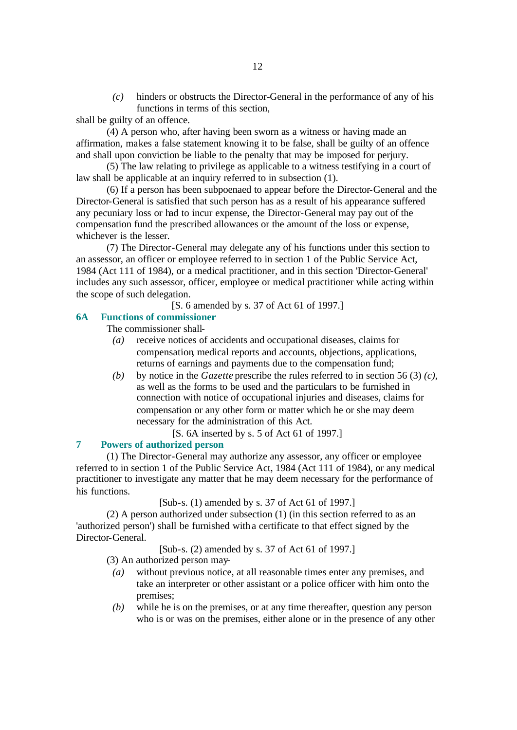*(c)* hinders or obstructs the Director-General in the performance of any of his functions in terms of this section,

shall be guilty of an offence.

(4) A person who, after having been sworn as a witness or having made an affirmation, makes a false statement knowing it to be false, shall be guilty of an offence and shall upon conviction be liable to the penalty that may be imposed for perjury.

(5) The law relating to privilege as applicable to a witness testifying in a court of law shall be applicable at an inquiry referred to in subsection (1).

(6) If a person has been subpoenaed to appear before the Director-General and the Director-General is satisfied that such person has as a result of his appearance suffered any pecuniary loss or had to incur expense, the Director-General may pay out of the compensation fund the prescribed allowances or the amount of the loss or expense, whichever is the lesser.

(7) The Director-General may delegate any of his functions under this section to an assessor, an officer or employee referred to in section 1 of the Public Service Act, 1984 (Act 111 of 1984), or a medical practitioner, and in this section 'Director-General' includes any such assessor, officer, employee or medical practitioner while acting within the scope of such delegation.

[S. 6 amended by s. 37 of Act 61 of 1997.]

### 6A Functions of commissioner

The commissioner shall-

*(a)* receive notices of accidents and occupational diseases, claims for compensation, medical reports and accounts, objections, applications, returns of earnings and payments due to the compensation fund;

*(b)* by notice in the *Gazette* prescribe the rules referred to in section 56 (3) *(c)*, as well as the forms to be used and the particulars to be furnished in connection with notice of occupational injuries and diseases, claims for compensation or any other form or matter which he or she may deem necessary for the administration of this Act.

[S. 6A inserted by s. 5 of Act 61 of 1997.]

### 7 Powers of authorized person

(1) The Director-General may authorize any assessor, any officer or employee referred to in section 1 of the Public Service Act, 1984 (Act 111 of 1984), or any medical practitioner to investigate any matter that he may deem necessary for the performance of his functions.

[Sub-s. (1) amended by s. 37 of Act 61 of 1997.]

(2) A person authorized under subsection (1) (in this section referred to as an 'authorized person') shall be furnished with a certificate to that effect signed by the Director-General.

[Sub-s. (2) amended by s. 37 of Act 61 of 1997.]

(3) An authorized person may-

*(a)* without previous notice, at all reasonable times enter any premises, and take an interpreter or other assistant or a police officer with him onto the premises;

*(b)* while he is on the premises, or at any time thereafter, question any person who is or was on the premises, either alone or in the presence of any other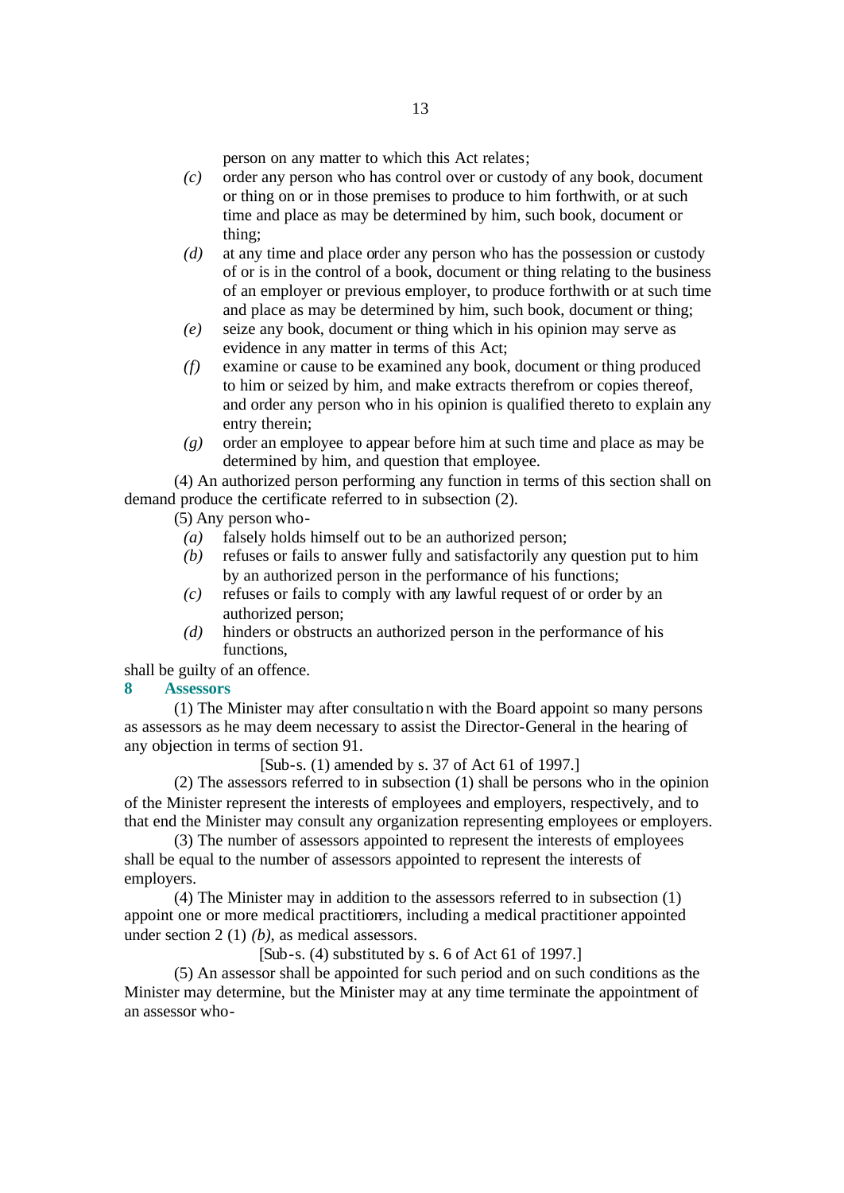person on any matter to which this Act relates;

*(c)* order any person who has control over or custody of any book, document or thing on or in those premises to produce to him forthwith, or at such time and place as may be determined by him, such book, document or thing;

*(d)* at any time and place order any person who has the possession or custody of or is in the control of a book, document or thing relating to the business of an employer or previous employer, to produce forthwith or at such time and place as may be determined by him, such book, document or thing;

*(e)* seize any book, document or thing which in his opinion may serve as evidence in any matter in terms of this Act;

*(f)* examine or cause to be examined any book, document or thing produced to him or seized by him, and make extracts therefrom or copies thereof, and order any person who in his opinion is qualified thereto to explain any entry therein;

*(g)* order an employee to appear before him at such time and place as may be determined by him, and question that employee.

(4) An authorized person performing any function in terms of this section shall on demand produce the certificate referred to in subsection (2).

(5) Any person who-

*(a)* falsely holds himself out to be an authorized person;

*(b)* refuses or fails to answer fully and satisfactorily any question put to him by an authorized person in the performance of his functions;

*(c)* refuses or fails to comply with any lawful request of or order by an authorized person;

*(d)* hinders or obstructs an authorized person in the performance of his functions,

shall be guilty of an offence.

**8 Assessors**

(1) The Minister may after consultation with the Board appoint so many persons as assessors as he may deem necessary to assist the Director-General in the hearing of any objection in terms of section 91.

[Sub-s. (1) amended by s. 37 of Act 61 of 1997.]

(2) The assessors referred to in subsection (1) shall be persons who in the opinion of the Minister represent the interests of employees and employers, respectively, and to that end the Minister may consult any organization representing employees or employers.

(3) The number of assessors appointed to represent the interests of employees shall be equal to the number of assessors appointed to represent the interests of employers.

(4) The Minister may in addition to the assessors referred to in subsection (1) appoint one or more medical practitioners, including a medical practitioner appointed under section 2 (1) *(b)*, as medical assessors.

[Sub-s. (4) substituted by s. 6 of Act 61 of 1997.]

(5) An assessor shall be appointed for such period and on such conditions as the Minister may determine, but the Minister may at any time terminate the appointment of an assessor who-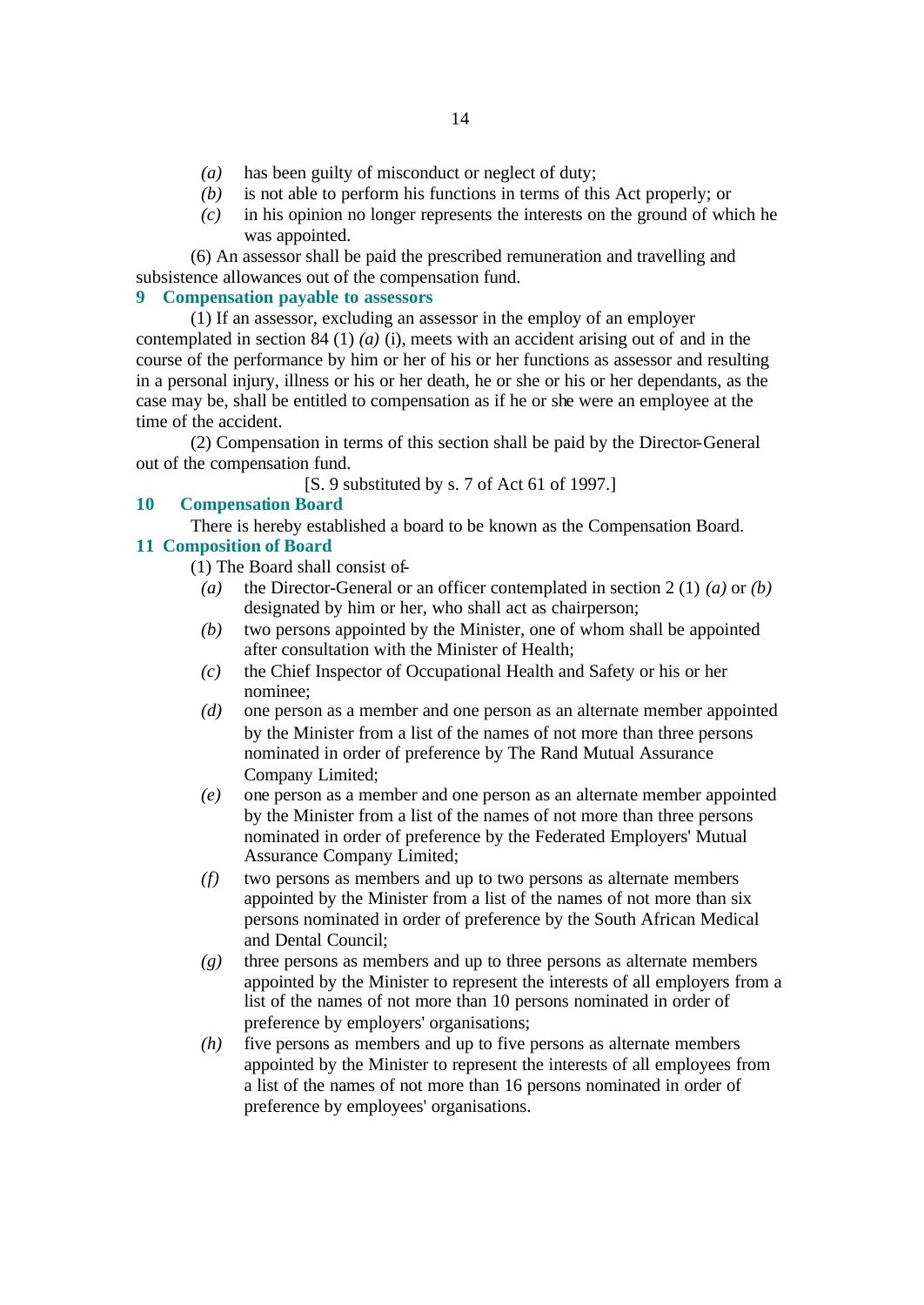*(a)* has been guilty of misconduct or neglect of duty;

*(b)* is not able to perform his functions in terms of this Act properly; or

*(c)* in his opinion no longer represents the interests on the ground of which he was appointed.

(6) An assessor shall be paid the prescribed remuneration and travelling and subsistence allowances out of the compensation fund.

### 9 Compensation payable to assessors

(1) If an assessor, excluding an assessor in the employ of an employer contemplated in section 84 (1) *(a)* (i), meets with an accident arising out of and in the course of the performance by him or her of his or her functions as assessor and resulting in a personal injury, illness or his or her death, he or she or his or her dependants, as the case may be, shall be entitled to compensation as if he or she were an employee at the time of the accident.

(2) Compensation in terms of this section shall be paid by the Director-General out of the compensation fund.

[S. 9 substituted by s. 7 of Act 61 of 1997.]

### 10 Compensation Board

There is hereby established a board to be known as the Compensation Board.

### 11 Composition of Board

(1) The Board shall consist of-

*(a)* the Director-General or an officer contemplated in section 2 (1) *(a)* or *(b)* designated by him or her, who shall act as chairperson;

*(b)* two persons appointed by the Minister, one of whom shall be appointed after consultation with the Minister of Health;

*(c)* the Chief Inspector of Occupational Health and Safety or his or her nominee;

*(d)* one person as a member and one person as an alternate member appointed by the Minister from a list of the names of not more than three persons nominated in order of preference by The Rand Mutual Assurance Company Limited;

*(e)* one person as a member and one person as an alternate member appointed by the Minister from a list of the names of not more than three persons nominated in order of preference by the Federated Employers' Mutual Assurance Company Limited;

*(f)* two persons as members and up to two persons as alternate members appointed by the Minister from a list of the names of not more than six persons nominated in order of preference by the South African Medical and Dental Council;

*(g)* three persons as members and up to three persons as alternate members appointed by the Minister to represent the interests of all employers from a list of the names of not more than 10 persons nominated in order of preference by employers' organisations;

*(h)* five persons as members and up to five persons as alternate members appointed by the Minister to represent the interests of all employees from a list of the names of not more than 16 persons nominated in order of preference by employees' organisations.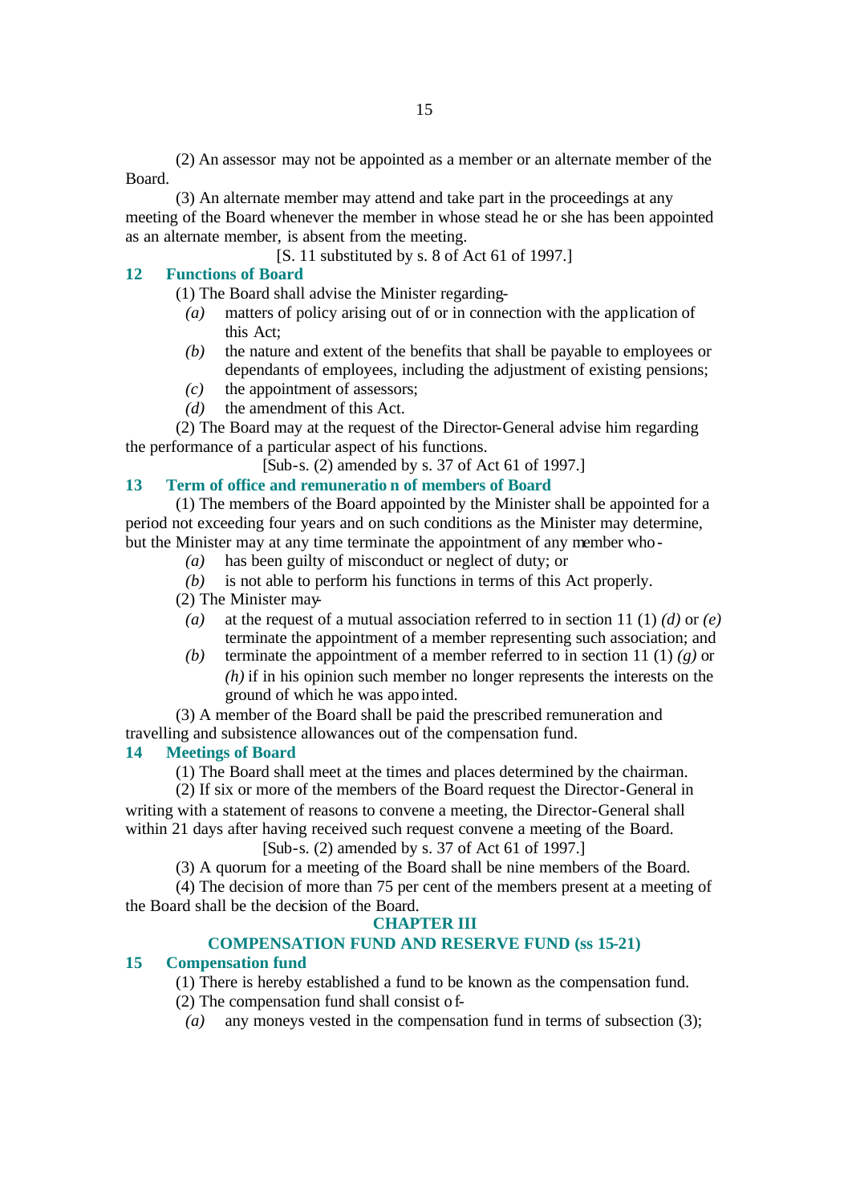(2) An assessor may not be appointed as a member or an alternate member of the Board.

(3) An alternate member may attend and take part in the proceedings at any meeting of the Board whenever the member in whose stead he or she has been appointed as an alternate member, is absent from the meeting.

[S. 11 substituted by s. 8 of Act 61 of 1997.]

### 12 Functions of Board

(1) The Board shall advise the Minister regarding-

*(a)* matters of policy arising out of or in connection with the application of this Act;

*(b)* the nature and extent of the benefits that shall be payable to employees or dependants of employees, including the adjustment of existing pensions;

*(c)* the appointment of assessors;

*(d)* the amendment of this Act.

(2) The Board may at the request of the Director-General advise him regarding the performance of a particular aspect of his functions.

[Sub-s. (2) amended by s. 37 of Act 61 of 1997.]

### 13 Term of office and remuneration of members of Board

(1) The members of the Board appointed by the Minister shall be appointed for a period not exceeding four years and on such conditions as the Minister may determine, but the Minister may at any time terminate the appointment of any member who-

*(a)* has been guilty of misconduct or neglect of duty; or

*(b)* is not able to perform his functions in terms of this Act properly.

(2) The Minister may-

*(a)* at the request of a mutual association referred to in section 11 (1) *(d)* or *(e)* terminate the appointment of a member representing such association; and

*(b)* terminate the appointment of a member referred to in section 11 (1) *(g)* or *(h)* if in his opinion such member no longer represents the interests on the ground of which he was appointed.

(3) A member of the Board shall be paid the prescribed remuneration and travelling and subsistence allowances out of the compensation fund.

### 14 Meetings of Board

(1) The Board shall meet at the times and places determined by the chairman.

(2) If six or more of the members of the Board request the Director-General in writing with a statement of reasons to convene a meeting, the Director-General shall within 21 days after having received such request convene a meeting of the Board.

[Sub-s. (2) amended by s. 37 of Act 61 of 1997.]

(3) A quorum for a meeting of the Board shall be nine members of the Board.

(4) The decision of more than 75 per cent of the members present at a meeting of the Board shall be the decision of the Board.

## CHAPTER III

## COMPENSATION FUND AND RESERVE FUND (ss 15-21)

### 15 Compensation fund

(1) There is hereby established a fund to be known as the compensation fund.

(2) The compensation fund shall consist of-

*(a)* any moneys vested in the compensation fund in terms of subsection (3);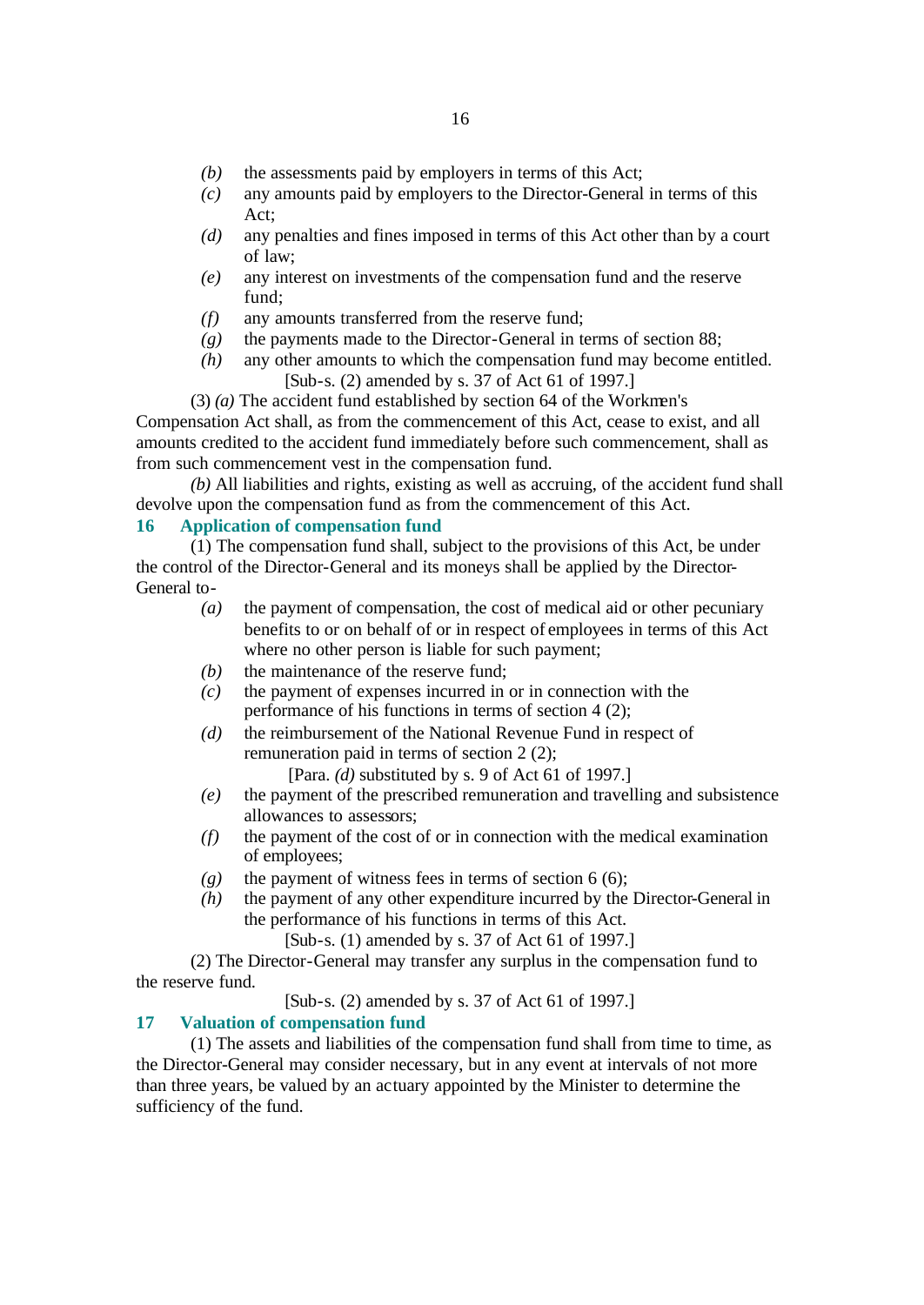- *(b)* the assessments paid by employers in terms of this Act;
- *(c)* any amounts paid by employers to the Director-General in terms of this Act;
- *(d)* any penalties and fines imposed in terms of this Act other than by a court of law;
- *(e)* any interest on investments of the compensation fund and the reserve fund;
- *(f)* any amounts transferred from the reserve fund;
- *(g)* the payments made to the Director-General in terms of section 88;
- *(h)* any other amounts to which the compensation fund may become entitled.

[Sub-s. (2) amended by s. 37 of Act 61 of 1997.]

(3) *(a)* The accident fund established by section 64 of the Workmen's Compensation Act shall, as from the commencement of this Act, cease to exist, and all amounts credited to the accident fund immediately before such commencement, shall as from such commencement vest in the compensation fund.

*(b)* All liabilities and rights, existing as well as accruing, of the accident fund shall devolve upon the compensation fund as from the commencement of this Act.

## 16 Application of compensation fund

(1) The compensation fund shall, subject to the provisions of this Act, be under the control of the Director-General and its moneys shall be applied by the Director-General to-

- *(a)* the payment of compensation, the cost of medical aid or other pecuniary benefits to or on behalf of or in respect of employees in terms of this Act where no other person is liable for such payment;
- *(b)* the maintenance of the reserve fund;
- *(c)* the payment of expenses incurred in or in connection with the performance of his functions in terms of section 4 (2);
- *(d)* the reimbursement of the National Revenue Fund in respect of remuneration paid in terms of section 2 (2);

  [Para. *(d)* substituted by s. 9 of Act 61 of 1997.]
- *(e)* the payment of the prescribed remuneration and travelling and subsistence allowances to assessors;
- *(f)* the payment of the cost of or in connection with the medical examination of employees;
- *(g)* the payment of witness fees in terms of section 6 (6);
- *(h)* the payment of any other expenditure incurred by the Director-General in the performance of his functions in terms of this Act.

[Sub-s. (1) amended by s. 37 of Act 61 of 1997.]

(2) The Director-General may transfer any surplus in the compensation fund to the reserve fund.

[Sub-s. (2) amended by s. 37 of Act 61 of 1997.]

## 17 Valuation of compensation fund

(1) The assets and liabilities of the compensation fund shall from time to time, as the Director-General may consider necessary, but in any event at intervals of not more than three years, be valued by an actuary appointed by the Minister to determine the sufficiency of the fund.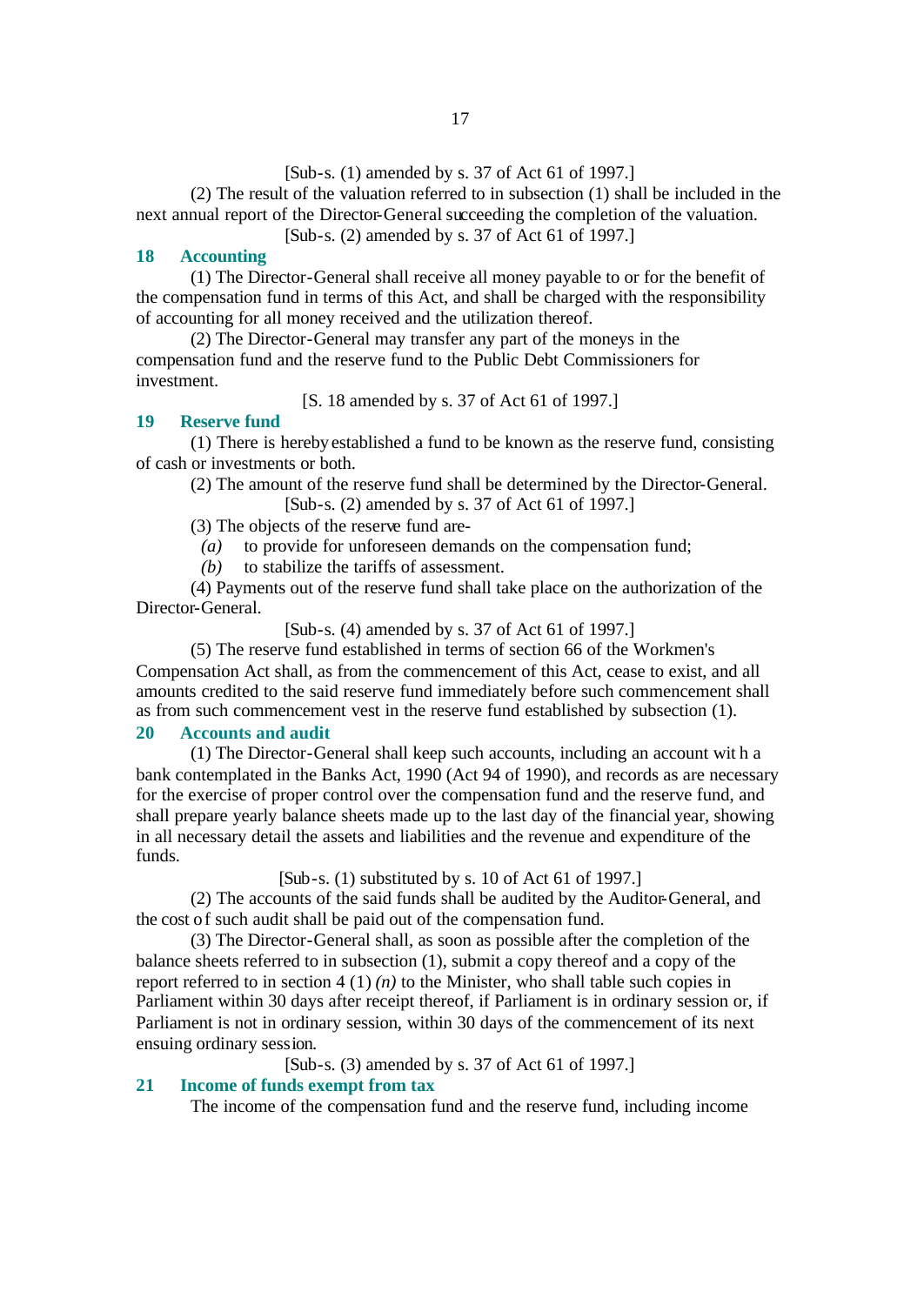[Sub-s. (1) amended by s. 37 of Act 61 of 1997.]

(2) The result of the valuation referred to in subsection (1) shall be included in the next annual report of the Director-General succeeding the completion of the valuation.

[Sub-s. (2) amended by s. 37 of Act 61 of 1997.]

### 18 Accounting

(1) The Director-General shall receive all money payable to or for the benefit of the compensation fund in terms of this Act, and shall be charged with the responsibility of accounting for all money received and the utilization thereof.

(2) The Director-General may transfer any part of the moneys in the compensation fund and the reserve fund to the Public Debt Commissioners for investment.

[S. 18 amended by s. 37 of Act 61 of 1997.]

### 19 Reserve fund

(1) There is hereby established a fund to be known as the reserve fund, consisting of cash or investments or both.

(2) The amount of the reserve fund shall be determined by the Director-General.

[Sub-s. (2) amended by s. 37 of Act 61 of 1997.]

(3) The objects of the reserve fund are-

*(a)* to provide for unforeseen demands on the compensation fund;

*(b)* to stabilize the tariffs of assessment.

(4) Payments out of the reserve fund shall take place on the authorization of the Director-General.

[Sub-s. (4) amended by s. 37 of Act 61 of 1997.]

(5) The reserve fund established in terms of section 66 of the Workmen's Compensation Act shall, as from the commencement of this Act, cease to exist, and all amounts credited to the said reserve fund immediately before such commencement shall as from such commencement vest in the reserve fund established by subsection (1).

### 20 Accounts and audit

(1) The Director-General shall keep such accounts, including an account with a bank contemplated in the Banks Act, 1990 (Act 94 of 1990), and records as are necessary for the exercise of proper control over the compensation fund and the reserve fund, and shall prepare yearly balance sheets made up to the last day of the financial year, showing in all necessary detail the assets and liabilities and the revenue and expenditure of the funds.

[Sub-s. (1) substituted by s. 10 of Act 61 of 1997.]

(2) The accounts of the said funds shall be audited by the Auditor-General, and the cost of such audit shall be paid out of the compensation fund.

(3) The Director-General shall, as soon as possible after the completion of the balance sheets referred to in subsection (1), submit a copy thereof and a copy of the report referred to in section 4 (1) *(n)* to the Minister, who shall table such copies in Parliament within 30 days after receipt thereof, if Parliament is in ordinary session or, if Parliament is not in ordinary session, within 30 days of the commencement of its next ensuing ordinary session.

[Sub-s. (3) amended by s. 37 of Act 61 of 1997.]

### 21 Income of funds exempt from tax

The income of the compensation fund and the reserve fund, including income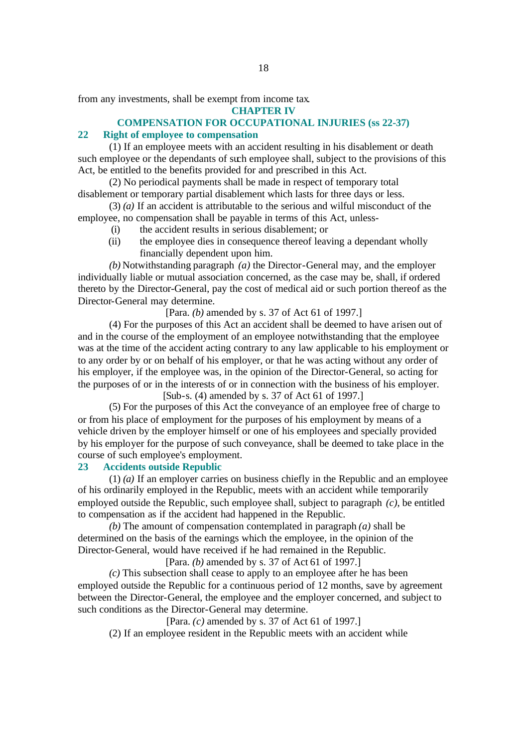from any investments, shall be exempt from income tax.

## CHAPTER IV

## COMPENSATION FOR OCCUPATIONAL INJURIES (ss 22-37)

### 22 Right of employee to compensation

(1) If an employee meets with an accident resulting in his disablement or death such employee or the dependants of such employee shall, subject to the provisions of this Act, be entitled to the benefits provided for and prescribed in this Act.

(2) No periodical payments shall be made in respect of temporary total disablement or temporary partial disablement which lasts for three days or less.

(3) *(a)* If an accident is attributable to the serious and wilful misconduct of the employee, no compensation shall be payable in terms of this Act, unless-

(i) the accident results in serious disablement; or

(ii) the employee dies in consequence thereof leaving a dependant wholly financially dependent upon him.

*(b)* Notwithstanding paragraph *(a)* the Director-General may, and the employer individually liable or mutual association concerned, as the case may be, shall, if ordered thereto by the Director-General, pay the cost of medical aid or such portion thereof as the Director-General may determine.

[Para. *(b)* amended by s. 37 of Act 61 of 1997.]

(4) For the purposes of this Act an accident shall be deemed to have arisen out of and in the course of the employment of an employee notwithstanding that the employee was at the time of the accident acting contrary to any law applicable to his employment or to any order by or on behalf of his employer, or that he was acting without any order of his employer, if the employee was, in the opinion of the Director-General, so acting for the purposes of or in the interests of or in connection with the business of his employer.

[Sub-s. (4) amended by s. 37 of Act 61 of 1997.]

(5) For the purposes of this Act the conveyance of an employee free of charge to or from his place of employment for the purposes of his employment by means of a vehicle driven by the employer himself or one of his employees and specially provided by his employer for the purpose of such conveyance, shall be deemed to take place in the course of such employee's employment.

### 23 Accidents outside Republic

(1) *(a)* If an employer carries on business chiefly in the Republic and an employee of his ordinarily employed in the Republic, meets with an accident while temporarily employed outside the Republic, such employee shall, subject to paragraph *(c)*, be entitled to compensation as if the accident had happened in the Republic.

*(b)* The amount of compensation contemplated in paragraph *(a)* shall be determined on the basis of the earnings which the employee, in the opinion of the Director-General, would have received if he had remained in the Republic.

[Para. *(b)* amended by s. 37 of Act 61 of 1997.]

*(c)* This subsection shall cease to apply to an employee after he has been employed outside the Republic for a continuous period of 12 months, save by agreement between the Director-General, the employee and the employer concerned, and subject to such conditions as the Director-General may determine.

[Para. *(c)* amended by s. 37 of Act 61 of 1997.]

(2) If an employee resident in the Republic meets with an accident while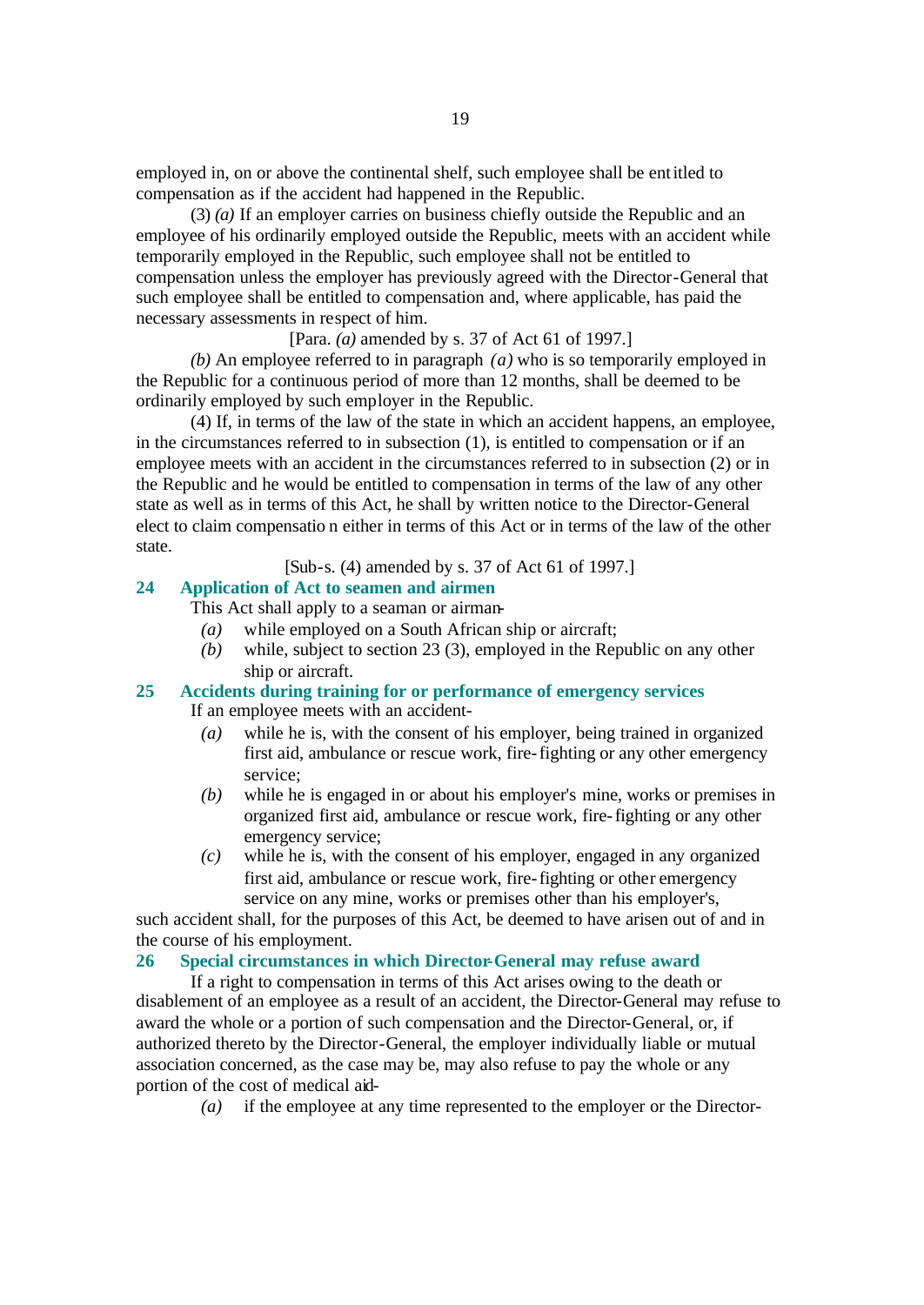employed in, on or above the continental shelf, such employee shall be entitled to compensation as if the accident had happened in the Republic.

(3) *(a)* If an employer carries on business chiefly outside the Republic and an employee of his ordinarily employed outside the Republic, meets with an accident while temporarily employed in the Republic, such employee shall not be entitled to compensation unless the employer has previously agreed with the Director-General that such employee shall be entitled to compensation and, where applicable, has paid the necessary assessments in respect of him.

[Para. *(a)* amended by s. 37 of Act 61 of 1997.]

*(b)* An employee referred to in paragraph *(a)* who is so temporarily employed in the Republic for a continuous period of more than 12 months, shall be deemed to be ordinarily employed by such employer in the Republic.

(4) If, in terms of the law of the state in which an accident happens, an employee, in the circumstances referred to in subsection (1), is entitled to compensation or if an employee meets with an accident in the circumstances referred to in subsection (2) or in the Republic and he would be entitled to compensation in terms of the law of any other state as well as in terms of this Act, he shall by written notice to the Director-General elect to claim compensation either in terms of this Act or in terms of the law of the other state.

[Sub-s. (4) amended by s. 37 of Act 61 of 1997.]

## 24 Application of Act to seamen and airmen

This Act shall apply to a seaman or airman-

*(a)* while employed on a South African ship or aircraft;

*(b)* while, subject to section 23 (3), employed in the Republic on any other ship or aircraft.

## 25 Accidents during training for or performance of emergency services

If an employee meets with an accident-

*(a)* while he is, with the consent of his employer, being trained in organized first aid, ambulance or rescue work, fire-fighting or any other emergency service;

*(b)* while he is engaged in or about his employer's mine, works or premises in organized first aid, ambulance or rescue work, fire-fighting or any other emergency service;

*(c)* while he is, with the consent of his employer, engaged in any organized first aid, ambulance or rescue work, fire-fighting or other emergency service on any mine, works or premises other than his employer's,

such accident shall, for the purposes of this Act, be deemed to have arisen out of and in the course of his employment.

## 26 Special circumstances in which Director-General may refuse award

If a right to compensation in terms of this Act arises owing to the death or disablement of an employee as a result of an accident, the Director-General may refuse to award the whole or a portion of such compensation and the Director-General, or, if authorized thereto by the Director-General, the employer individually liable or mutual association concerned, as the case may be, may also refuse to pay the whole or any portion of the cost of medical aid-

*(a)* if the employee at any time represented to the employer or the Director-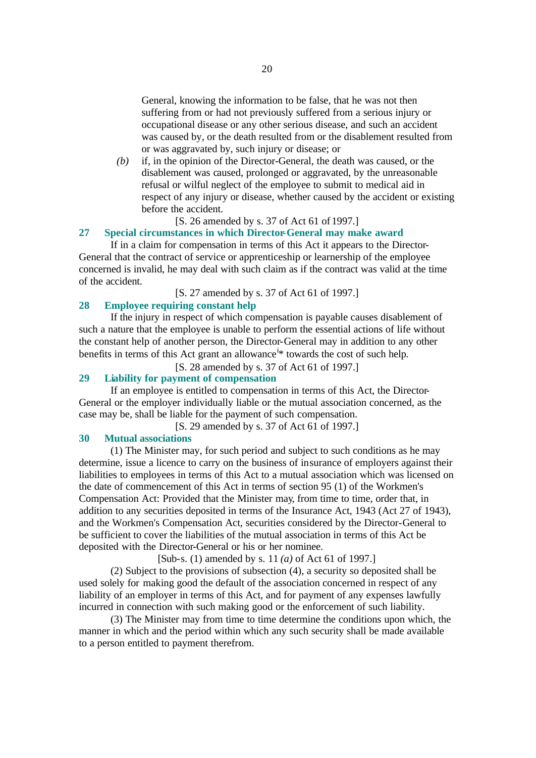General, knowing the information to be false, that he was not then suffering from or had not previously suffered from a serious injury or occupational disease or any other serious disease, and such an accident was caused by, or the death resulted from or the disablement resulted from or was aggravated by, such injury or disease; or

*(b)* if, in the opinion of the Director-General, the death was caused, or the disablement was caused, prolonged or aggravated, by the unreasonable refusal or wilful neglect of the employee to submit to medical aid in respect of any injury or disease, whether caused by the accident or existing before the accident.

[S. 26 amended by s. 37 of Act 61 of 1997.]

### 27 Special circumstances in which Director-General may make award

If in a claim for compensation in terms of this Act it appears to the Director-General that the contract of service or apprenticeship or learnership of the employee concerned is invalid, he may deal with such claim as if the contract was valid at the time of the accident.

[S. 27 amended by s. 37 of Act 61 of 1997.]

### 28 Employee requiring constant help

If the injury in respect of which compensation is payable causes disablement of such a nature that the employee is unable to perform the essential actions of life without the constant help of another person, the Director-General may in addition to any other benefits in terms of this Act grant an allowance[i]* towards the cost of such help.

[S. 28 amended by s. 37 of Act 61 of 1997.]

### 29 Liability for payment of compensation

If an employee is entitled to compensation in terms of this Act, the Director-General or the employer individually liable or the mutual association concerned, as the case may be, shall be liable for the payment of such compensation.

[S. 29 amended by s. 37 of Act 61 of 1997.]

### 30 Mutual associations

(1) The Minister may, for such period and subject to such conditions as he may determine, issue a licence to carry on the business of insurance of employers against their liabilities to employees in terms of this Act to a mutual association which was licensed on the date of commencement of this Act in terms of section 95 (1) of the Workmen's Compensation Act: Provided that the Minister may, from time to time, order that, in addition to any securities deposited in terms of the Insurance Act, 1943 (Act 27 of 1943), and the Workmen's Compensation Act, securities considered by the Director-General to be sufficient to cover the liabilities of the mutual association in terms of this Act be deposited with the Director-General or his or her nominee.

[Sub-s. (1) amended by s. 11 *(a)* of Act 61 of 1997.]

(2) Subject to the provisions of subsection (4), a security so deposited shall be used solely for making good the default of the association concerned in respect of any liability of an employer in terms of this Act, and for payment of any expenses lawfully incurred in connection with such making good or the enforcement of such liability.

(3) The Minister may from time to time determine the conditions upon which, the manner in which and the period within which any such security shall be made available to a person entitled to payment therefrom.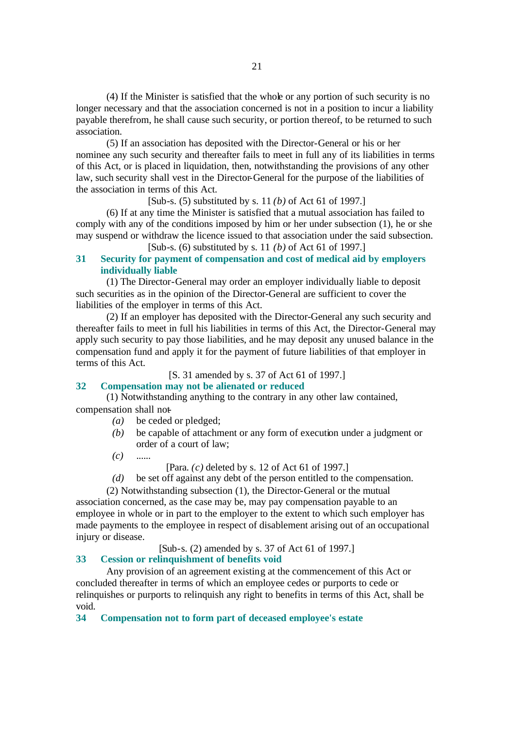(4) If the Minister is satisfied that the whole or any portion of such security is no longer necessary and that the association concerned is not in a position to incur a liability payable therefrom, he shall cause such security, or portion thereof, to be returned to such association.

(5) If an association has deposited with the Director-General or his or her nominee any such security and thereafter fails to meet in full any of its liabilities in terms of this Act, or is placed in liquidation, then, notwithstanding the provisions of any other law, such security shall vest in the Director-General for the purpose of the liabilities of the association in terms of this Act.

[Sub-s. (5) substituted by s. 11 *(b)* of Act 61 of 1997.]

(6) If at any time the Minister is satisfied that a mutual association has failed to comply with any of the conditions imposed by him or her under subsection (1), he or she may suspend or withdraw the licence issued to that association under the said subsection.

[Sub-s. (6) substituted by s. 11 *(b)* of Act 61 of 1997.]

## 31 Security for payment of compensation and cost of medical aid by employers individually liable

(1) The Director-General may order an employer individually liable to deposit such securities as in the opinion of the Director-General are sufficient to cover the liabilities of the employer in terms of this Act.

(2) If an employer has deposited with the Director-General any such security and thereafter fails to meet in full his liabilities in terms of this Act, the Director-General may apply such security to pay those liabilities, and he may deposit any unused balance in the compensation fund and apply it for the payment of future liabilities of that employer in terms of this Act.

[S. 31 amended by s. 37 of Act 61 of 1997.]

## 32 Compensation may not be alienated or reduced

(1) Notwithstanding anything to the contrary in any other law contained, compensation shall not-

*(a)* be ceded or pledged;

*(b)* be capable of attachment or any form of execution under a judgment or order of a court of law;

*(c)* ......

[Para. *(c)* deleted by s. 12 of Act 61 of 1997.]

*(d)* be set off against any debt of the person entitled to the compensation.

(2) Notwithstanding subsection (1), the Director-General or the mutual association concerned, as the case may be, may pay compensation payable to an employee in whole or in part to the employer to the extent to which such employer has made payments to the employee in respect of disablement arising out of an occupational injury or disease.

[Sub-s. (2) amended by s. 37 of Act 61 of 1997.]

## 33 Cession or relinquishment of benefits void

Any provision of an agreement existing at the commencement of this Act or concluded thereafter in terms of which an employee cedes or purports to cede or relinquishes or purports to relinquish any right to benefits in terms of this Act, shall be void.

## 34 Compensation not to form part of deceased employee's estate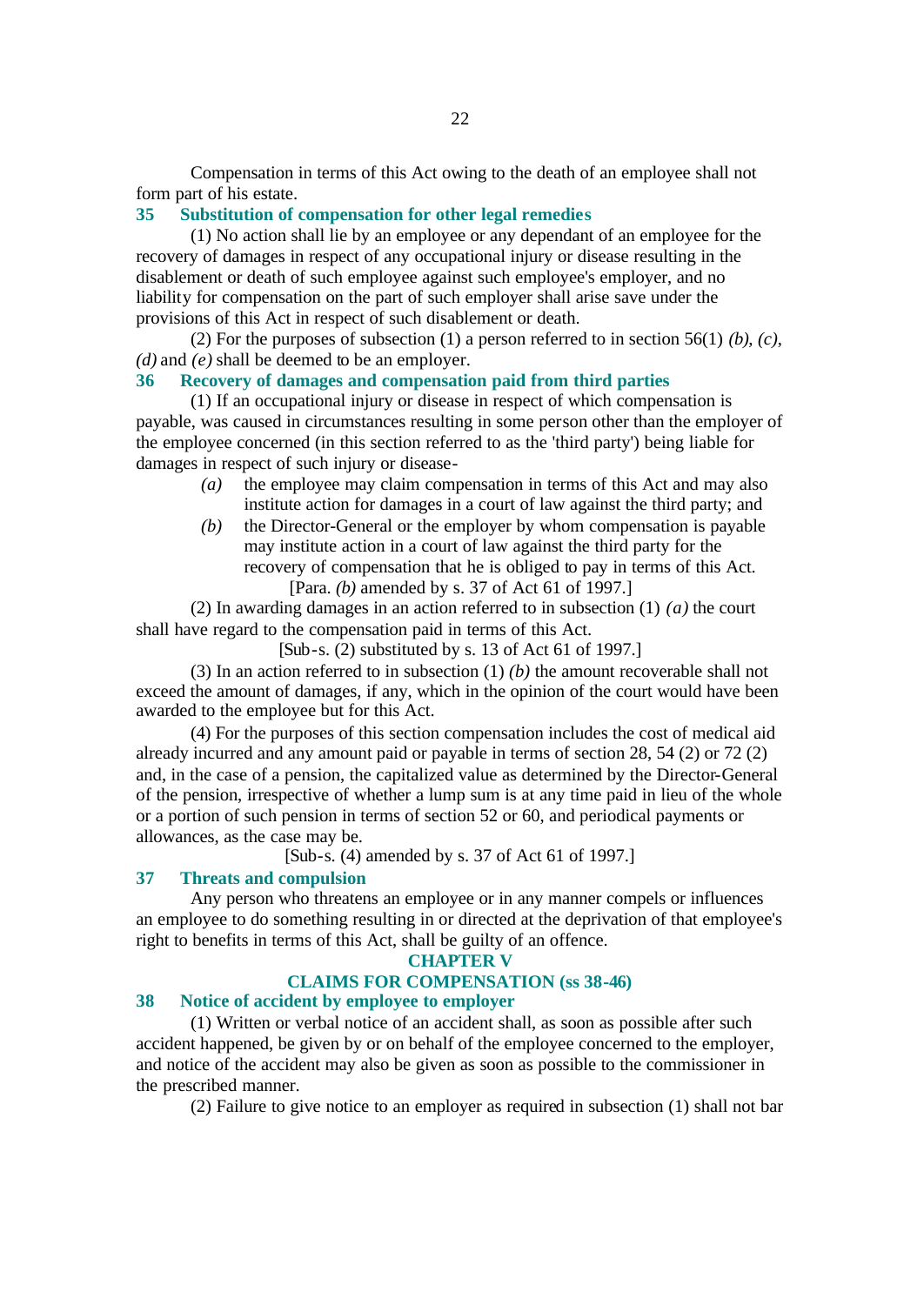Compensation in terms of this Act owing to the death of an employee shall not form part of his estate.

### 35 Substitution of compensation for other legal remedies

(1) No action shall lie by an employee or any dependant of an employee for the recovery of damages in respect of any occupational injury or disease resulting in the disablement or death of such employee against such employee's employer, and no liability for compensation on the part of such employer shall arise save under the provisions of this Act in respect of such disablement or death.

(2) For the purposes of subsection (1) a person referred to in section 56(1) *(b)*, *(c)*, *(d)* and *(e)* shall be deemed to be an employer.

### 36 Recovery of damages and compensation paid from third parties

(1) If an occupational injury or disease in respect of which compensation is payable, was caused in circumstances resulting in some person other than the employer of the employee concerned (in this section referred to as the 'third party') being liable for damages in respect of such injury or disease-

*(a)* the employee may claim compensation in terms of this Act and may also institute action for damages in a court of law against the third party; and

*(b)* the Director-General or the employer by whom compensation is payable may institute action in a court of law against the third party for the recovery of compensation that he is obliged to pay in terms of this Act.

[Para. *(b)* amended by s. 37 of Act 61 of 1997.]

(2) In awarding damages in an action referred to in subsection (1) *(a)* the court shall have regard to the compensation paid in terms of this Act.

[Sub-s. (2) substituted by s. 13 of Act 61 of 1997.]

(3) In an action referred to in subsection (1) *(b)* the amount recoverable shall not exceed the amount of damages, if any, which in the opinion of the court would have been awarded to the employee but for this Act.

(4) For the purposes of this section compensation includes the cost of medical aid already incurred and any amount paid or payable in terms of section 28, 54 (2) or 72 (2) and, in the case of a pension, the capitalized value as determined by the Director-General of the pension, irrespective of whether a lump sum is at any time paid in lieu of the whole or a portion of such pension in terms of section 52 or 60, and periodical payments or allowances, as the case may be.

[Sub-s. (4) amended by s. 37 of Act 61 of 1997.]

### 37 Threats and compulsion

Any person who threatens an employee or in any manner compels or influences an employee to do something resulting in or directed at the deprivation of that employee's right to benefits in terms of this Act, shall be guilty of an offence.

## CHAPTER V

## CLAIMS FOR COMPENSATION (ss 38-46)

### 38 Notice of accident by employee to employer

(1) Written or verbal notice of an accident shall, as soon as possible after such accident happened, be given by or on behalf of the employee concerned to the employer, and notice of the accident may also be given as soon as possible to the commissioner in the prescribed manner.

(2) Failure to give notice to an employer as required in subsection (1) shall not bar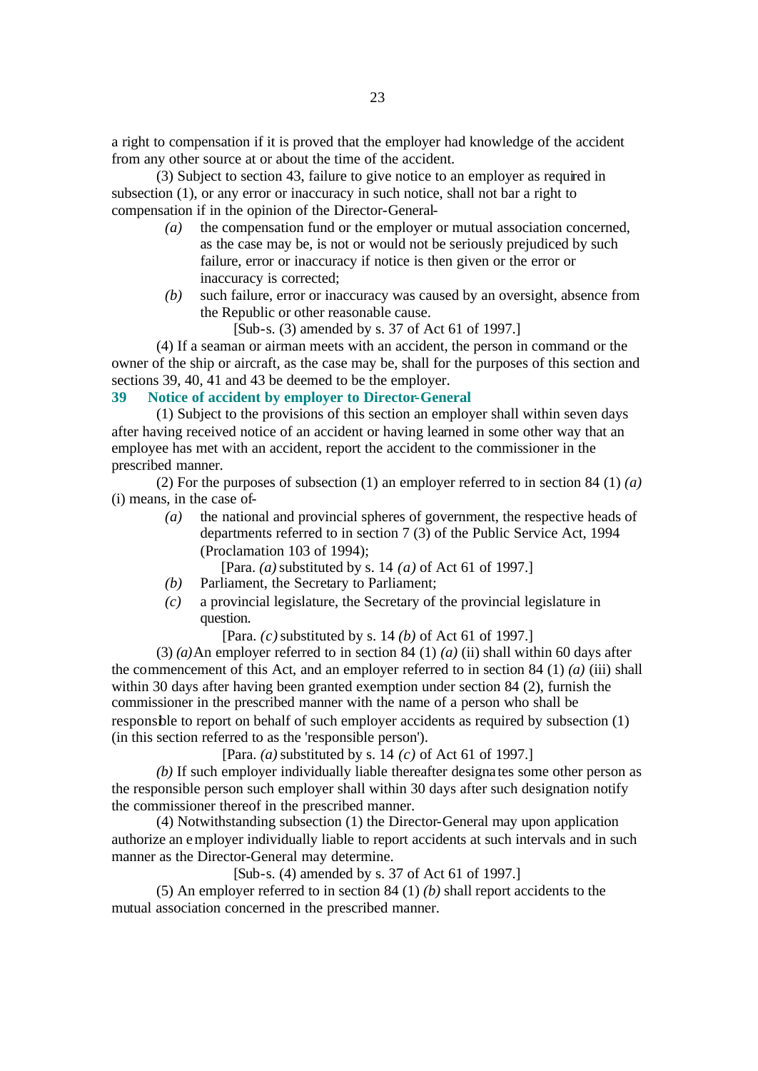a right to compensation if it is proved that the employer had knowledge of the accident from any other source at or about the time of the accident.

(3) Subject to section 43, failure to give notice to an employer as required in subsection (1), or any error or inaccuracy in such notice, shall not bar a right to compensation if in the opinion of the Director-General-

*(a)* the compensation fund or the employer or mutual association concerned, as the case may be, is not or would not be seriously prejudiced by such failure, error or inaccuracy if notice is then given or the error or inaccuracy is corrected;

*(b)* such failure, error or inaccuracy was caused by an oversight, absence from the Republic or other reasonable cause.

[Sub-s. (3) amended by s. 37 of Act 61 of 1997.]

(4) If a seaman or airman meets with an accident, the person in command or the owner of the ship or aircraft, as the case may be, shall for the purposes of this section and sections 39, 40, 41 and 43 be deemed to be the employer.

### 39 Notice of accident by employer to Director-General

(1) Subject to the provisions of this section an employer shall within seven days after having received notice of an accident or having learned in some other way that an employee has met with an accident, report the accident to the commissioner in the prescribed manner.

(2) For the purposes of subsection (1) an employer referred to in section 84 (1) *(a)* (i) means, in the case of-

*(a)* the national and provincial spheres of government, the respective heads of departments referred to in section 7 (3) of the Public Service Act, 1994 (Proclamation 103 of 1994);

[Para. *(a)* substituted by s. 14 *(a)* of Act 61 of 1997.]

*(b)* Parliament, the Secretary to Parliament;

*(c)* a provincial legislature, the Secretary of the provincial legislature in question.

[Para. *(c)* substituted by s. 14 *(b)* of Act 61 of 1997.]

(3) *(a)* An employer referred to in section 84 (1) *(a)* (ii) shall within 60 days after the commencement of this Act, and an employer referred to in section 84 (1) *(a)* (iii) shall within 30 days after having been granted exemption under section 84 (2), furnish the commissioner in the prescribed manner with the name of a person who shall be responsible to report on behalf of such employer accidents as required by subsection (1) (in this section referred to as the 'responsible person').

[Para. *(a)* substituted by s. 14 *(c)* of Act 61 of 1997.]

*(b)* If such employer individually liable thereafter designates some other person as the responsible person such employer shall within 30 days after such designation notify the commissioner thereof in the prescribed manner.

(4) Notwithstanding subsection (1) the Director-General may upon application authorize an employer individually liable to report accidents at such intervals and in such manner as the Director-General may determine.

[Sub-s. (4) amended by s. 37 of Act 61 of 1997.]

(5) An employer referred to in section 84 (1) *(b)* shall report accidents to the mutual association concerned in the prescribed manner.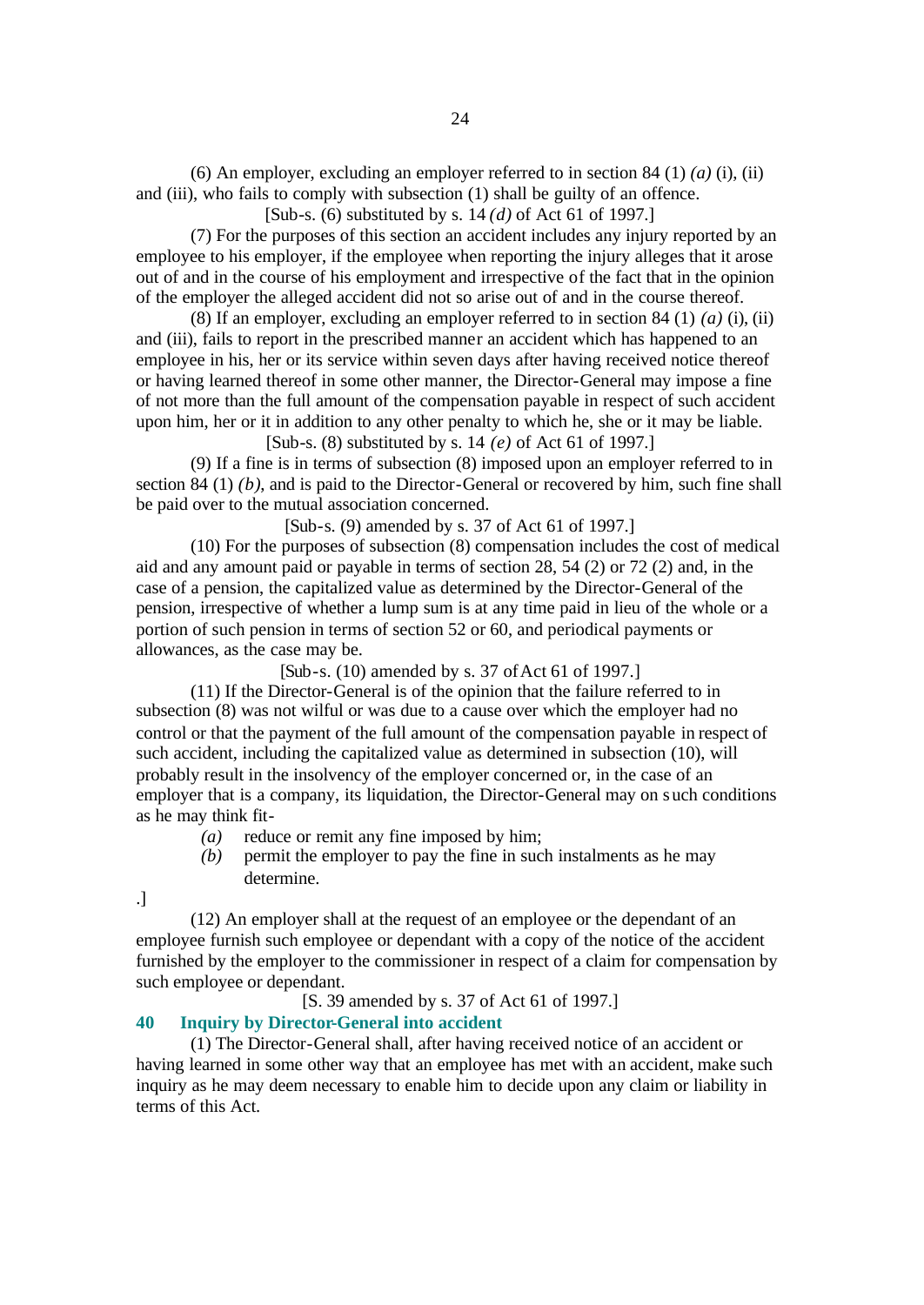(6) An employer, excluding an employer referred to in section 84 (1) *(a)* (i), (ii) and (iii), who fails to comply with subsection (1) shall be guilty of an offence.

[Sub-s. (6) substituted by s. 14 *(d)* of Act 61 of 1997.]

(7) For the purposes of this section an accident includes any injury reported by an employee to his employer, if the employee when reporting the injury alleges that it arose out of and in the course of his employment and irrespective of the fact that in the opinion of the employer the alleged accident did not so arise out of and in the course thereof.

(8) If an employer, excluding an employer referred to in section 84 (1) *(a)* (i), (ii) and (iii), fails to report in the prescribed manner an accident which has happened to an employee in his, her or its service within seven days after having received notice thereof or having learned thereof in some other manner, the Director-General may impose a fine of not more than the full amount of the compensation payable in respect of such accident upon him, her or it in addition to any other penalty to which he, she or it may be liable.

[Sub-s. (8) substituted by s. 14 *(e)* of Act 61 of 1997.]

(9) If a fine is in terms of subsection (8) imposed upon an employer referred to in section 84 (1) *(b)*, and is paid to the Director-General or recovered by him, such fine shall be paid over to the mutual association concerned.

[Sub-s. (9) amended by s. 37 of Act 61 of 1997.]

(10) For the purposes of subsection (8) compensation includes the cost of medical aid and any amount paid or payable in terms of section 28, 54 (2) or 72 (2) and, in the case of a pension, the capitalized value as determined by the Director-General of the pension, irrespective of whether a lump sum is at any time paid in lieu of the whole or a portion of such pension in terms of section 52 or 60, and periodical payments or allowances, as the case may be.

[Sub-s. (10) amended by s. 37 of Act 61 of 1997.]

(11) If the Director-General is of the opinion that the failure referred to in subsection (8) was not wilful or was due to a cause over which the employer had no control or that the payment of the full amount of the compensation payable in respect of such accident, including the capitalized value as determined in subsection (10), will probably result in the insolvency of the employer concerned or, in the case of an employer that is a company, its liquidation, the Director-General may on such conditions as he may think fit-

*(a)* reduce or remit any fine imposed by him;

*(b)* permit the employer to pay the fine in such instalments as he may determine.

.]

(12) An employer shall at the request of an employee or the dependant of an employee furnish such employee or dependant with a copy of the notice of the accident furnished by the employer to the commissioner in respect of a claim for compensation by such employee or dependant.

[S. 39 amended by s. 37 of Act 61 of 1997.]

### 40 Inquiry by Director-General into accident

(1) The Director-General shall, after having received notice of an accident or having learned in some other way that an employee has met with an accident, make such inquiry as he may deem necessary to enable him to decide upon any claim or liability in terms of this Act.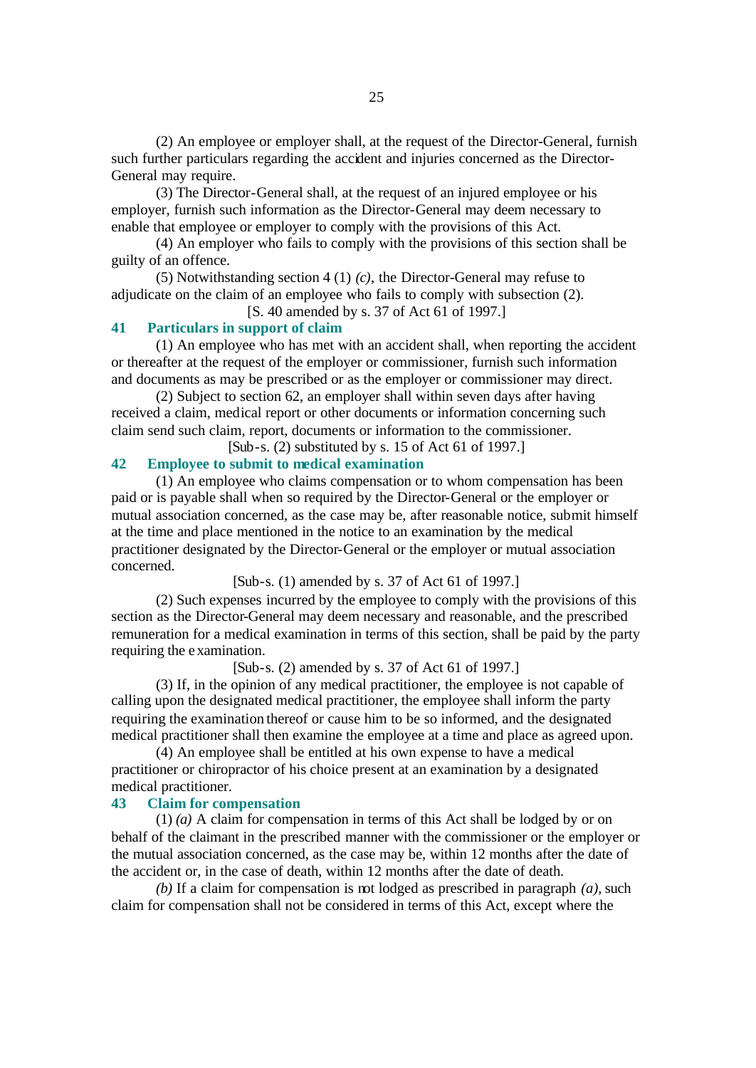(2) An employee or employer shall, at the request of the Director-General, furnish such further particulars regarding the accident and injuries concerned as the Director-General may require.

(3) The Director-General shall, at the request of an injured employee or his employer, furnish such information as the Director-General may deem necessary to enable that employee or employer to comply with the provisions of this Act.

(4) An employer who fails to comply with the provisions of this section shall be guilty of an offence.

(5) Notwithstanding section 4 (1) *(c)*, the Director-General may refuse to adjudicate on the claim of an employee who fails to comply with subsection (2).

[S. 40 amended by s. 37 of Act 61 of 1997.]

### 41 Particulars in support of claim

(1) An employee who has met with an accident shall, when reporting the accident or thereafter at the request of the employer or commissioner, furnish such information and documents as may be prescribed or as the employer or commissioner may direct.

(2) Subject to section 62, an employer shall within seven days after having received a claim, medical report or other documents or information concerning such claim send such claim, report, documents or information to the commissioner.

[Sub-s. (2) substituted by s. 15 of Act 61 of 1997.]

### 42 Employee to submit to medical examination

(1) An employee who claims compensation or to whom compensation has been paid or is payable shall when so required by the Director-General or the employer or mutual association concerned, as the case may be, after reasonable notice, submit himself at the time and place mentioned in the notice to an examination by the medical practitioner designated by the Director-General or the employer or mutual association concerned.

[Sub-s. (1) amended by s. 37 of Act 61 of 1997.]

(2) Such expenses incurred by the employee to comply with the provisions of this section as the Director-General may deem necessary and reasonable, and the prescribed remuneration for a medical examination in terms of this section, shall be paid by the party requiring the examination.

[Sub-s. (2) amended by s. 37 of Act 61 of 1997.]

(3) If, in the opinion of any medical practitioner, the employee is not capable of calling upon the designated medical practitioner, the employee shall inform the party requiring the examination thereof or cause him to be so informed, and the designated medical practitioner shall then examine the employee at a time and place as agreed upon.

(4) An employee shall be entitled at his own expense to have a medical practitioner or chiropractor of his choice present at an examination by a designated medical practitioner.

### 43 Claim for compensation

(1) *(a)* A claim for compensation in terms of this Act shall be lodged by or on behalf of the claimant in the prescribed manner with the commissioner or the employer or the mutual association concerned, as the case may be, within 12 months after the date of the accident or, in the case of death, within 12 months after the date of death.

*(b)* If a claim for compensation is not lodged as prescribed in paragraph *(a)*, such claim for compensation shall not be considered in terms of this Act, except where the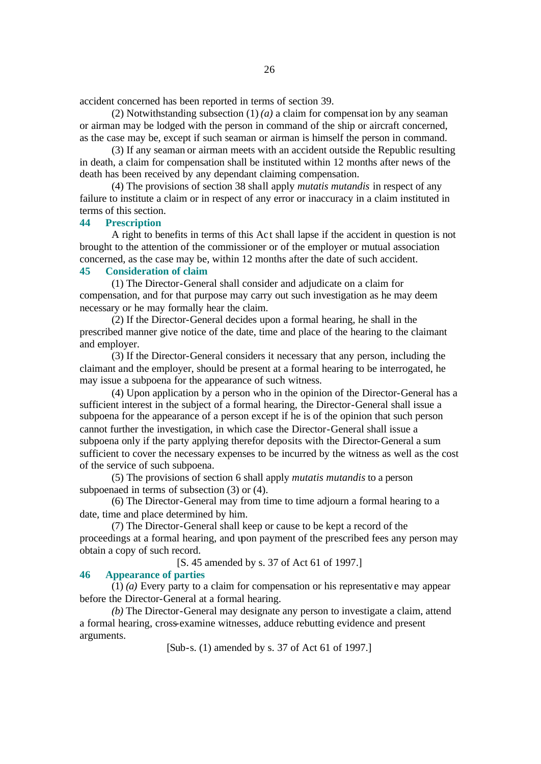accident concerned has been reported in terms of section 39.

(2) Notwithstanding subsection (1) *(a)* a claim for compensation by any seaman or airman may be lodged with the person in command of the ship or aircraft concerned, as the case may be, except if such seaman or airman is himself the person in command.

(3) If any seaman or airman meets with an accident outside the Republic resulting in death, a claim for compensation shall be instituted within 12 months after news of the death has been received by any dependant claiming compensation.

(4) The provisions of section 38 shall apply *mutatis mutandis* in respect of any failure to institute a claim or in respect of any error or inaccuracy in a claim instituted in terms of this section.

### 44 Prescription

A right to benefits in terms of this Act shall lapse if the accident in question is not brought to the attention of the commissioner or of the employer or mutual association concerned, as the case may be, within 12 months after the date of such accident.

### 45 Consideration of claim

(1) The Director-General shall consider and adjudicate on a claim for compensation, and for that purpose may carry out such investigation as he may deem necessary or he may formally hear the claim.

(2) If the Director-General decides upon a formal hearing, he shall in the prescribed manner give notice of the date, time and place of the hearing to the claimant and employer.

(3) If the Director-General considers it necessary that any person, including the claimant and the employer, should be present at a formal hearing to be interrogated, he may issue a subpoena for the appearance of such witness.

(4) Upon application by a person who in the opinion of the Director-General has a sufficient interest in the subject of a formal hearing, the Director-General shall issue a subpoena for the appearance of a person except if he is of the opinion that such person cannot further the investigation, in which case the Director-General shall issue a subpoena only if the party applying therefor deposits with the Director-General a sum sufficient to cover the necessary expenses to be incurred by the witness as well as the cost of the service of such subpoena.

(5) The provisions of section 6 shall apply *mutatis mutandis* to a person subpoenaed in terms of subsection (3) or (4).

(6) The Director-General may from time to time adjourn a formal hearing to a date, time and place determined by him.

(7) The Director-General shall keep or cause to be kept a record of the proceedings at a formal hearing, and upon payment of the prescribed fees any person may obtain a copy of such record.

[S. 45 amended by s. 37 of Act 61 of 1997.]

### 46 Appearance of parties

(1) *(a)* Every party to a claim for compensation or his representative may appear before the Director-General at a formal hearing.

*(b)* The Director-General may designate any person to investigate a claim, attend a formal hearing, cross-examine witnesses, adduce rebutting evidence and present arguments.

[Sub-s. (1) amended by s. 37 of Act 61 of 1997.]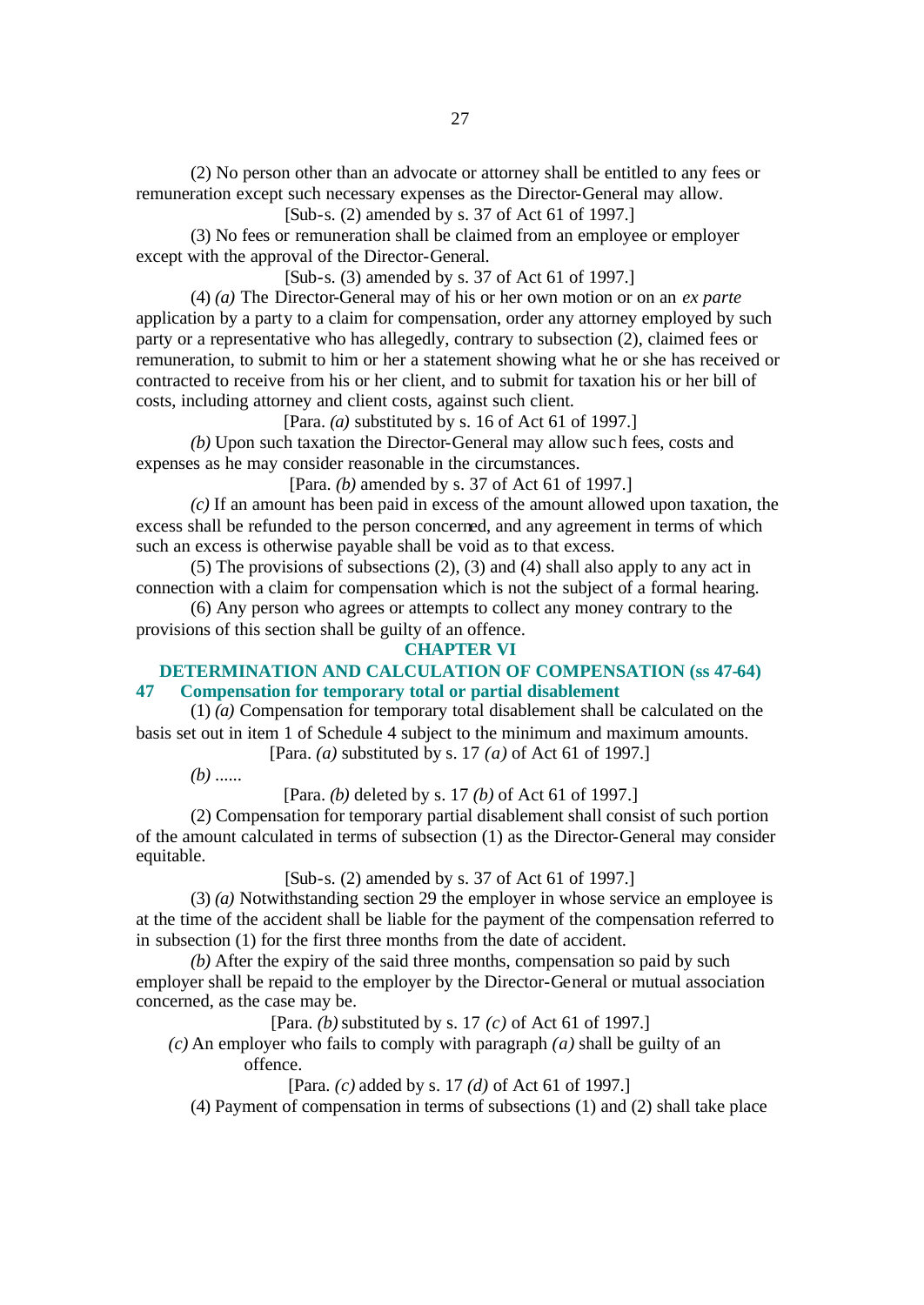(2) No person other than an advocate or attorney shall be entitled to any fees or remuneration except such necessary expenses as the Director-General may allow.

[Sub-s. (2) amended by s. 37 of Act 61 of 1997.]

(3) No fees or remuneration shall be claimed from an employee or employer except with the approval of the Director-General.

[Sub-s. (3) amended by s. 37 of Act 61 of 1997.]

(4) *(a)* The Director-General may of his or her own motion or on an *ex parte* application by a party to a claim for compensation, order any attorney employed by such party or a representative who has allegedly, contrary to subsection (2), claimed fees or remuneration, to submit to him or her a statement showing what he or she has received or contracted to receive from his or her client, and to submit for taxation his or her bill of costs, including attorney and client costs, against such client.

[Para. *(a)* substituted by s. 16 of Act 61 of 1997.]

*(b)* Upon such taxation the Director-General may allow such fees, costs and expenses as he may consider reasonable in the circumstances.

[Para. *(b)* amended by s. 37 of Act 61 of 1997.]

*(c)* If an amount has been paid in excess of the amount allowed upon taxation, the excess shall be refunded to the person concerned, and any agreement in terms of which such an excess is otherwise payable shall be void as to that excess.

(5) The provisions of subsections (2), (3) and (4) shall also apply to any act in connection with a claim for compensation which is not the subject of a formal hearing.

(6) Any person who agrees or attempts to collect any money contrary to the provisions of this section shall be guilty of an offence.

## CHAPTER VI

## DETERMINATION AND CALCULATION OF COMPENSATION (ss 47-64)

### 47 Compensation for temporary total or partial disablement

(1) *(a)* Compensation for temporary total disablement shall be calculated on the basis set out in item 1 of Schedule 4 subject to the minimum and maximum amounts.

[Para. *(a)* substituted by s. 17 *(a)* of Act 61 of 1997.]

*(b)* ......

[Para. *(b)* deleted by s. 17 *(b)* of Act 61 of 1997.]

(2) Compensation for temporary partial disablement shall consist of such portion of the amount calculated in terms of subsection (1) as the Director-General may consider equitable.

[Sub-s. (2) amended by s. 37 of Act 61 of 1997.]

(3) *(a)* Notwithstanding section 29 the employer in whose service an employee is at the time of the accident shall be liable for the payment of the compensation referred to in subsection (1) for the first three months from the date of accident.

*(b)* After the expiry of the said three months, compensation so paid by such employer shall be repaid to the employer by the Director-General or mutual association concerned, as the case may be.

[Para. *(b)* substituted by s. 17 *(c)* of Act 61 of 1997.]

*(c)* An employer who fails to comply with paragraph *(a)* shall be guilty of an offence.

[Para. *(c)* added by s. 17 *(d)* of Act 61 of 1997.]

(4) Payment of compensation in terms of subsections (1) and (2) shall take place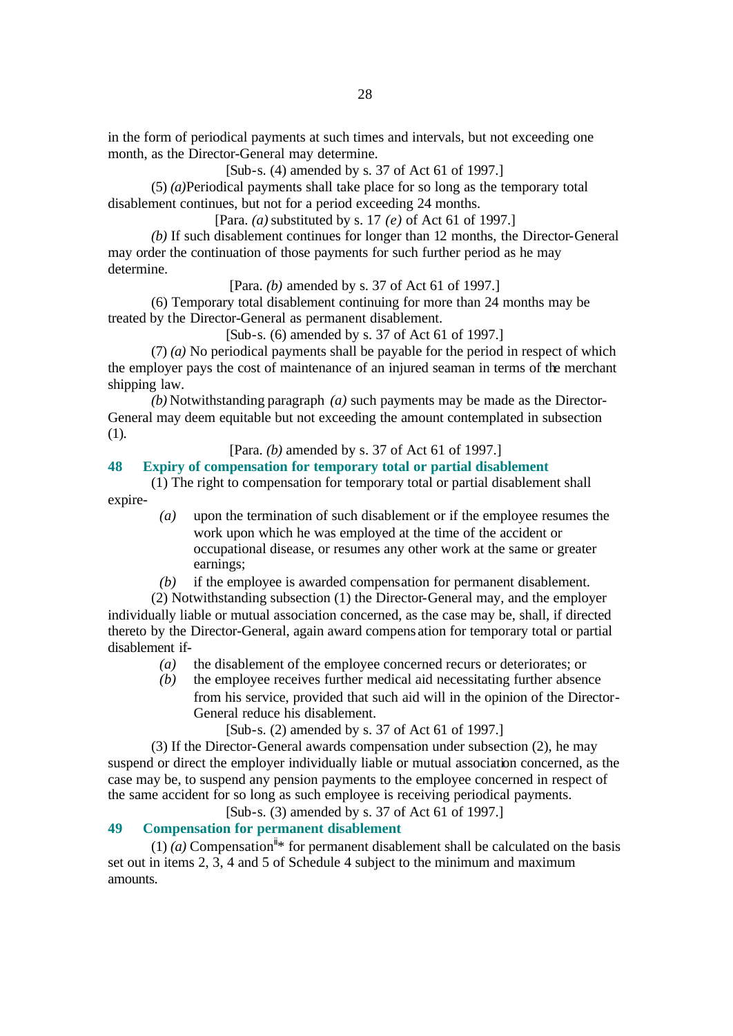in the form of periodical payments at such times and intervals, but not exceeding one month, as the Director-General may determine.

[Sub-s. (4) amended by s. 37 of Act 61 of 1997.]

(5) *(a)*Periodical payments shall take place for so long as the temporary total disablement continues, but not for a period exceeding 24 months.

[Para. *(a)* substituted by s. 17 *(e)* of Act 61 of 1997.]

*(b)* If such disablement continues for longer than 12 months, the Director-General may order the continuation of those payments for such further period as he may determine.

[Para. *(b)* amended by s. 37 of Act 61 of 1997.]

(6) Temporary total disablement continuing for more than 24 months may be treated by the Director-General as permanent disablement.

[Sub-s. (6) amended by s. 37 of Act 61 of 1997.]

(7) *(a)* No periodical payments shall be payable for the period in respect of which the employer pays the cost of maintenance of an injured seaman in terms of the merchant shipping law.

*(b)* Notwithstanding paragraph *(a)* such payments may be made as the Director-General may deem equitable but not exceeding the amount contemplated in subsection (1).

[Para. *(b)* amended by s. 37 of Act 61 of 1997.]

### 48 Expiry of compensation for temporary total or partial disablement

(1) The right to compensation for temporary total or partial disablement shall expire-

*(a)* upon the termination of such disablement or if the employee resumes the work upon which he was employed at the time of the accident or occupational disease, or resumes any other work at the same or greater earnings;

*(b)* if the employee is awarded compensation for permanent disablement.

(2) Notwithstanding subsection (1) the Director-General may, and the employer individually liable or mutual association concerned, as the case may be, shall, if directed thereto by the Director-General, again award compensation for temporary total or partial disablement if-

*(a)* the disablement of the employee concerned recurs or deteriorates; or

*(b)* the employee receives further medical aid necessitating further absence from his service, provided that such aid will in the opinion of the Director-General reduce his disablement.

[Sub-s. (2) amended by s. 37 of Act 61 of 1997.]

(3) If the Director-General awards compensation under subsection (2), he may suspend or direct the employer individually liable or mutual association concerned, as the case may be, to suspend any pension payments to the employee concerned in respect of the same accident for so long as such employee is receiving periodical payments.

[Sub-s. (3) amended by s. 37 of Act 61 of 1997.]

### 49 Compensation for permanent disablement

(1) *(a)* Compensation[ii]* for permanent disablement shall be calculated on the basis set out in items 2, 3, 4 and 5 of Schedule 4 subject to the minimum and maximum amounts.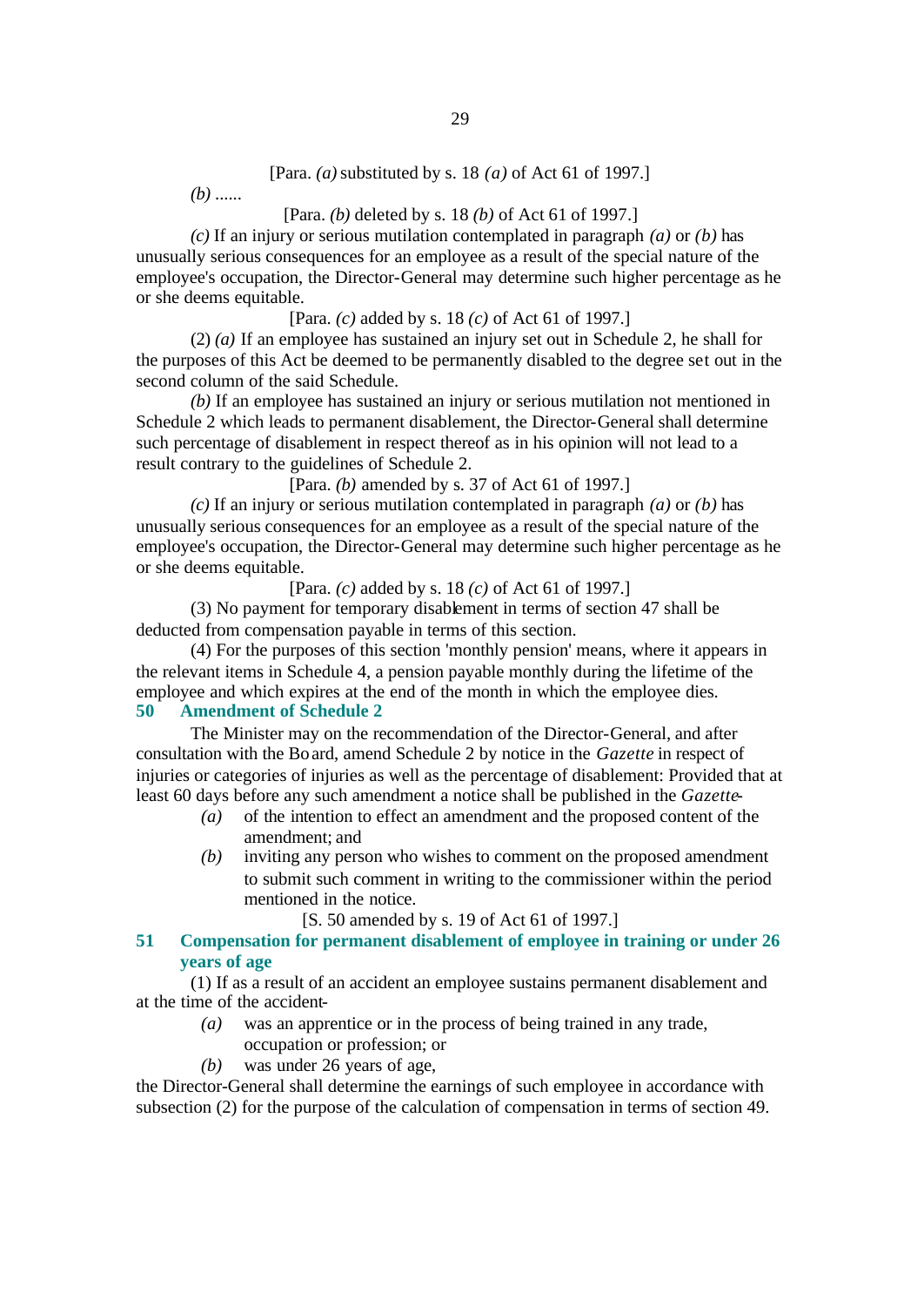[Para. *(a)* substituted by s. 18 *(a)* of Act 61 of 1997.]

*(b)* ......

[Para. *(b)* deleted by s. 18 *(b)* of Act 61 of 1997.]

*(c)* If an injury or serious mutilation contemplated in paragraph *(a)* or *(b)* has unusually serious consequences for an employee as a result of the special nature of the employee's occupation, the Director-General may determine such higher percentage as he or she deems equitable.

[Para. *(c)* added by s. 18 *(c)* of Act 61 of 1997.]

(2) *(a)* If an employee has sustained an injury set out in Schedule 2, he shall for the purposes of this Act be deemed to be permanently disabled to the degree set out in the second column of the said Schedule.

*(b)* If an employee has sustained an injury or serious mutilation not mentioned in Schedule 2 which leads to permanent disablement, the Director-General shall determine such percentage of disablement in respect thereof as in his opinion will not lead to a result contrary to the guidelines of Schedule 2.

[Para. *(b)* amended by s. 37 of Act 61 of 1997.]

*(c)* If an injury or serious mutilation contemplated in paragraph *(a)* or *(b)* has unusually serious consequences for an employee as a result of the special nature of the employee's occupation, the Director-General may determine such higher percentage as he or she deems equitable.

[Para. *(c)* added by s. 18 *(c)* of Act 61 of 1997.]

(3) No payment for temporary disablement in terms of section 47 shall be deducted from compensation payable in terms of this section.

(4) For the purposes of this section 'monthly pension' means, where it appears in the relevant items in Schedule 4, a pension payable monthly during the lifetime of the employee and which expires at the end of the month in which the employee dies.

## 50 Amendment of Schedule 2

The Minister may on the recommendation of the Director-General, and after consultation with the Board, amend Schedule 2 by notice in the *Gazette* in respect of injuries or categories of injuries as well as the percentage of disablement: Provided that at least 60 days before any such amendment a notice shall be published in the *Gazette*-

*(a)* of the intention to effect an amendment and the proposed content of the amendment; and

*(b)* inviting any person who wishes to comment on the proposed amendment to submit such comment in writing to the commissioner within the period mentioned in the notice.

[S. 50 amended by s. 19 of Act 61 of 1997.]

## 51 Compensation for permanent disablement of employee in training or under 26 years of age

(1) If as a result of an accident an employee sustains permanent disablement and at the time of the accident-

*(a)* was an apprentice or in the process of being trained in any trade, occupation or profession; or

*(b)* was under 26 years of age,

the Director-General shall determine the earnings of such employee in accordance with subsection (2) for the purpose of the calculation of compensation in terms of section 49.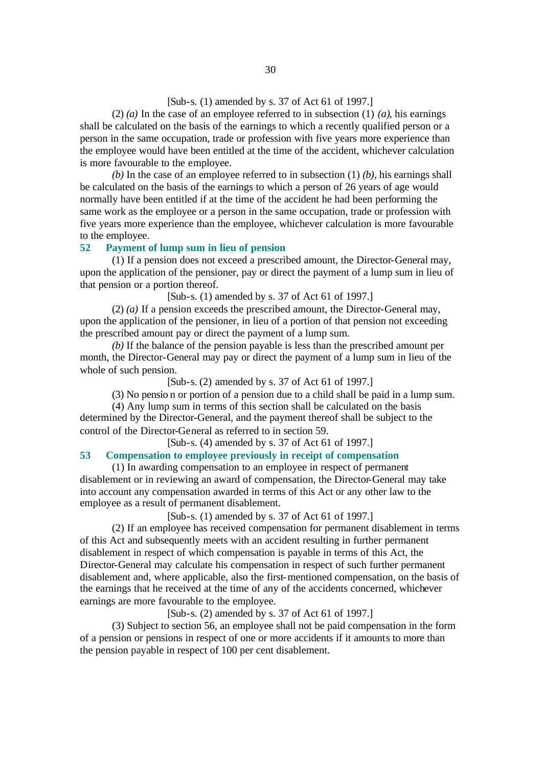[Sub-s. (1) amended by s. 37 of Act 61 of 1997.]

(2) *(a)* In the case of an employee referred to in subsection (1) *(a)*, his earnings shall be calculated on the basis of the earnings to which a recently qualified person or a person in the same occupation, trade or profession with five years more experience than the employee would have been entitled at the time of the accident, whichever calculation is more favourable to the employee.

*(b)* In the case of an employee referred to in subsection (1) *(b)*, his earnings shall be calculated on the basis of the earnings to which a person of 26 years of age would normally have been entitled if at the time of the accident he had been performing the same work as the employee or a person in the same occupation, trade or profession with five years more experience than the employee, whichever calculation is more favourable to the employee.

## 52 Payment of lump sum in lieu of pension

(1) If a pension does not exceed a prescribed amount, the Director-General may, upon the application of the pensioner, pay or direct the payment of a lump sum in lieu of that pension or a portion thereof.

[Sub-s. (1) amended by s. 37 of Act 61 of 1997.]

(2) *(a)* If a pension exceeds the prescribed amount, the Director-General may, upon the application of the pensioner, in lieu of a portion of that pension not exceeding the prescribed amount pay or direct the payment of a lump sum.

*(b)* If the balance of the pension payable is less than the prescribed amount per month, the Director-General may pay or direct the payment of a lump sum in lieu of the whole of such pension.

[Sub-s. (2) amended by s. 37 of Act 61 of 1997.]

(3) No pension or portion of a pension due to a child shall be paid in a lump sum.

(4) Any lump sum in terms of this section shall be calculated on the basis determined by the Director-General, and the payment thereof shall be subject to the control of the Director-General as referred to in section 59.

[Sub-s. (4) amended by s. 37 of Act 61 of 1997.]

## 53 Compensation to employee previously in receipt of compensation

(1) In awarding compensation to an employee in respect of permanent disablement or in reviewing an award of compensation, the Director-General may take into account any compensation awarded in terms of this Act or any other law to the employee as a result of permanent disablement.

[Sub-s. (1) amended by s. 37 of Act 61 of 1997.]

(2) If an employee has received compensation for permanent disablement in terms of this Act and subsequently meets with an accident resulting in further permanent disablement in respect of which compensation is payable in terms of this Act, the Director-General may calculate his compensation in respect of such further permanent disablement and, where applicable, also the first-mentioned compensation, on the basis of the earnings that he received at the time of any of the accidents concerned, whichever earnings are more favourable to the employee.

[Sub-s. (2) amended by s. 37 of Act 61 of 1997.]

(3) Subject to section 56, an employee shall not be paid compensation in the form of a pension or pensions in respect of one or more accidents if it amounts to more than the pension payable in respect of 100 per cent disablement.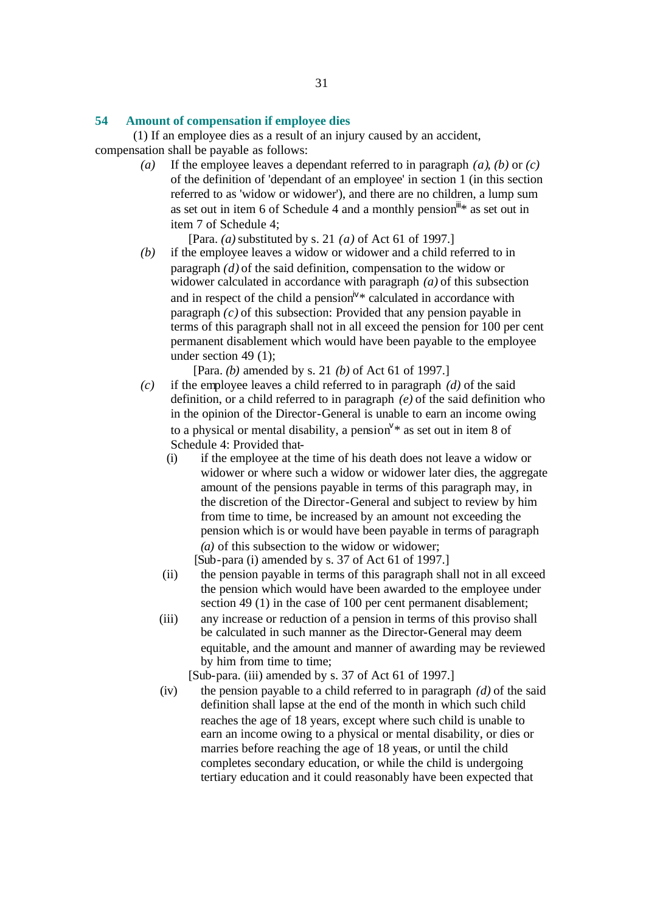## 54 Amount of compensation if employee dies

(1) If an employee dies as a result of an injury caused by an accident, compensation shall be payable as follows:

*(a)* If the employee leaves a dependant referred to in paragraph *(a)*, *(b)* or *(c)* of the definition of 'dependant of an employee' in section 1 (in this section referred to as 'widow or widower'), and there are no children, a lump sum as set out in item 6 of Schedule 4 and a monthly pension[iii]* as set out in item 7 of Schedule 4;

[Para. *(a)* substituted by s. 21 *(a)* of Act 61 of 1997.]

*(b)* if the employee leaves a widow or widower and a child referred to in paragraph *(d)* of the said definition, compensation to the widow or widower calculated in accordance with paragraph *(a)* of this subsection and in respect of the child a pension[iv]* calculated in accordance with paragraph *(c)* of this subsection: Provided that any pension payable in terms of this paragraph shall not in all exceed the pension for 100 per cent permanent disablement which would have been payable to the employee under section 49 (1);

[Para. *(b)* amended by s. 21 *(b)* of Act 61 of 1997.]

*(c)* if the employee leaves a child referred to in paragraph *(d)* of the said definition, or a child referred to in paragraph *(e)* of the said definition who in the opinion of the Director-General is unable to earn an income owing to a physical or mental disability, a pension[v]* as set out in item 8 of Schedule 4: Provided that-

(i) if the employee at the time of his death does not leave a widow or widower or where such a widow or widower later dies, the aggregate amount of the pensions payable in terms of this paragraph may, in the discretion of the Director-General and subject to review by him from time to time, be increased by an amount not exceeding the pension which is or would have been payable in terms of paragraph *(a)* of this subsection to the widow or widower;

[Sub-para (i) amended by s. 37 of Act 61 of 1997.]

(ii) the pension payable in terms of this paragraph shall not in all exceed the pension which would have been awarded to the employee under section 49 (1) in the case of 100 per cent permanent disablement;

(iii) any increase or reduction of a pension in terms of this proviso shall be calculated in such manner as the Director-General may deem equitable, and the amount and manner of awarding may be reviewed by him from time to time;

[Sub-para. (iii) amended by s. 37 of Act 61 of 1997.]

(iv) the pension payable to a child referred to in paragraph *(d)* of the said definition shall lapse at the end of the month in which such child reaches the age of 18 years, except where such child is unable to earn an income owing to a physical or mental disability, or dies or marries before reaching the age of 18 years, or until the child completes secondary education, or while the child is undergoing tertiary education and it could reasonably have been expected that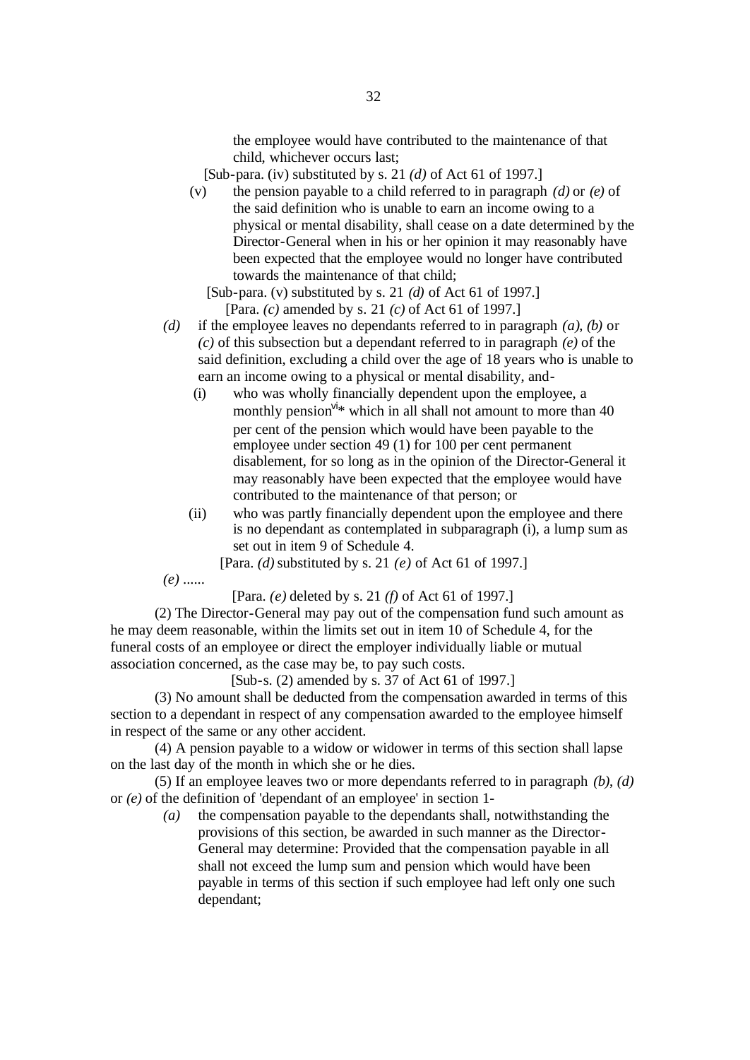the employee would have contributed to the maintenance of that child, whichever occurs last;

[Sub-para. (iv) substituted by s. 21 *(d)* of Act 61 of 1997.]

(v) the pension payable to a child referred to in paragraph *(d)* or *(e)* of the said definition who is unable to earn an income owing to a physical or mental disability, shall cease on a date determined by the Director-General when in his or her opinion it may reasonably have been expected that the employee would no longer have contributed towards the maintenance of that child;

[Sub-para. (v) substituted by s. 21 *(d)* of Act 61 of 1997.]

[Para. *(c)* amended by s. 21 *(c)* of Act 61 of 1997.]

*(d)* if the employee leaves no dependants referred to in paragraph *(a)*, *(b)* or *(c)* of this subsection but a dependant referred to in paragraph *(e)* of the said definition, excluding a child over the age of 18 years who is unable to earn an income owing to a physical or mental disability, and-

(i) who was wholly financially dependent upon the employee, a monthly pension[vi]* which in all shall not amount to more than 40 per cent of the pension which would have been payable to the employee under section 49 (1) for 100 per cent permanent disablement, for so long as in the opinion of the Director-General it may reasonably have been expected that the employee would have contributed to the maintenance of that person; or

(ii) who was partly financially dependent upon the employee and there is no dependant as contemplated in subparagraph (i), a lump sum as set out in item 9 of Schedule 4.

[Para. *(d)* substituted by s. 21 *(e)* of Act 61 of 1997.]

*(e)* ......

[Para. *(e)* deleted by s. 21 *(f)* of Act 61 of 1997.]

(2) The Director-General may pay out of the compensation fund such amount as he may deem reasonable, within the limits set out in item 10 of Schedule 4, for the funeral costs of an employee or direct the employer individually liable or mutual association concerned, as the case may be, to pay such costs.

[Sub-s. (2) amended by s. 37 of Act 61 of 1997.]

(3) No amount shall be deducted from the compensation awarded in terms of this section to a dependant in respect of any compensation awarded to the employee himself in respect of the same or any other accident.

(4) A pension payable to a widow or widower in terms of this section shall lapse on the last day of the month in which she or he dies.

(5) If an employee leaves two or more dependants referred to in paragraph *(b)*, *(d)* or *(e)* of the definition of 'dependant of an employee' in section 1-

*(a)* the compensation payable to the dependants shall, notwithstanding the provisions of this section, be awarded in such manner as the Director-General may determine: Provided that the compensation payable in all shall not exceed the lump sum and pension which would have been payable in terms of this section if such employee had left only one such dependant;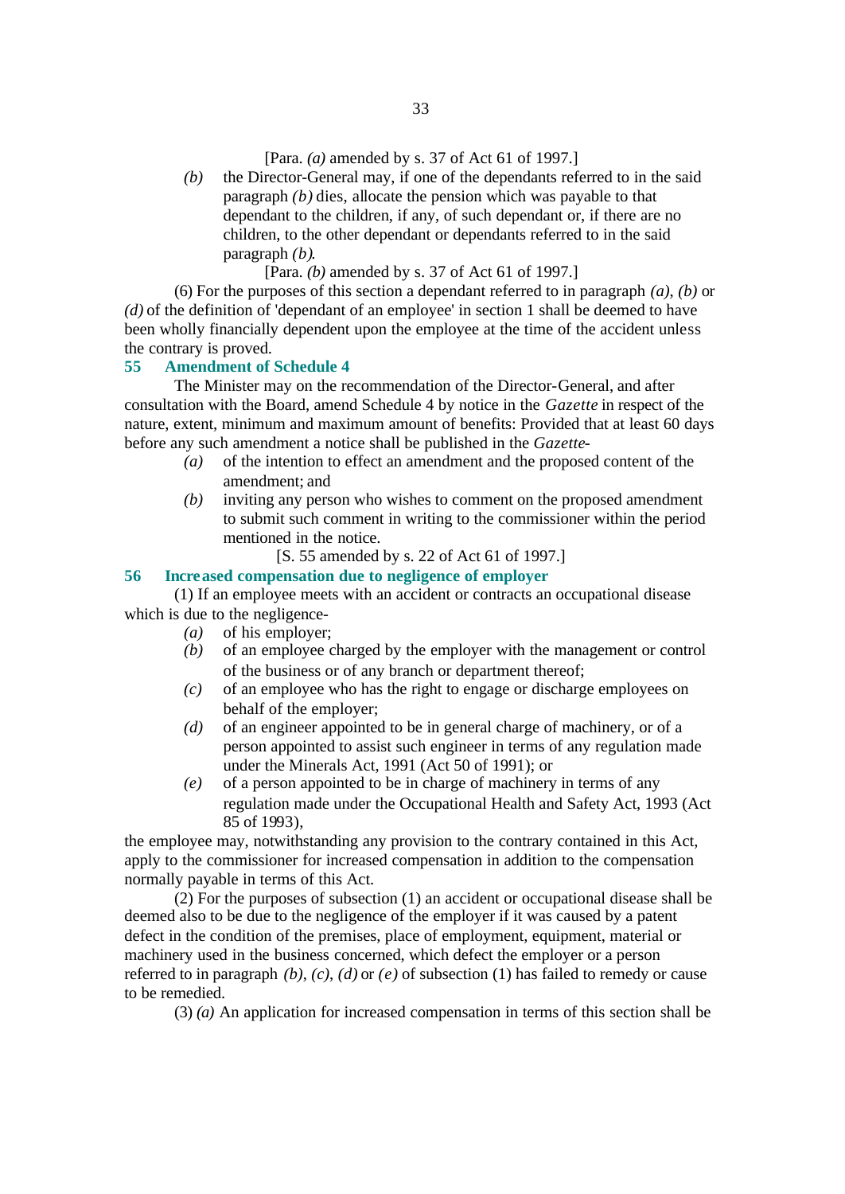[Para. *(a)* amended by s. 37 of Act 61 of 1997.]

*(b)* the Director-General may, if one of the dependants referred to in the said paragraph *(b)* dies, allocate the pension which was payable to that dependant to the children, if any, of such dependant or, if there are no children, to the other dependant or dependants referred to in the said paragraph *(b)*.

[Para. *(b)* amended by s. 37 of Act 61 of 1997.]

(6) For the purposes of this section a dependant referred to in paragraph *(a)*, *(b)* or *(d)* of the definition of 'dependant of an employee' in section 1 shall be deemed to have been wholly financially dependent upon the employee at the time of the accident unless the contrary is proved.

### 55 Amendment of Schedule 4

The Minister may on the recommendation of the Director-General, and after consultation with the Board, amend Schedule 4 by notice in the *Gazette* in respect of the nature, extent, minimum and maximum amount of benefits: Provided that at least 60 days before any such amendment a notice shall be published in the *Gazette*-

*(a)* of the intention to effect an amendment and the proposed content of the amendment; and

*(b)* inviting any person who wishes to comment on the proposed amendment to submit such comment in writing to the commissioner within the period mentioned in the notice.

[S. 55 amended by s. 22 of Act 61 of 1997.]

### 56 Increased compensation due to negligence of employer

(1) If an employee meets with an accident or contracts an occupational disease which is due to the negligence-

*(a)* of his employer;

*(b)* of an employee charged by the employer with the management or control of the business or of any branch or department thereof;

*(c)* of an employee who has the right to engage or discharge employees on behalf of the employer;

*(d)* of an engineer appointed to be in general charge of machinery, or of a person appointed to assist such engineer in terms of any regulation made under the Minerals Act, 1991 (Act 50 of 1991); or

*(e)* of a person appointed to be in charge of machinery in terms of any regulation made under the Occupational Health and Safety Act, 1993 (Act 85 of 1993),

the employee may, notwithstanding any provision to the contrary contained in this Act, apply to the commissioner for increased compensation in addition to the compensation normally payable in terms of this Act.

(2) For the purposes of subsection (1) an accident or occupational disease shall be deemed also to be due to the negligence of the employer if it was caused by a patent defect in the condition of the premises, place of employment, equipment, material or machinery used in the business concerned, which defect the employer or a person referred to in paragraph *(b)*, *(c)*, *(d)* or *(e)* of subsection (1) has failed to remedy or cause to be remedied.

(3) *(a)* An application for increased compensation in terms of this section shall be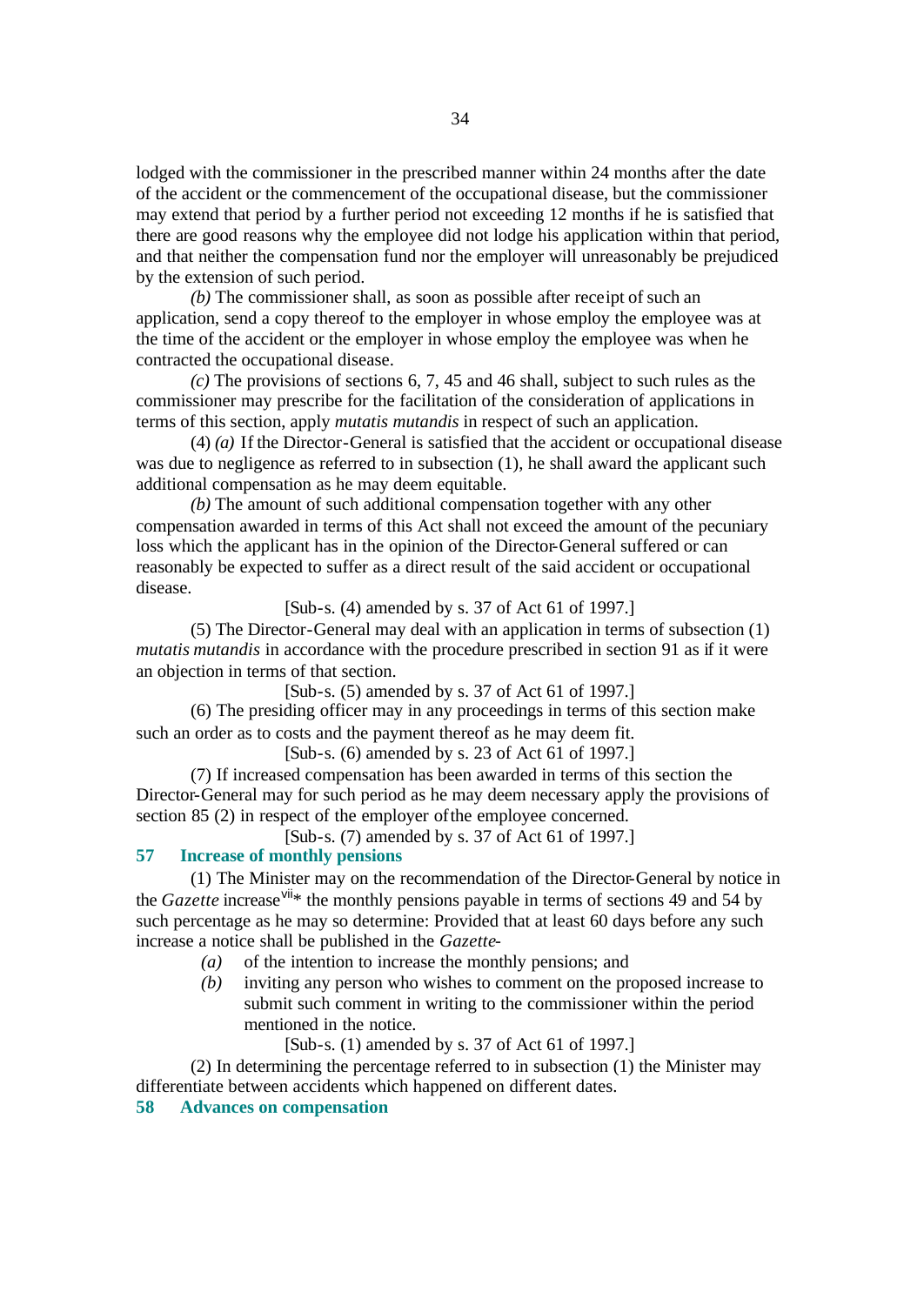lodged with the commissioner in the prescribed manner within 24 months after the date of the accident or the commencement of the occupational disease, but the commissioner may extend that period by a further period not exceeding 12 months if he is satisfied that there are good reasons why the employee did not lodge his application within that period, and that neither the compensation fund nor the employer will unreasonably be prejudiced by the extension of such period.

*(b)* The commissioner shall, as soon as possible after receipt of such an application, send a copy thereof to the employer in whose employ the employee was at the time of the accident or the employer in whose employ the employee was when he contracted the occupational disease.

*(c)* The provisions of sections 6, 7, 45 and 46 shall, subject to such rules as the commissioner may prescribe for the facilitation of the consideration of applications in terms of this section, apply *mutatis mutandis* in respect of such an application.

(4) *(a)* If the Director-General is satisfied that the accident or occupational disease was due to negligence as referred to in subsection (1), he shall award the applicant such additional compensation as he may deem equitable.

*(b)* The amount of such additional compensation together with any other compensation awarded in terms of this Act shall not exceed the amount of the pecuniary loss which the applicant has in the opinion of the Director-General suffered or can reasonably be expected to suffer as a direct result of the said accident or occupational disease.

[Sub-s. (4) amended by s. 37 of Act 61 of 1997.]

(5) The Director-General may deal with an application in terms of subsection (1) *mutatis mutandis* in accordance with the procedure prescribed in section 91 as if it were an objection in terms of that section.

[Sub-s. (5) amended by s. 37 of Act 61 of 1997.]

(6) The presiding officer may in any proceedings in terms of this section make such an order as to costs and the payment thereof as he may deem fit.

[Sub-s. (6) amended by s. 23 of Act 61 of 1997.]

(7) If increased compensation has been awarded in terms of this section the Director-General may for such period as he may deem necessary apply the provisions of section 85 (2) in respect of the employer of the employee concerned.

[Sub-s. (7) amended by s. 37 of Act 61 of 1997.]

**57 Increase of monthly pensions**

(1) The Minister may on the recommendation of the Director-General by notice in the *Gazette* increase[vii]* the monthly pensions payable in terms of sections 49 and 54 by such percentage as he may so determine: Provided that at least 60 days before any such increase a notice shall be published in the *Gazette*-

*(a)* of the intention to increase the monthly pensions; and

*(b)* inviting any person who wishes to comment on the proposed increase to submit such comment in writing to the commissioner within the period mentioned in the notice.

[Sub-s. (1) amended by s. 37 of Act 61 of 1997.]

(2) In determining the percentage referred to in subsection (1) the Minister may differentiate between accidents which happened on different dates.

**58 Advances on compensation**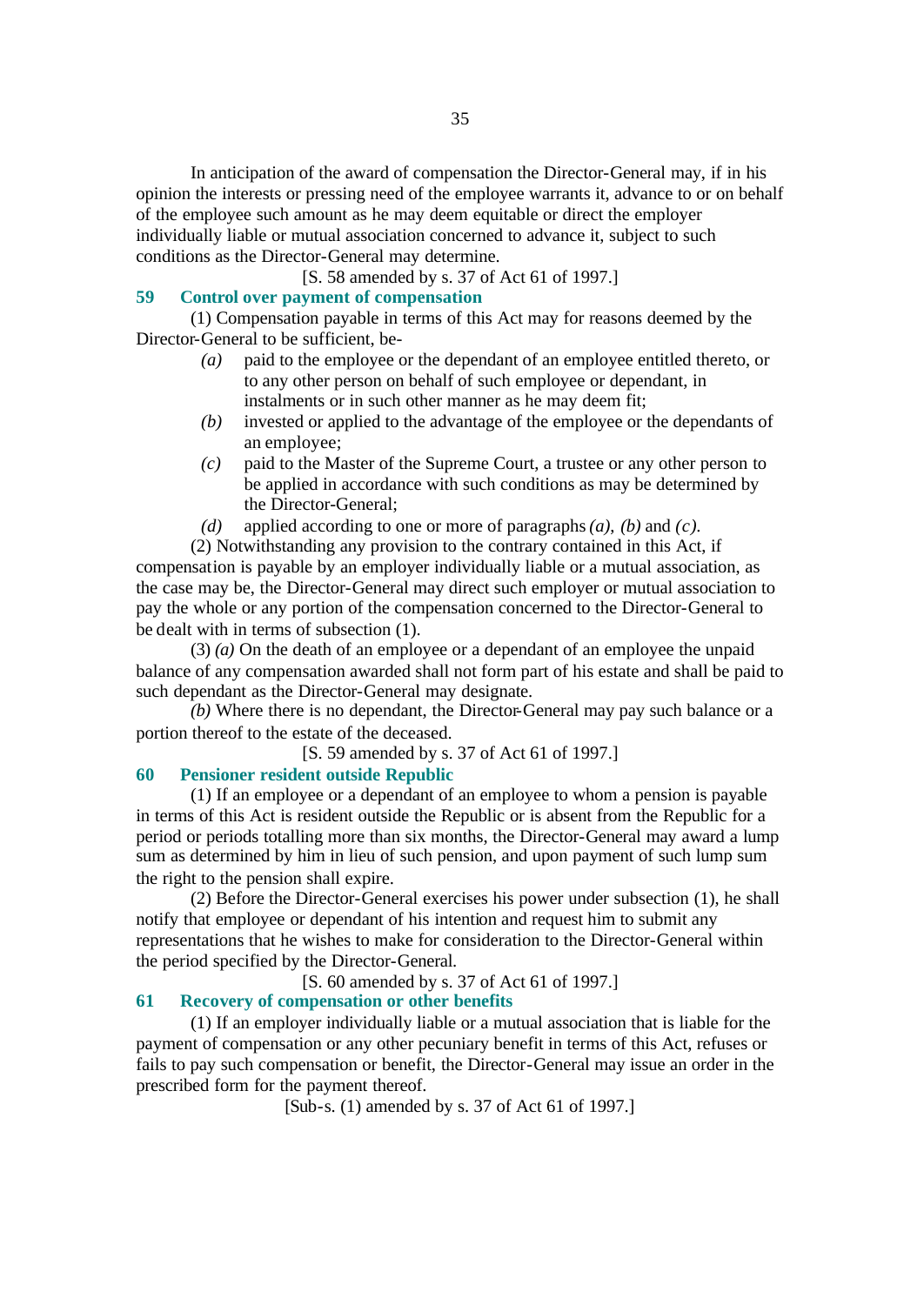In anticipation of the award of compensation the Director-General may, if in his opinion the interests or pressing need of the employee warrants it, advance to or on behalf of the employee such amount as he may deem equitable or direct the employer individually liable or mutual association concerned to advance it, subject to such conditions as the Director-General may determine.

[S. 58 amended by s. 37 of Act 61 of 1997.]

### 59 Control over payment of compensation

(1) Compensation payable in terms of this Act may for reasons deemed by the Director-General to be sufficient, be-

*(a)* paid to the employee or the dependant of an employee entitled thereto, or to any other person on behalf of such employee or dependant, in instalments or in such other manner as he may deem fit;

*(b)* invested or applied to the advantage of the employee or the dependants of an employee;

*(c)* paid to the Master of the Supreme Court, a trustee or any other person to be applied in accordance with such conditions as may be determined by the Director-General;

*(d)* applied according to one or more of paragraphs *(a)*, *(b)* and *(c)*.

(2) Notwithstanding any provision to the contrary contained in this Act, if compensation is payable by an employer individually liable or a mutual association, as the case may be, the Director-General may direct such employer or mutual association to pay the whole or any portion of the compensation concerned to the Director-General to be dealt with in terms of subsection (1).

(3) *(a)* On the death of an employee or a dependant of an employee the unpaid balance of any compensation awarded shall not form part of his estate and shall be paid to such dependant as the Director-General may designate.

*(b)* Where there is no dependant, the Director-General may pay such balance or a portion thereof to the estate of the deceased.

[S. 59 amended by s. 37 of Act 61 of 1997.]

### 60 Pensioner resident outside Republic

(1) If an employee or a dependant of an employee to whom a pension is payable in terms of this Act is resident outside the Republic or is absent from the Republic for a period or periods totalling more than six months, the Director-General may award a lump sum as determined by him in lieu of such pension, and upon payment of such lump sum the right to the pension shall expire.

(2) Before the Director-General exercises his power under subsection (1), he shall notify that employee or dependant of his intention and request him to submit any representations that he wishes to make for consideration to the Director-General within the period specified by the Director-General.

[S. 60 amended by s. 37 of Act 61 of 1997.]

### 61 Recovery of compensation or other benefits

(1) If an employer individually liable or a mutual association that is liable for the payment of compensation or any other pecuniary benefit in terms of this Act, refuses or fails to pay such compensation or benefit, the Director-General may issue an order in the prescribed form for the payment thereof.

[Sub-s. (1) amended by s. 37 of Act 61 of 1997.]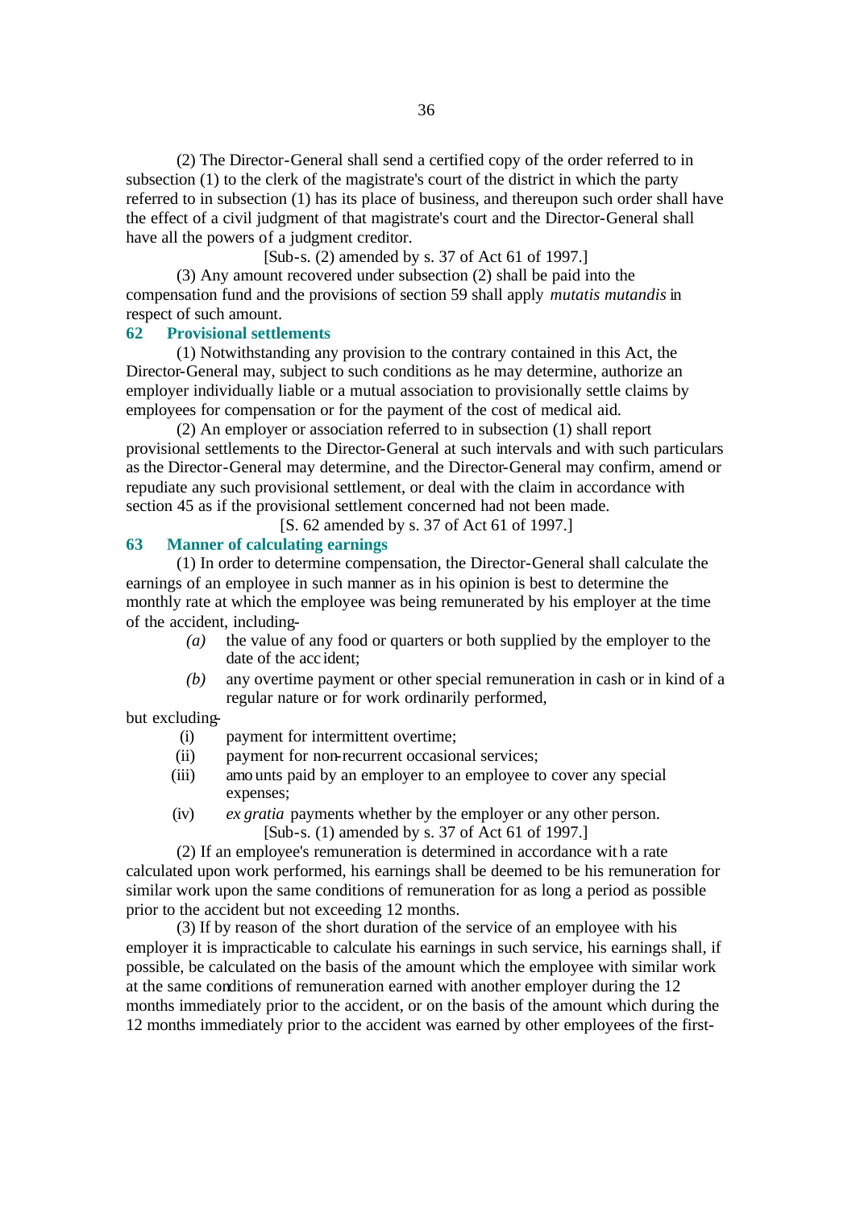(2) The Director-General shall send a certified copy of the order referred to in subsection (1) to the clerk of the magistrate's court of the district in which the party referred to in subsection (1) has its place of business, and thereupon such order shall have the effect of a civil judgment of that magistrate's court and the Director-General shall have all the powers of a judgment creditor.

[Sub-s. (2) amended by s. 37 of Act 61 of 1997.]

(3) Any amount recovered under subsection (2) shall be paid into the compensation fund and the provisions of section 59 shall apply *mutatis mutandis* in respect of such amount.

### 62 Provisional settlements

(1) Notwithstanding any provision to the contrary contained in this Act, the Director-General may, subject to such conditions as he may determine, authorize an employer individually liable or a mutual association to provisionally settle claims by employees for compensation or for the payment of the cost of medical aid.

(2) An employer or association referred to in subsection (1) shall report provisional settlements to the Director-General at such intervals and with such particulars as the Director-General may determine, and the Director-General may confirm, amend or repudiate any such provisional settlement, or deal with the claim in accordance with section 45 as if the provisional settlement concerned had not been made.

[S. 62 amended by s. 37 of Act 61 of 1997.]

### 63 Manner of calculating earnings

(1) In order to determine compensation, the Director-General shall calculate the earnings of an employee in such manner as in his opinion is best to determine the monthly rate at which the employee was being remunerated by his employer at the time of the accident, including-

*(a)* the value of any food or quarters or both supplied by the employer to the date of the accident;

*(b)* any overtime payment or other special remuneration in cash or in kind of a regular nature or for work ordinarily performed,

but excluding-

(i) payment for intermittent overtime;

(ii) payment for non-recurrent occasional services;

(iii) amounts paid by an employer to an employee to cover any special expenses;

(iv) *ex gratia* payments whether by the employer or any other person.

[Sub-s. (1) amended by s. 37 of Act 61 of 1997.]

(2) If an employee's remuneration is determined in accordance with a rate calculated upon work performed, his earnings shall be deemed to be his remuneration for similar work upon the same conditions of remuneration for as long a period as possible prior to the accident but not exceeding 12 months.

(3) If by reason of the short duration of the service of an employee with his employer it is impracticable to calculate his earnings in such service, his earnings shall, if possible, be calculated on the basis of the amount which the employee with similar work at the same conditions of remuneration earned with another employer during the 12 months immediately prior to the accident, or on the basis of the amount which during the 12 months immediately prior to the accident was earned by other employees of the first-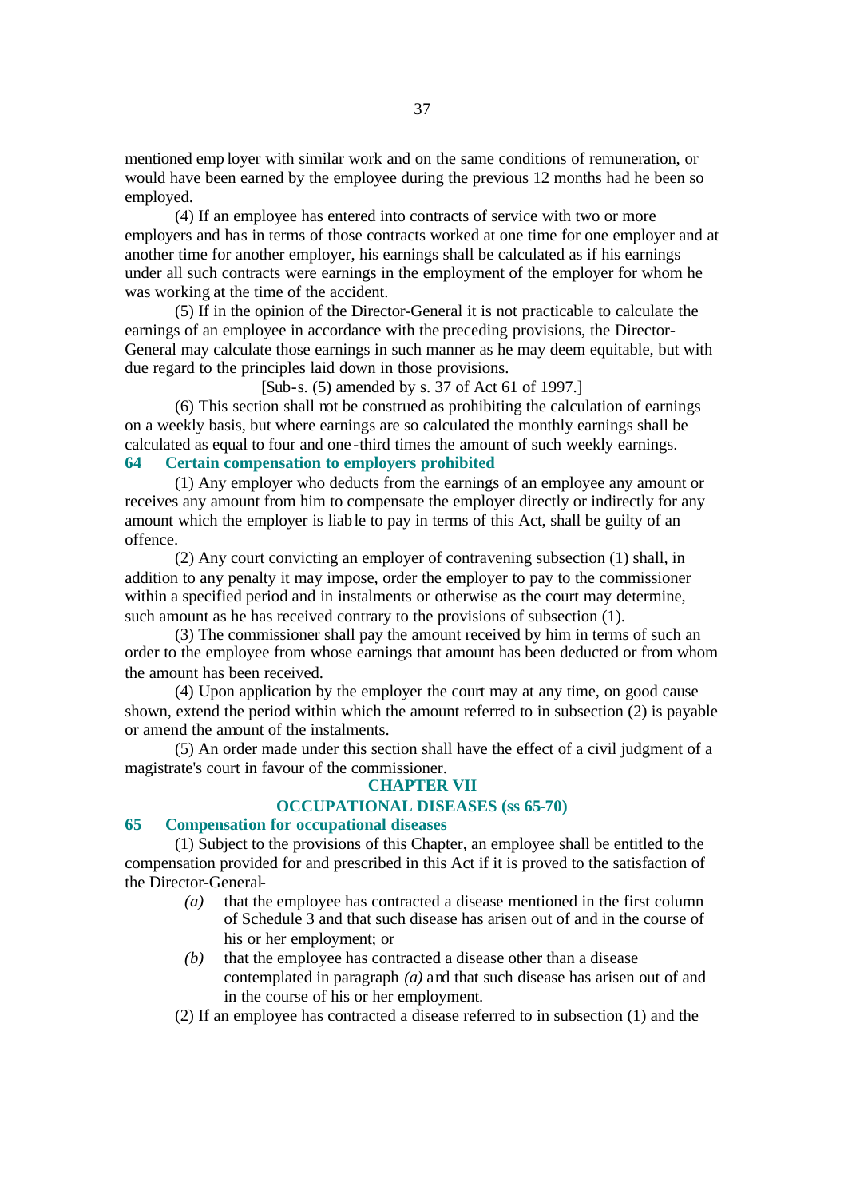mentioned employer with similar work and on the same conditions of remuneration, or would have been earned by the employee during the previous 12 months had he been so employed.

(4) If an employee has entered into contracts of service with two or more employers and has in terms of those contracts worked at one time for one employer and at another time for another employer, his earnings shall be calculated as if his earnings under all such contracts were earnings in the employment of the employer for whom he was working at the time of the accident.

(5) If in the opinion of the Director-General it is not practicable to calculate the earnings of an employee in accordance with the preceding provisions, the Director-General may calculate those earnings in such manner as he may deem equitable, but with due regard to the principles laid down in those provisions.

[Sub-s. (5) amended by s. 37 of Act 61 of 1997.]

(6) This section shall not be construed as prohibiting the calculation of earnings on a weekly basis, but where earnings are so calculated the monthly earnings shall be calculated as equal to four and one-third times the amount of such weekly earnings.

### 64 Certain compensation to employers prohibited

(1) Any employer who deducts from the earnings of an employee any amount or receives any amount from him to compensate the employer directly or indirectly for any amount which the employer is liable to pay in terms of this Act, shall be guilty of an offence.

(2) Any court convicting an employer of contravening subsection (1) shall, in addition to any penalty it may impose, order the employer to pay to the commissioner within a specified period and in instalments or otherwise as the court may determine, such amount as he has received contrary to the provisions of subsection (1).

(3) The commissioner shall pay the amount received by him in terms of such an order to the employee from whose earnings that amount has been deducted or from whom the amount has been received.

(4) Upon application by the employer the court may at any time, on good cause shown, extend the period within which the amount referred to in subsection (2) is payable or amend the amount of the instalments.

(5) An order made under this section shall have the effect of a civil judgment of a magistrate's court in favour of the commissioner.

## CHAPTER VII
## OCCUPATIONAL DISEASES (ss 65-70)

### 65 Compensation for occupational diseases

(1) Subject to the provisions of this Chapter, an employee shall be entitled to the compensation provided for and prescribed in this Act if it is proved to the satisfaction of the Director-General-

*(a)* that the employee has contracted a disease mentioned in the first column of Schedule 3 and that such disease has arisen out of and in the course of his or her employment; or

*(b)* that the employee has contracted a disease other than a disease contemplated in paragraph *(a)* and that such disease has arisen out of and in the course of his or her employment.

(2) If an employee has contracted a disease referred to in subsection (1) and the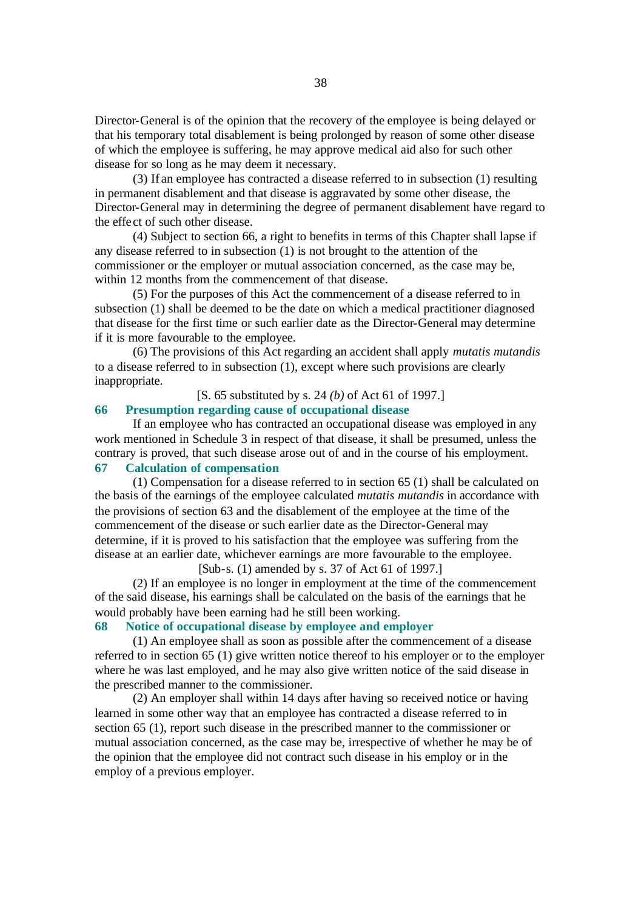Director-General is of the opinion that the recovery of the employee is being delayed or that his temporary total disablement is being prolonged by reason of some other disease of which the employee is suffering, he may approve medical aid also for such other disease for so long as he may deem it necessary.

(3) If an employee has contracted a disease referred to in subsection (1) resulting in permanent disablement and that disease is aggravated by some other disease, the Director-General may in determining the degree of permanent disablement have regard to the effect of such other disease.

(4) Subject to section 66, a right to benefits in terms of this Chapter shall lapse if any disease referred to in subsection (1) is not brought to the attention of the commissioner or the employer or mutual association concerned, as the case may be, within 12 months from the commencement of that disease.

(5) For the purposes of this Act the commencement of a disease referred to in subsection (1) shall be deemed to be the date on which a medical practitioner diagnosed that disease for the first time or such earlier date as the Director-General may determine if it is more favourable to the employee.

(6) The provisions of this Act regarding an accident shall apply *mutatis mutandis* to a disease referred to in subsection (1), except where such provisions are clearly inappropriate.

[S. 65 substituted by s. 24 *(b)* of Act 61 of 1997.]

### 66 Presumption regarding cause of occupational disease

If an employee who has contracted an occupational disease was employed in any work mentioned in Schedule 3 in respect of that disease, it shall be presumed, unless the contrary is proved, that such disease arose out of and in the course of his employment.

### 67 Calculation of compensation

(1) Compensation for a disease referred to in section 65 (1) shall be calculated on the basis of the earnings of the employee calculated *mutatis mutandis* in accordance with the provisions of section 63 and the disablement of the employee at the time of the commencement of the disease or such earlier date as the Director-General may determine, if it is proved to his satisfaction that the employee was suffering from the disease at an earlier date, whichever earnings are more favourable to the employee.

[Sub-s. (1) amended by s. 37 of Act 61 of 1997.]

(2) If an employee is no longer in employment at the time of the commencement of the said disease, his earnings shall be calculated on the basis of the earnings that he would probably have been earning had he still been working.

### 68 Notice of occupational disease by employee and employer

(1) An employee shall as soon as possible after the commencement of a disease referred to in section 65 (1) give written notice thereof to his employer or to the employer where he was last employed, and he may also give written notice of the said disease in the prescribed manner to the commissioner.

(2) An employer shall within 14 days after having so received notice or having learned in some other way that an employee has contracted a disease referred to in section 65 (1), report such disease in the prescribed manner to the commissioner or mutual association concerned, as the case may be, irrespective of whether he may be of the opinion that the employee did not contract such disease in his employ or in the employ of a previous employer.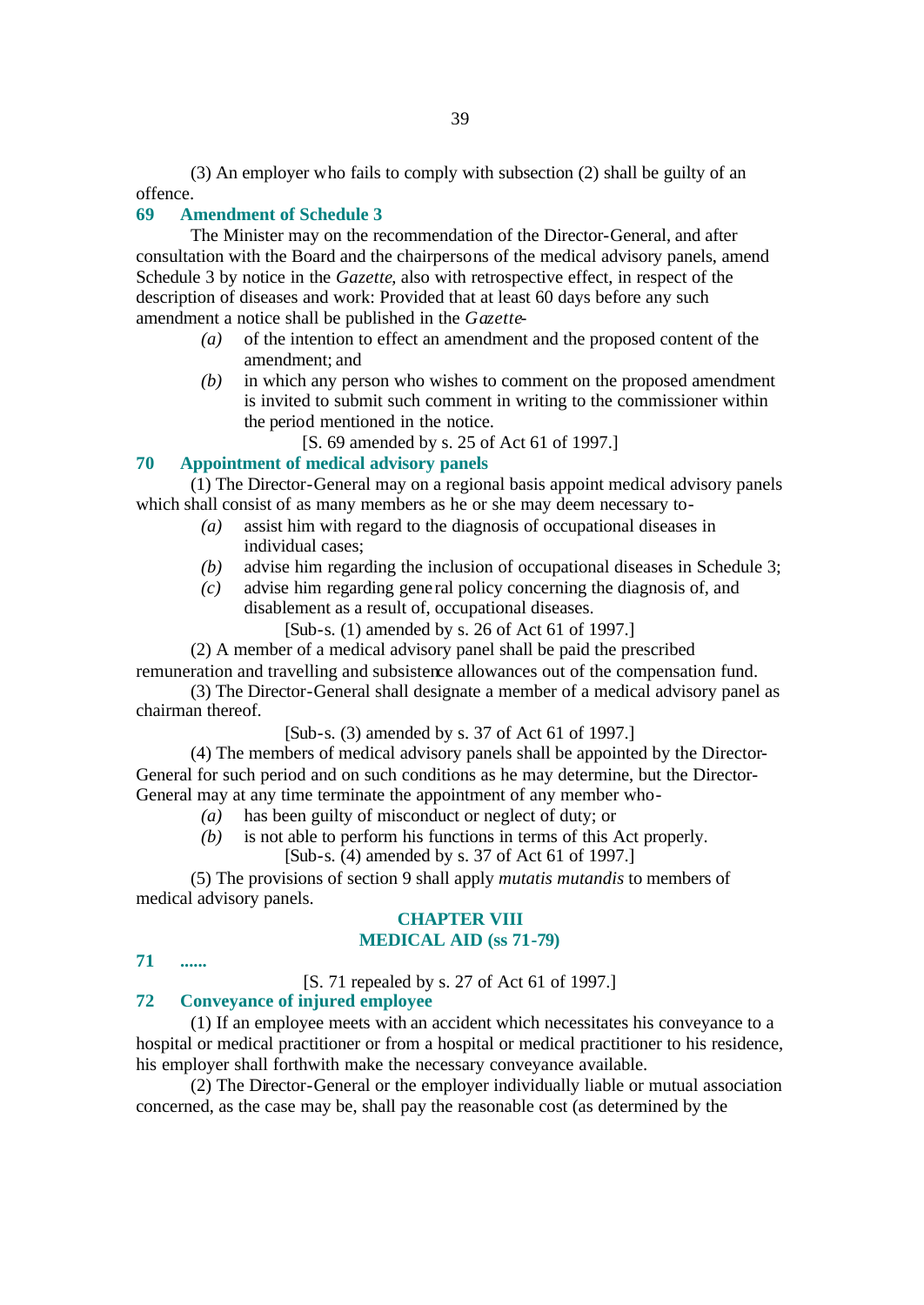(3) An employer who fails to comply with subsection (2) shall be guilty of an offence.

### 69 Amendment of Schedule 3

The Minister may on the recommendation of the Director-General, and after consultation with the Board and the chairpersons of the medical advisory panels, amend Schedule 3 by notice in the *Gazette*, also with retrospective effect, in respect of the description of diseases and work: Provided that at least 60 days before any such amendment a notice shall be published in the *Gazette*-

*(a)* of the intention to effect an amendment and the proposed content of the amendment; and

*(b)* in which any person who wishes to comment on the proposed amendment is invited to submit such comment in writing to the commissioner within the period mentioned in the notice.

[S. 69 amended by s. 25 of Act 61 of 1997.]

### 70 Appointment of medical advisory panels

(1) The Director-General may on a regional basis appoint medical advisory panels which shall consist of as many members as he or she may deem necessary to-

*(a)* assist him with regard to the diagnosis of occupational diseases in individual cases;

*(b)* advise him regarding the inclusion of occupational diseases in Schedule 3;

*(c)* advise him regarding general policy concerning the diagnosis of, and disablement as a result of, occupational diseases.

[Sub-s. (1) amended by s. 26 of Act 61 of 1997.]

(2) A member of a medical advisory panel shall be paid the prescribed remuneration and travelling and subsistence allowances out of the compensation fund.

(3) The Director-General shall designate a member of a medical advisory panel as chairman thereof.

[Sub-s. (3) amended by s. 37 of Act 61 of 1997.]

(4) The members of medical advisory panels shall be appointed by the Director-General for such period and on such conditions as he may determine, but the Director-General may at any time terminate the appointment of any member who-

*(a)* has been guilty of misconduct or neglect of duty; or

*(b)* is not able to perform his functions in terms of this Act properly.

[Sub-s. (4) amended by s. 37 of Act 61 of 1997.]

(5) The provisions of section 9 shall apply *mutatis mutandis* to members of medical advisory panels.

## CHAPTER VIII
## MEDICAL AID (ss 71-79)

### 71 ......

[S. 71 repealed by s. 27 of Act 61 of 1997.]

### 72 Conveyance of injured employee

(1) If an employee meets with an accident which necessitates his conveyance to a hospital or medical practitioner or from a hospital or medical practitioner to his residence, his employer shall forthwith make the necessary conveyance available.

(2) The Director-General or the employer individually liable or mutual association concerned, as the case may be, shall pay the reasonable cost (as determined by the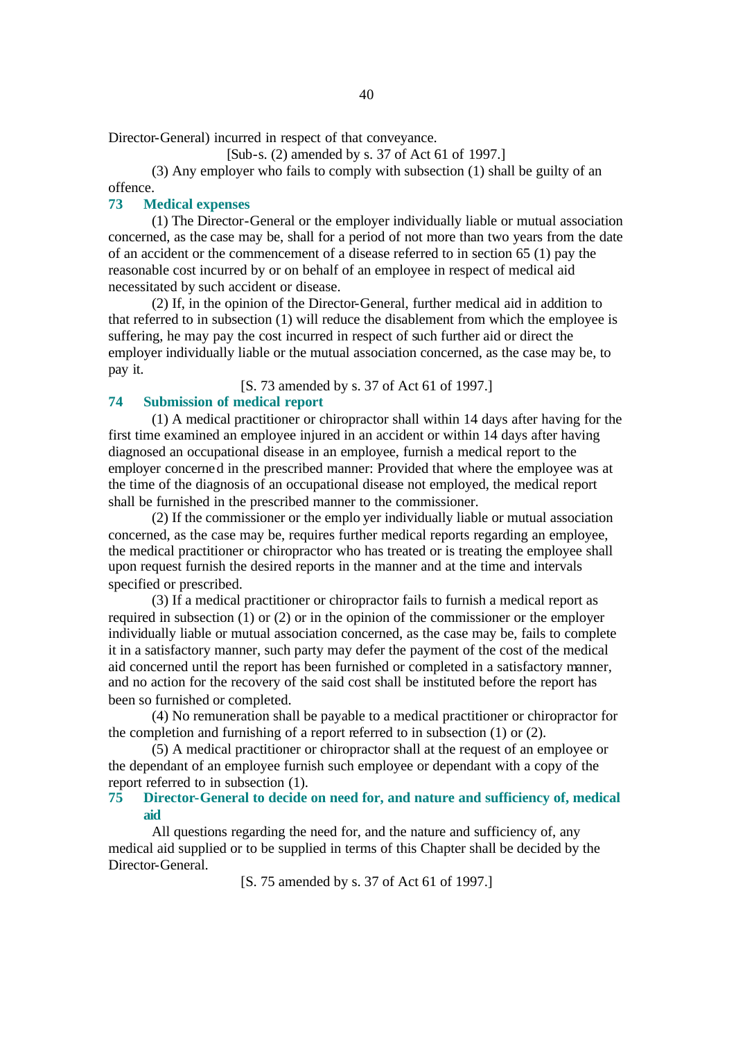Director-General) incurred in respect of that conveyance.

[Sub-s. (2) amended by s. 37 of Act 61 of 1997.]

(3) Any employer who fails to comply with subsection (1) shall be guilty of an offence.

### 73 Medical expenses

(1) The Director-General or the employer individually liable or mutual association concerned, as the case may be, shall for a period of not more than two years from the date of an accident or the commencement of a disease referred to in section 65 (1) pay the reasonable cost incurred by or on behalf of an employee in respect of medical aid necessitated by such accident or disease.

(2) If, in the opinion of the Director-General, further medical aid in addition to that referred to in subsection (1) will reduce the disablement from which the employee is suffering, he may pay the cost incurred in respect of such further aid or direct the employer individually liable or the mutual association concerned, as the case may be, to pay it.

[S. 73 amended by s. 37 of Act 61 of 1997.]

### 74 Submission of medical report

(1) A medical practitioner or chiropractor shall within 14 days after having for the first time examined an employee injured in an accident or within 14 days after having diagnosed an occupational disease in an employee, furnish a medical report to the employer concerned in the prescribed manner: Provided that where the employee was at the time of the diagnosis of an occupational disease not employed, the medical report shall be furnished in the prescribed manner to the commissioner.

(2) If the commissioner or the employer individually liable or mutual association concerned, as the case may be, requires further medical reports regarding an employee, the medical practitioner or chiropractor who has treated or is treating the employee shall upon request furnish the desired reports in the manner and at the time and intervals specified or prescribed.

(3) If a medical practitioner or chiropractor fails to furnish a medical report as required in subsection (1) or (2) or in the opinion of the commissioner or the employer individually liable or mutual association concerned, as the case may be, fails to complete it in a satisfactory manner, such party may defer the payment of the cost of the medical aid concerned until the report has been furnished or completed in a satisfactory manner, and no action for the recovery of the said cost shall be instituted before the report has been so furnished or completed.

(4) No remuneration shall be payable to a medical practitioner or chiropractor for the completion and furnishing of a report referred to in subsection (1) or (2).

(5) A medical practitioner or chiropractor shall at the request of an employee or the dependant of an employee furnish such employee or dependant with a copy of the report referred to in subsection (1).

### 75 Director-General to decide on need for, and nature and sufficiency of, medical aid

All questions regarding the need for, and the nature and sufficiency of, any medical aid supplied or to be supplied in terms of this Chapter shall be decided by the Director-General.

[S. 75 amended by s. 37 of Act 61 of 1997.]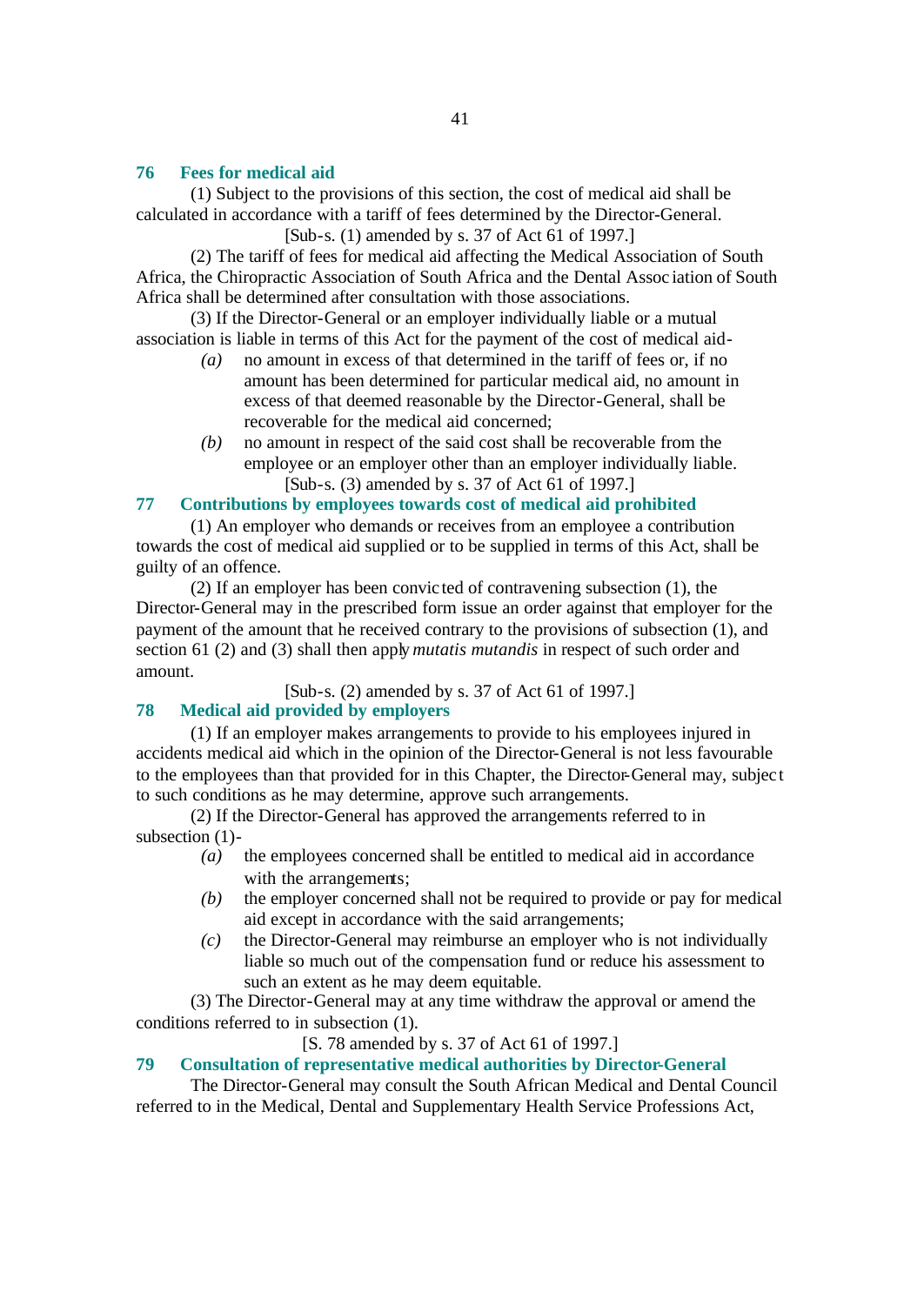### 76 Fees for medical aid

(1) Subject to the provisions of this section, the cost of medical aid shall be calculated in accordance with a tariff of fees determined by the Director-General.

[Sub-s. (1) amended by s. 37 of Act 61 of 1997.]

(2) The tariff of fees for medical aid affecting the Medical Association of South Africa, the Chiropractic Association of South Africa and the Dental Association of South Africa shall be determined after consultation with those associations.

(3) If the Director-General or an employer individually liable or a mutual association is liable in terms of this Act for the payment of the cost of medical aid-

*(a)* no amount in excess of that determined in the tariff of fees or, if no amount has been determined for particular medical aid, no amount in excess of that deemed reasonable by the Director-General, shall be recoverable for the medical aid concerned;

*(b)* no amount in respect of the said cost shall be recoverable from the employee or an employer other than an employer individually liable.

[Sub-s. (3) amended by s. 37 of Act 61 of 1997.]

### 77 Contributions by employees towards cost of medical aid prohibited

(1) An employer who demands or receives from an employee a contribution towards the cost of medical aid supplied or to be supplied in terms of this Act, shall be guilty of an offence.

(2) If an employer has been convicted of contravening subsection (1), the Director-General may in the prescribed form issue an order against that employer for the payment of the amount that he received contrary to the provisions of subsection (1), and section 61 (2) and (3) shall then apply *mutatis mutandis* in respect of such order and amount.

[Sub-s. (2) amended by s. 37 of Act 61 of 1997.]

### 78 Medical aid provided by employers

(1) If an employer makes arrangements to provide to his employees injured in accidents medical aid which in the opinion of the Director-General is not less favourable to the employees than that provided for in this Chapter, the Director-General may, subject to such conditions as he may determine, approve such arrangements.

(2) If the Director-General has approved the arrangements referred to in subsection (1)-

*(a)* the employees concerned shall be entitled to medical aid in accordance with the arrangements;

*(b)* the employer concerned shall not be required to provide or pay for medical aid except in accordance with the said arrangements;

*(c)* the Director-General may reimburse an employer who is not individually liable so much out of the compensation fund or reduce his assessment to such an extent as he may deem equitable.

(3) The Director-General may at any time withdraw the approval or amend the conditions referred to in subsection (1).

[S. 78 amended by s. 37 of Act 61 of 1997.]

### 79 Consultation of representative medical authorities by Director-General

The Director-General may consult the South African Medical and Dental Council referred to in the Medical, Dental and Supplementary Health Service Professions Act,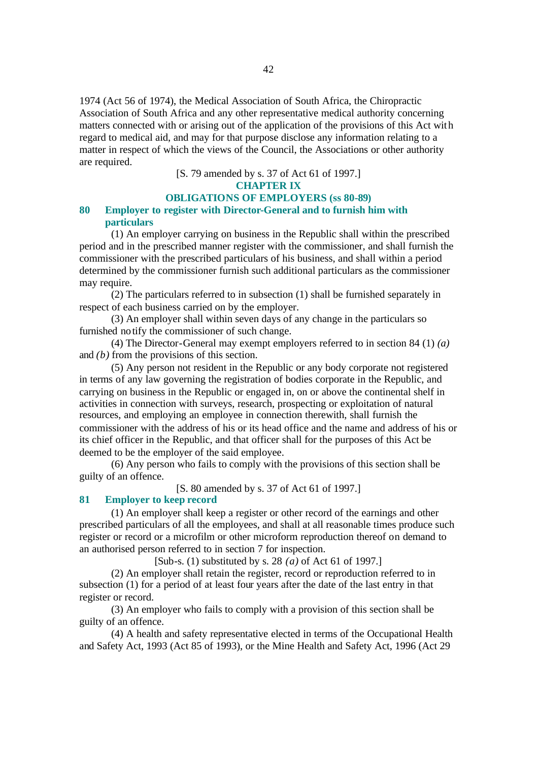1974 (Act 56 of 1974), the Medical Association of South Africa, the Chiropractic Association of South Africa and any other representative medical authority concerning matters connected with or arising out of the application of the provisions of this Act with regard to medical aid, and may for that purpose disclose any information relating to a matter in respect of which the views of the Council, the Associations or other authority are required.

[S. 79 amended by s. 37 of Act 61 of 1997.]

## CHAPTER IX

## OBLIGATIONS OF EMPLOYERS (ss 80-89)

### 80 Employer to register with Director-General and to furnish him with particulars

(1) An employer carrying on business in the Republic shall within the prescribed period and in the prescribed manner register with the commissioner, and shall furnish the commissioner with the prescribed particulars of his business, and shall within a period determined by the commissioner furnish such additional particulars as the commissioner may require.

(2) The particulars referred to in subsection (1) shall be furnished separately in respect of each business carried on by the employer.

(3) An employer shall within seven days of any change in the particulars so furnished notify the commissioner of such change.

(4) The Director-General may exempt employers referred to in section 84 (1) *(a)* and *(b)* from the provisions of this section.

(5) Any person not resident in the Republic or any body corporate not registered in terms of any law governing the registration of bodies corporate in the Republic, and carrying on business in the Republic or engaged in, on or above the continental shelf in activities in connection with surveys, research, prospecting or exploitation of natural resources, and employing an employee in connection therewith, shall furnish the commissioner with the address of his or its head office and the name and address of his or its chief officer in the Republic, and that officer shall for the purposes of this Act be deemed to be the employer of the said employee.

(6) Any person who fails to comply with the provisions of this section shall be guilty of an offence.

[S. 80 amended by s. 37 of Act 61 of 1997.]

### 81 Employer to keep record

(1) An employer shall keep a register or other record of the earnings and other prescribed particulars of all the employees, and shall at all reasonable times produce such register or record or a microfilm or other microform reproduction thereof on demand to an authorised person referred to in section 7 for inspection.

[Sub-s. (1) substituted by s. 28 *(a)* of Act 61 of 1997.]

(2) An employer shall retain the register, record or reproduction referred to in subsection (1) for a period of at least four years after the date of the last entry in that register or record.

(3) An employer who fails to comply with a provision of this section shall be guilty of an offence.

(4) A health and safety representative elected in terms of the Occupational Health and Safety Act, 1993 (Act 85 of 1993), or the Mine Health and Safety Act, 1996 (Act 29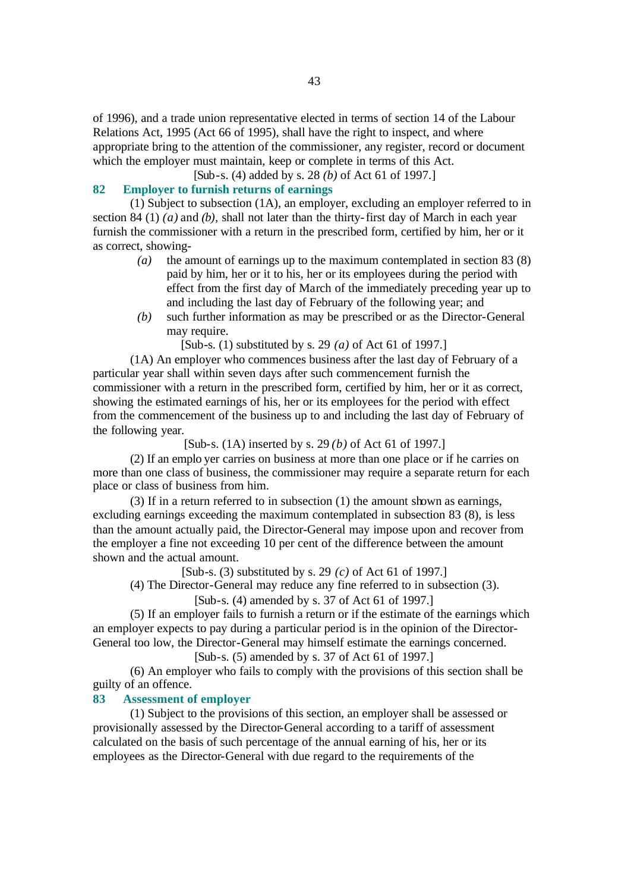of 1996), and a trade union representative elected in terms of section 14 of the Labour Relations Act, 1995 (Act 66 of 1995), shall have the right to inspect, and where appropriate bring to the attention of the commissioner, any register, record or document which the employer must maintain, keep or complete in terms of this Act.

[Sub-s. (4) added by s. 28 *(b)* of Act 61 of 1997.]

### 82 Employer to furnish returns of earnings

(1) Subject to subsection (1A), an employer, excluding an employer referred to in section 84 (1) *(a)* and *(b)*, shall not later than the thirty-first day of March in each year furnish the commissioner with a return in the prescribed form, certified by him, her or it as correct, showing-

*(a)* the amount of earnings up to the maximum contemplated in section 83 (8) paid by him, her or it to his, her or its employees during the period with effect from the first day of March of the immediately preceding year up to and including the last day of February of the following year; and

*(b)* such further information as may be prescribed or as the Director-General may require.

[Sub-s. (1) substituted by s. 29 *(a)* of Act 61 of 1997.]

(1A) An employer who commences business after the last day of February of a particular year shall within seven days after such commencement furnish the commissioner with a return in the prescribed form, certified by him, her or it as correct, showing the estimated earnings of his, her or its employees for the period with effect from the commencement of the business up to and including the last day of February of the following year.

[Sub-s. (1A) inserted by s. 29 *(b)* of Act 61 of 1997.]

(2) If an employer carries on business at more than one place or if he carries on more than one class of business, the commissioner may require a separate return for each place or class of business from him.

(3) If in a return referred to in subsection (1) the amount shown as earnings, excluding earnings exceeding the maximum contemplated in subsection 83 (8), is less than the amount actually paid, the Director-General may impose upon and recover from the employer a fine not exceeding 10 per cent of the difference between the amount shown and the actual amount.

[Sub-s. (3) substituted by s. 29 *(c)* of Act 61 of 1997.]

(4) The Director-General may reduce any fine referred to in subsection (3).

[Sub-s. (4) amended by s. 37 of Act 61 of 1997.]

(5) If an employer fails to furnish a return or if the estimate of the earnings which an employer expects to pay during a particular period is in the opinion of the Director-General too low, the Director-General may himself estimate the earnings concerned.

[Sub-s. (5) amended by s. 37 of Act 61 of 1997.]

(6) An employer who fails to comply with the provisions of this section shall be guilty of an offence.

### 83 Assessment of employer

(1) Subject to the provisions of this section, an employer shall be assessed or provisionally assessed by the Director-General according to a tariff of assessment calculated on the basis of such percentage of the annual earning of his, her or its employees as the Director-General with due regard to the requirements of the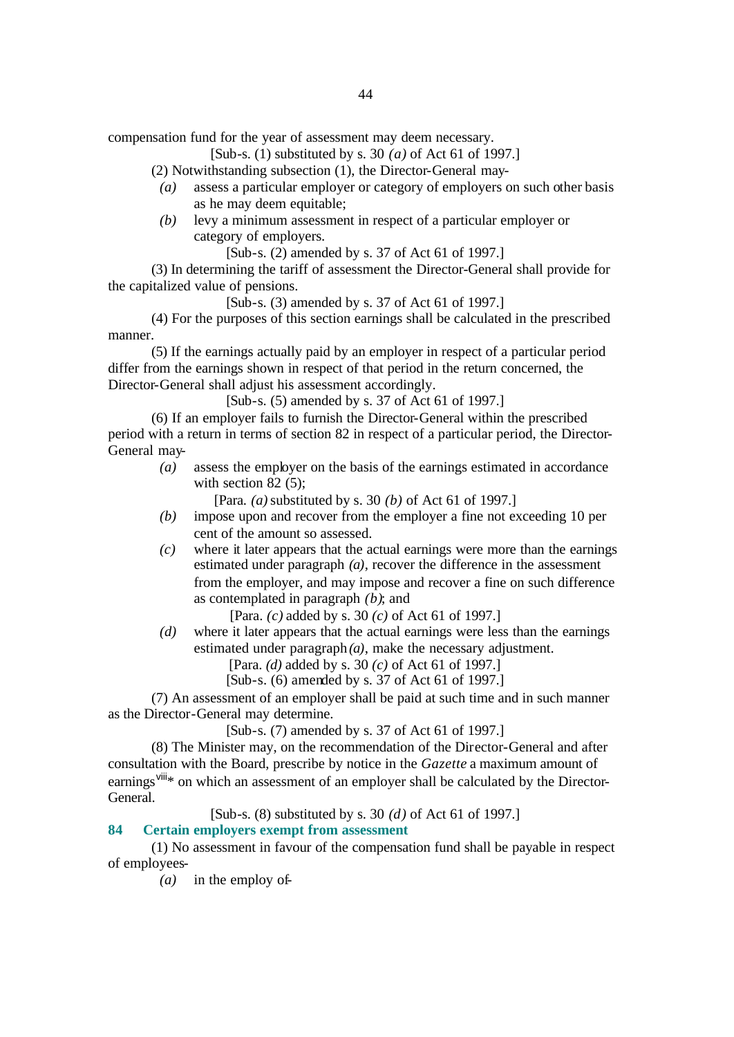compensation fund for the year of assessment may deem necessary.

[Sub-s. (1) substituted by s. 30 *(a)* of Act 61 of 1997.]

(2) Notwithstanding subsection (1), the Director-General may-

*(a)* assess a particular employer or category of employers on such other basis as he may deem equitable;

*(b)* levy a minimum assessment in respect of a particular employer or category of employers.

[Sub-s. (2) amended by s. 37 of Act 61 of 1997.]

(3) In determining the tariff of assessment the Director-General shall provide for the capitalized value of pensions.

[Sub-s. (3) amended by s. 37 of Act 61 of 1997.]

(4) For the purposes of this section earnings shall be calculated in the prescribed manner.

(5) If the earnings actually paid by an employer in respect of a particular period differ from the earnings shown in respect of that period in the return concerned, the Director-General shall adjust his assessment accordingly.

[Sub-s. (5) amended by s. 37 of Act 61 of 1997.]

(6) If an employer fails to furnish the Director-General within the prescribed period with a return in terms of section 82 in respect of a particular period, the Director-General may-

*(a)* assess the employer on the basis of the earnings estimated in accordance with section 82 (5);

[Para. *(a)* substituted by s. 30 *(b)* of Act 61 of 1997.]

*(b)* impose upon and recover from the employer a fine not exceeding 10 per cent of the amount so assessed.

*(c)* where it later appears that the actual earnings were more than the earnings estimated under paragraph *(a)*, recover the difference in the assessment from the employer, and may impose and recover a fine on such difference as contemplated in paragraph *(b)*; and

[Para. *(c)* added by s. 30 *(c)* of Act 61 of 1997.]

*(d)* where it later appears that the actual earnings were less than the earnings estimated under paragraph *(a)*, make the necessary adjustment.

[Para. *(d)* added by s. 30 *(c)* of Act 61 of 1997.]

[Sub-s. (6) amended by s. 37 of Act 61 of 1997.]

(7) An assessment of an employer shall be paid at such time and in such manner as the Director-General may determine.

[Sub-s. (7) amended by s. 37 of Act 61 of 1997.]

(8) The Minister may, on the recommendation of the Director-General and after consultation with the Board, prescribe by notice in the *Gazette* a maximum amount of earnings[viii]* on which an assessment of an employer shall be calculated by the Director-General.

[Sub-s. (8) substituted by s. 30 *(d)* of Act 61 of 1997.]

## 84 Certain employers exempt from assessment

(1) No assessment in favour of the compensation fund shall be payable in respect of employees-

*(a)* in the employ of-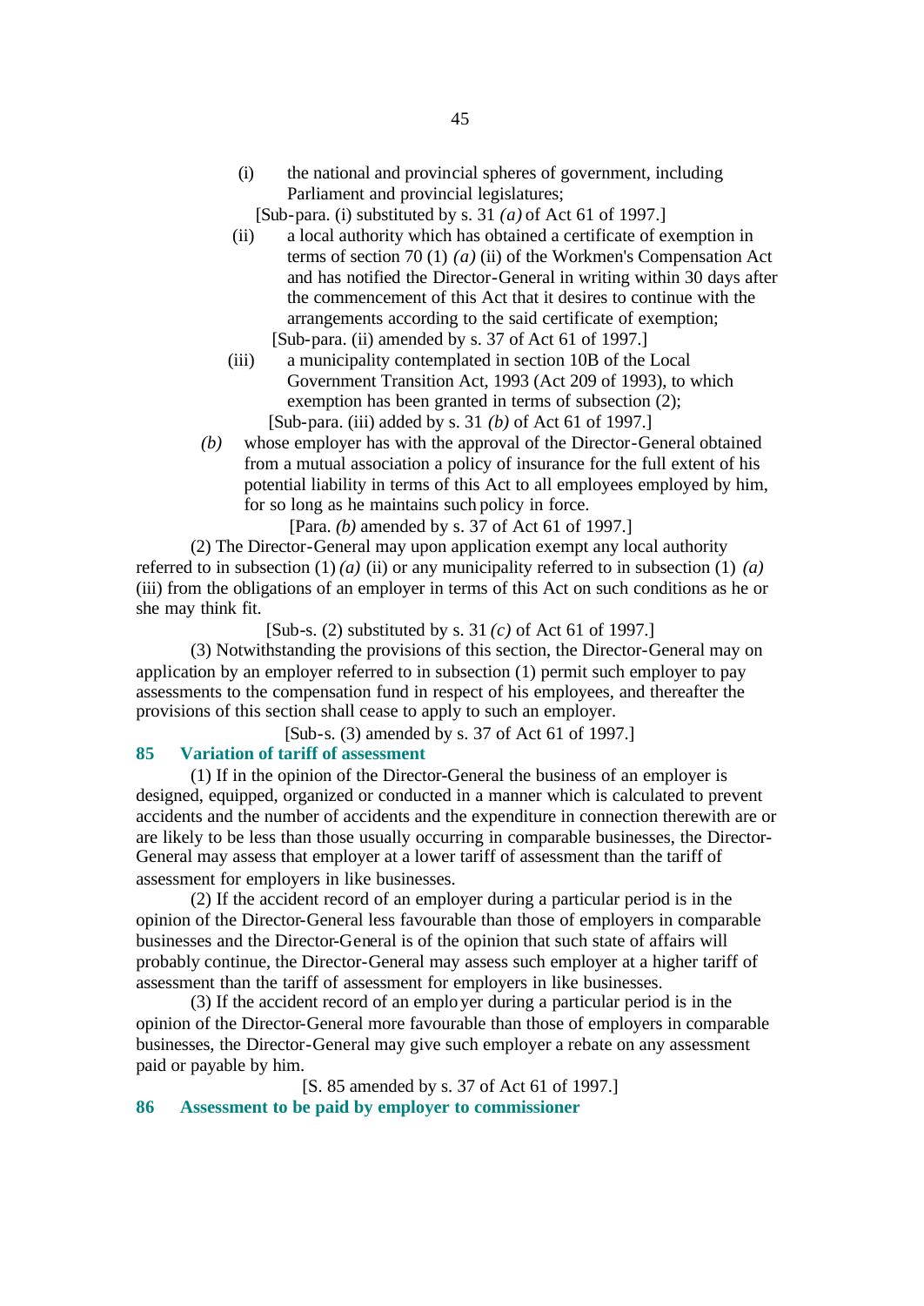(i) the national and provincial spheres of government, including Parliament and provincial legislatures;

[Sub-para. (i) substituted by s. 31 *(a)* of Act 61 of 1997.]

(ii) a local authority which has obtained a certificate of exemption in terms of section 70 (1) *(a)* (ii) of the Workmen's Compensation Act and has notified the Director-General in writing within 30 days after the commencement of this Act that it desires to continue with the arrangements according to the said certificate of exemption;

[Sub-para. (ii) amended by s. 37 of Act 61 of 1997.]

(iii) a municipality contemplated in section 10B of the Local Government Transition Act, 1993 (Act 209 of 1993), to which exemption has been granted in terms of subsection (2);

[Sub-para. (iii) added by s. 31 *(b)* of Act 61 of 1997.]

*(b)* whose employer has with the approval of the Director-General obtained from a mutual association a policy of insurance for the full extent of his potential liability in terms of this Act to all employees employed by him, for so long as he maintains such policy in force.

[Para. *(b)* amended by s. 37 of Act 61 of 1997.]

(2) The Director-General may upon application exempt any local authority referred to in subsection (1) *(a)* (ii) or any municipality referred to in subsection (1) *(a)* (iii) from the obligations of an employer in terms of this Act on such conditions as he or she may think fit.

[Sub-s. (2) substituted by s. 31 *(c)* of Act 61 of 1997.]

(3) Notwithstanding the provisions of this section, the Director-General may on application by an employer referred to in subsection (1) permit such employer to pay assessments to the compensation fund in respect of his employees, and thereafter the provisions of this section shall cease to apply to such an employer.

[Sub-s. (3) amended by s. 37 of Act 61 of 1997.]

### 85 Variation of tariff of assessment

(1) If in the opinion of the Director-General the business of an employer is designed, equipped, organized or conducted in a manner which is calculated to prevent accidents and the number of accidents and the expenditure in connection therewith are or are likely to be less than those usually occurring in comparable businesses, the Director-General may assess that employer at a lower tariff of assessment than the tariff of assessment for employers in like businesses.

(2) If the accident record of an employer during a particular period is in the opinion of the Director-General less favourable than those of employers in comparable businesses and the Director-General is of the opinion that such state of affairs will probably continue, the Director-General may assess such employer at a higher tariff of assessment than the tariff of assessment for employers in like businesses.

(3) If the accident record of an employer during a particular period is in the opinion of the Director-General more favourable than those of employers in comparable businesses, the Director-General may give such employer a rebate on any assessment paid or payable by him.

[S. 85 amended by s. 37 of Act 61 of 1997.]

### 86 Assessment to be paid by employer to commissioner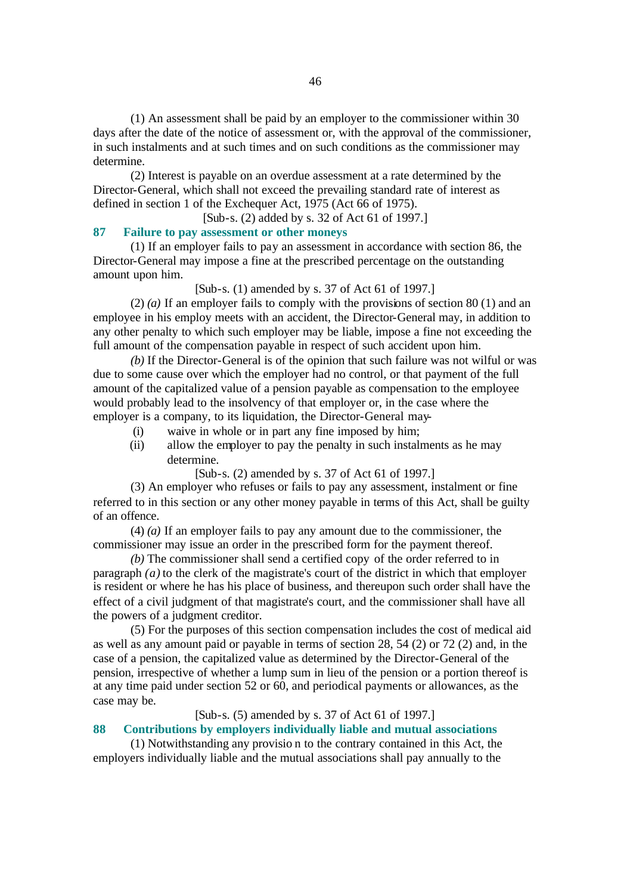(1) An assessment shall be paid by an employer to the commissioner within 30 days after the date of the notice of assessment or, with the approval of the commissioner, in such instalments and at such times and on such conditions as the commissioner may determine.

(2) Interest is payable on an overdue assessment at a rate determined by the Director-General, which shall not exceed the prevailing standard rate of interest as defined in section 1 of the Exchequer Act, 1975 (Act 66 of 1975).

[Sub-s. (2) added by s. 32 of Act 61 of 1997.]

## 87 Failure to pay assessment or other moneys

(1) If an employer fails to pay an assessment in accordance with section 86, the Director-General may impose a fine at the prescribed percentage on the outstanding amount upon him.

[Sub-s. (1) amended by s. 37 of Act 61 of 1997.]

(2) *(a)* If an employer fails to comply with the provisions of section 80 (1) and an employee in his employ meets with an accident, the Director-General may, in addition to any other penalty to which such employer may be liable, impose a fine not exceeding the full amount of the compensation payable in respect of such accident upon him.

*(b)* If the Director-General is of the opinion that such failure was not wilful or was due to some cause over which the employer had no control, or that payment of the full amount of the capitalized value of a pension payable as compensation to the employee would probably lead to the insolvency of that employer or, in the case where the employer is a company, to its liquidation, the Director-General may-

(i) waive in whole or in part any fine imposed by him;

(ii) allow the employer to pay the penalty in such instalments as he may determine.

[Sub-s. (2) amended by s. 37 of Act 61 of 1997.]

(3) An employer who refuses or fails to pay any assessment, instalment or fine referred to in this section or any other money payable in terms of this Act, shall be guilty of an offence.

(4) *(a)* If an employer fails to pay any amount due to the commissioner, the commissioner may issue an order in the prescribed form for the payment thereof.

*(b)* The commissioner shall send a certified copy of the order referred to in paragraph *(a)* to the clerk of the magistrate's court of the district in which that employer is resident or where he has his place of business, and thereupon such order shall have the effect of a civil judgment of that magistrate's court, and the commissioner shall have all the powers of a judgment creditor.

(5) For the purposes of this section compensation includes the cost of medical aid as well as any amount paid or payable in terms of section 28, 54 (2) or 72 (2) and, in the case of a pension, the capitalized value as determined by the Director-General of the pension, irrespective of whether a lump sum in lieu of the pension or a portion thereof is at any time paid under section 52 or 60, and periodical payments or allowances, as the case may be.

[Sub-s. (5) amended by s. 37 of Act 61 of 1997.]

## 88 Contributions by employers individually liable and mutual associations

(1) Notwithstanding any provision to the contrary contained in this Act, the employers individually liable and the mutual associations shall pay annually to the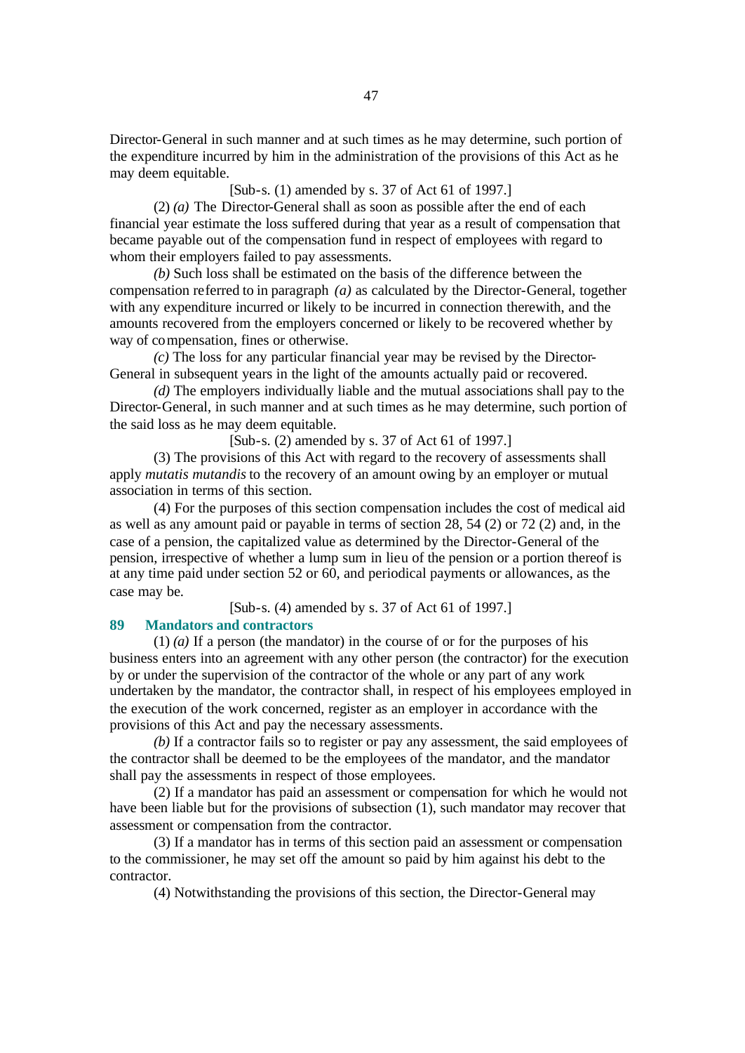Director-General in such manner and at such times as he may determine, such portion of the expenditure incurred by him in the administration of the provisions of this Act as he may deem equitable.

[Sub-s. (1) amended by s. 37 of Act 61 of 1997.]

(2) *(a)* The Director-General shall as soon as possible after the end of each financial year estimate the loss suffered during that year as a result of compensation that became payable out of the compensation fund in respect of employees with regard to whom their employers failed to pay assessments.

*(b)* Such loss shall be estimated on the basis of the difference between the compensation referred to in paragraph *(a)* as calculated by the Director-General, together with any expenditure incurred or likely to be incurred in connection therewith, and the amounts recovered from the employers concerned or likely to be recovered whether by way of compensation, fines or otherwise.

*(c)* The loss for any particular financial year may be revised by the Director-General in subsequent years in the light of the amounts actually paid or recovered.

*(d)* The employers individually liable and the mutual associations shall pay to the Director-General, in such manner and at such times as he may determine, such portion of the said loss as he may deem equitable.

[Sub-s. (2) amended by s. 37 of Act 61 of 1997.]

(3) The provisions of this Act with regard to the recovery of assessments shall apply *mutatis mutandis* to the recovery of an amount owing by an employer or mutual association in terms of this section.

(4) For the purposes of this section compensation includes the cost of medical aid as well as any amount paid or payable in terms of section 28, 54 (2) or 72 (2) and, in the case of a pension, the capitalized value as determined by the Director-General of the pension, irrespective of whether a lump sum in lieu of the pension or a portion thereof is at any time paid under section 52 or 60, and periodical payments or allowances, as the case may be.

[Sub-s. (4) amended by s. 37 of Act 61 of 1997.]

**89 Mandators and contractors**

(1) *(a)* If a person (the mandator) in the course of or for the purposes of his business enters into an agreement with any other person (the contractor) for the execution by or under the supervision of the contractor of the whole or any part of any work undertaken by the mandator, the contractor shall, in respect of his employees employed in the execution of the work concerned, register as an employer in accordance with the provisions of this Act and pay the necessary assessments.

*(b)* If a contractor fails so to register or pay any assessment, the said employees of the contractor shall be deemed to be the employees of the mandator, and the mandator shall pay the assessments in respect of those employees.

(2) If a mandator has paid an assessment or compensation for which he would not have been liable but for the provisions of subsection (1), such mandator may recover that assessment or compensation from the contractor.

(3) If a mandator has in terms of this section paid an assessment or compensation to the commissioner, he may set off the amount so paid by him against his debt to the contractor.

(4) Notwithstanding the provisions of this section, the Director-General may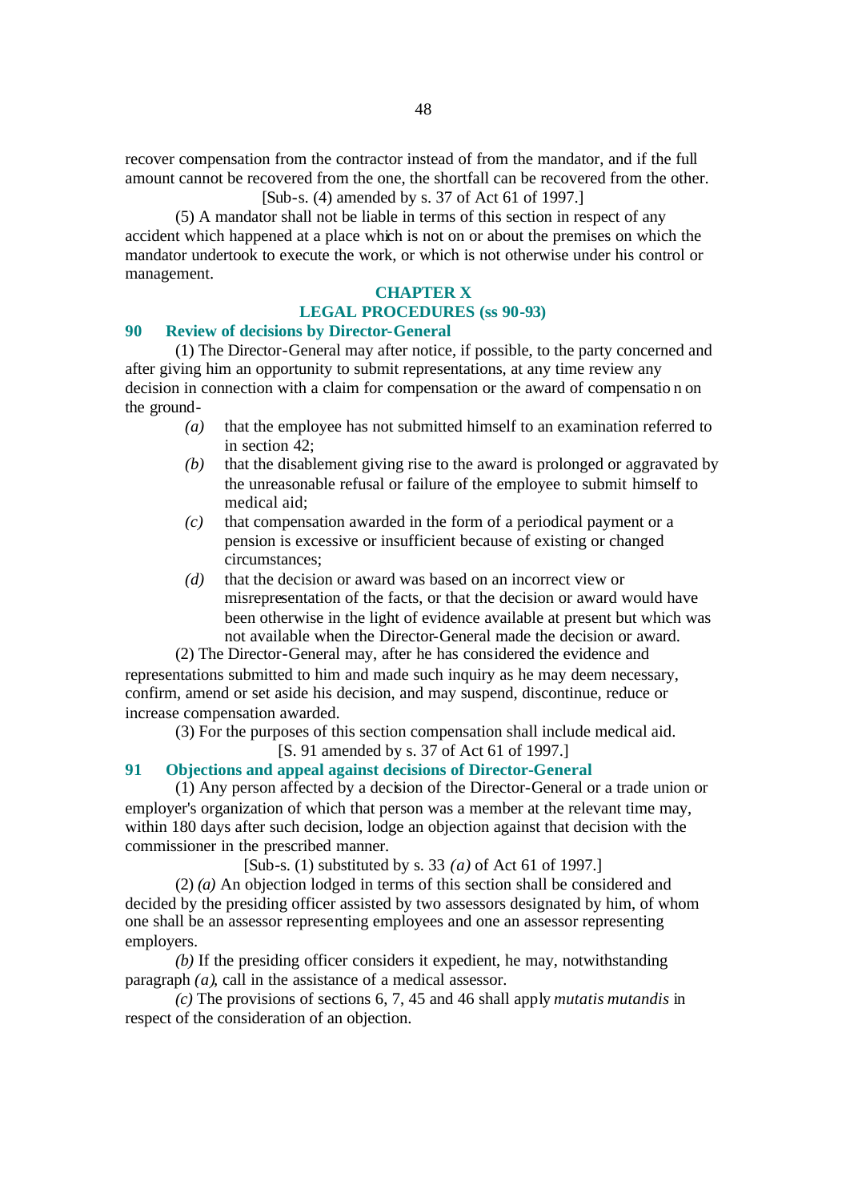recover compensation from the contractor instead of from the mandator, and if the full amount cannot be recovered from the one, the shortfall can be recovered from the other.

[Sub-s. (4) amended by s. 37 of Act 61 of 1997.]

(5) A mandator shall not be liable in terms of this section in respect of any accident which happened at a place which is not on or about the premises on which the mandator undertook to execute the work, or which is not otherwise under his control or management.

## CHAPTER X
## LEGAL PROCEDURES (ss 90-93)

### 90 Review of decisions by Director-General

(1) The Director-General may after notice, if possible, to the party concerned and after giving him an opportunity to submit representations, at any time review any decision in connection with a claim for compensation or the award of compensation on the ground-

*(a)* that the employee has not submitted himself to an examination referred to in section 42;

*(b)* that the disablement giving rise to the award is prolonged or aggravated by the unreasonable refusal or failure of the employee to submit himself to medical aid;

*(c)* that compensation awarded in the form of a periodical payment or a pension is excessive or insufficient because of existing or changed circumstances;

*(d)* that the decision or award was based on an incorrect view or misrepresentation of the facts, or that the decision or award would have been otherwise in the light of evidence available at present but which was not available when the Director-General made the decision or award.

(2) The Director-General may, after he has considered the evidence and representations submitted to him and made such inquiry as he may deem necessary, confirm, amend or set aside his decision, and may suspend, discontinue, reduce or increase compensation awarded.

(3) For the purposes of this section compensation shall include medical aid.

[S. 91 amended by s. 37 of Act 61 of 1997.]

### 91 Objections and appeal against decisions of Director-General

(1) Any person affected by a decision of the Director-General or a trade union or employer's organization of which that person was a member at the relevant time may, within 180 days after such decision, lodge an objection against that decision with the commissioner in the prescribed manner.

[Sub-s. (1) substituted by s. 33 *(a)* of Act 61 of 1997.]

(2) *(a)* An objection lodged in terms of this section shall be considered and decided by the presiding officer assisted by two assessors designated by him, of whom one shall be an assessor representing employees and one an assessor representing employers.

*(b)* If the presiding officer considers it expedient, he may, notwithstanding paragraph *(a)*, call in the assistance of a medical assessor.

*(c)* The provisions of sections 6, 7, 45 and 46 shall apply *mutatis mutandis* in respect of the consideration of an objection.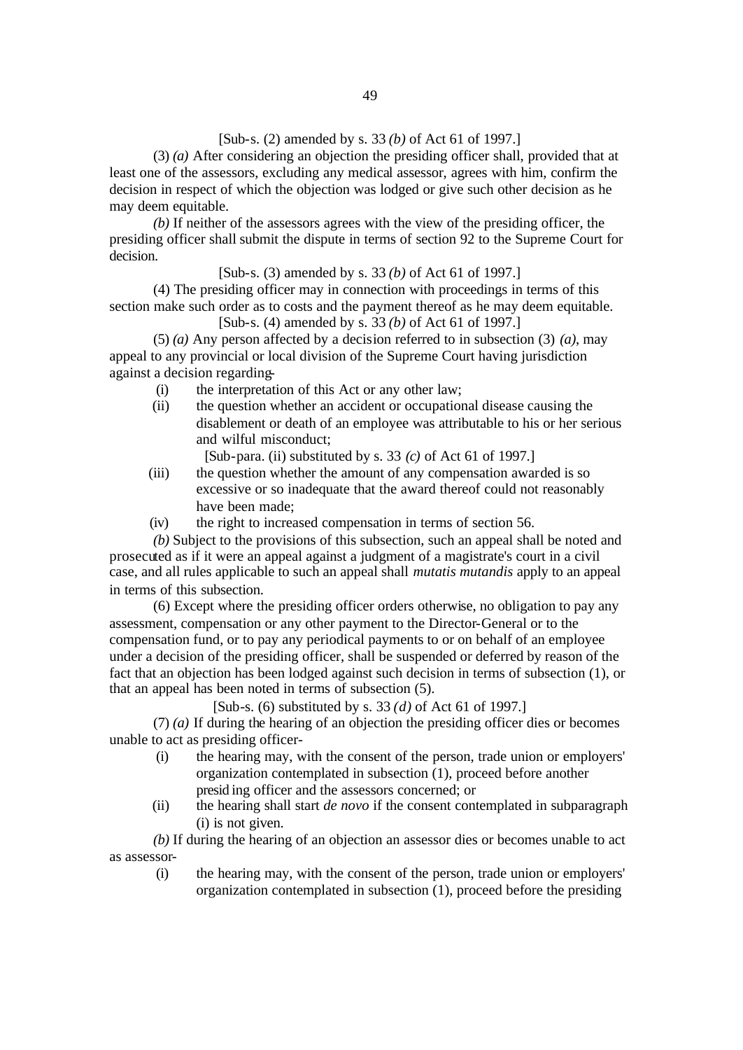[Sub-s. (2) amended by s. 33 *(b)* of Act 61 of 1997.]

(3) *(a)* After considering an objection the presiding officer shall, provided that at least one of the assessors, excluding any medical assessor, agrees with him, confirm the decision in respect of which the objection was lodged or give such other decision as he may deem equitable.

*(b)* If neither of the assessors agrees with the view of the presiding officer, the presiding officer shall submit the dispute in terms of section 92 to the Supreme Court for decision.

[Sub-s. (3) amended by s. 33 *(b)* of Act 61 of 1997.]

(4) The presiding officer may in connection with proceedings in terms of this section make such order as to costs and the payment thereof as he may deem equitable.

[Sub-s. (4) amended by s. 33 *(b)* of Act 61 of 1997.]

(5) *(a)* Any person affected by a decision referred to in subsection (3) *(a)*, may appeal to any provincial or local division of the Supreme Court having jurisdiction against a decision regarding-

(i) the interpretation of this Act or any other law;

(ii) the question whether an accident or occupational disease causing the disablement or death of an employee was attributable to his or her serious and wilful misconduct;

[Sub-para. (ii) substituted by s. 33 *(c)* of Act 61 of 1997.]

(iii) the question whether the amount of any compensation awarded is so excessive or so inadequate that the award thereof could not reasonably have been made;

(iv) the right to increased compensation in terms of section 56.

*(b)* Subject to the provisions of this subsection, such an appeal shall be noted and prosecuted as if it were an appeal against a judgment of a magistrate's court in a civil case, and all rules applicable to such an appeal shall *mutatis mutandis* apply to an appeal in terms of this subsection.

(6) Except where the presiding officer orders otherwise, no obligation to pay any assessment, compensation or any other payment to the Director-General or to the compensation fund, or to pay any periodical payments to or on behalf of an employee under a decision of the presiding officer, shall be suspended or deferred by reason of the fact that an objection has been lodged against such decision in terms of subsection (1), or that an appeal has been noted in terms of subsection (5).

[Sub-s. (6) substituted by s. 33 *(d)* of Act 61 of 1997.]

(7) *(a)* If during the hearing of an objection the presiding officer dies or becomes unable to act as presiding officer-

(i) the hearing may, with the consent of the person, trade union or employers' organization contemplated in subsection (1), proceed before another presiding officer and the assessors concerned; or

(ii) the hearing shall start *de novo* if the consent contemplated in subparagraph (i) is not given.

*(b)* If during the hearing of an objection an assessor dies or becomes unable to act as assessor-

(i) the hearing may, with the consent of the person, trade union or employers' organization contemplated in subsection (1), proceed before the presiding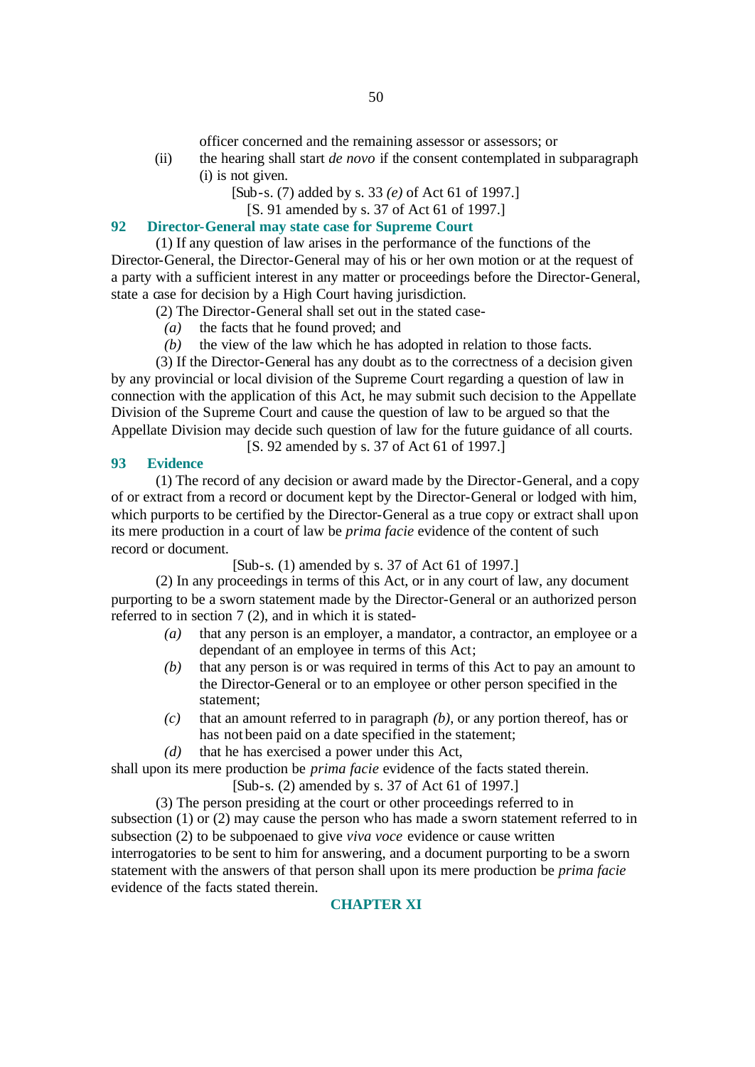officer concerned and the remaining assessor or assessors; or

(ii) the hearing shall start *de novo* if the consent contemplated in subparagraph (i) is not given.

[Sub-s. (7) added by s. 33 *(e)* of Act 61 of 1997.]

[S. 91 amended by s. 37 of Act 61 of 1997.]

### 92 Director-General may state case for Supreme Court

(1) If any question of law arises in the performance of the functions of the Director-General, the Director-General may of his or her own motion or at the request of a party with a sufficient interest in any matter or proceedings before the Director-General, state a case for decision by a High Court having jurisdiction.

(2) The Director-General shall set out in the stated case-

*(a)* the facts that he found proved; and

*(b)* the view of the law which he has adopted in relation to those facts.

(3) If the Director-General has any doubt as to the correctness of a decision given by any provincial or local division of the Supreme Court regarding a question of law in connection with the application of this Act, he may submit such decision to the Appellate Division of the Supreme Court and cause the question of law to be argued so that the Appellate Division may decide such question of law for the future guidance of all courts.

[S. 92 amended by s. 37 of Act 61 of 1997.]

### 93 Evidence

(1) The record of any decision or award made by the Director-General, and a copy of or extract from a record or document kept by the Director-General or lodged with him, which purports to be certified by the Director-General as a true copy or extract shall upon its mere production in a court of law be *prima facie* evidence of the content of such record or document.

[Sub-s. (1) amended by s. 37 of Act 61 of 1997.]

(2) In any proceedings in terms of this Act, or in any court of law, any document purporting to be a sworn statement made by the Director-General or an authorized person referred to in section 7 (2), and in which it is stated-

*(a)* that any person is an employer, a mandator, a contractor, an employee or a dependant of an employee in terms of this Act;

*(b)* that any person is or was required in terms of this Act to pay an amount to the Director-General or to an employee or other person specified in the statement;

*(c)* that an amount referred to in paragraph *(b)*, or any portion thereof, has or has not been paid on a date specified in the statement;

*(d)* that he has exercised a power under this Act,

shall upon its mere production be *prima facie* evidence of the facts stated therein.

[Sub-s. (2) amended by s. 37 of Act 61 of 1997.]

(3) The person presiding at the court or other proceedings referred to in subsection (1) or (2) may cause the person who has made a sworn statement referred to in subsection (2) to be subpoenaed to give *viva voce* evidence or cause written interrogatories to be sent to him for answering, and a document purporting to be a sworn statement with the answers of that person shall upon its mere production be *prima facie* evidence of the facts stated therein.

## CHAPTER XI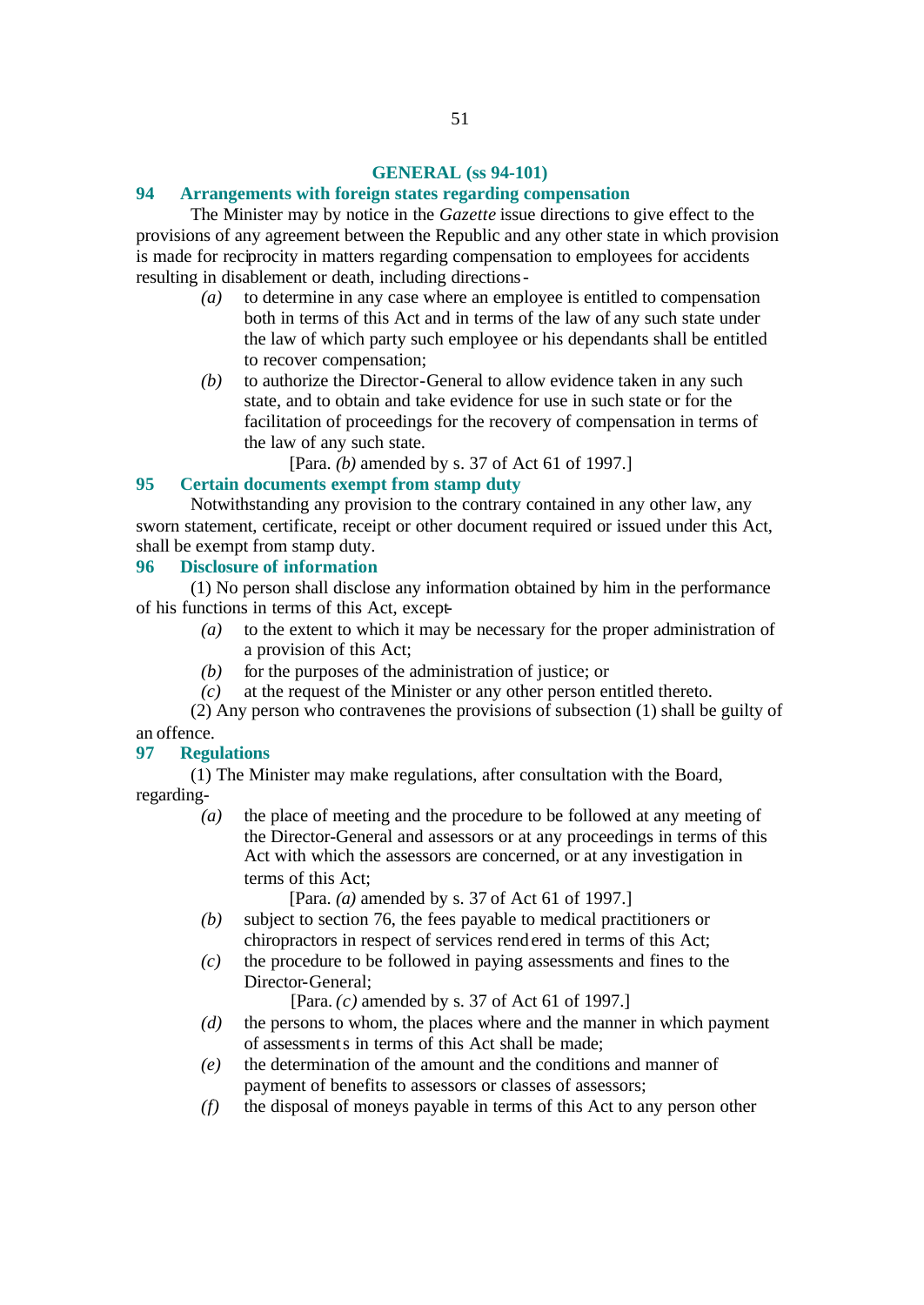## GENERAL (ss 94-101)

### 94 Arrangements with foreign states regarding compensation

The Minister may by notice in the *Gazette* issue directions to give effect to the provisions of any agreement between the Republic and any other state in which provision is made for reciprocity in matters regarding compensation to employees for accidents resulting in disablement or death, including directions-

*(a)* to determine in any case where an employee is entitled to compensation both in terms of this Act and in terms of the law of any such state under the law of which party such employee or his dependants shall be entitled to recover compensation;

*(b)* to authorize the Director-General to allow evidence taken in any such state, and to obtain and take evidence for use in such state or for the facilitation of proceedings for the recovery of compensation in terms of the law of any such state.

[Para. *(b)* amended by s. 37 of Act 61 of 1997.]

### 95 Certain documents exempt from stamp duty

Notwithstanding any provision to the contrary contained in any other law, any sworn statement, certificate, receipt or other document required or issued under this Act, shall be exempt from stamp duty.

### 96 Disclosure of information

(1) No person shall disclose any information obtained by him in the performance of his functions in terms of this Act, except-

*(a)* to the extent to which it may be necessary for the proper administration of a provision of this Act;

*(b)* for the purposes of the administration of justice; or

*(c)* at the request of the Minister or any other person entitled thereto.

(2) Any person who contravenes the provisions of subsection (1) shall be guilty of an offence.

### 97 Regulations

(1) The Minister may make regulations, after consultation with the Board, regarding-

*(a)* the place of meeting and the procedure to be followed at any meeting of the Director-General and assessors or at any proceedings in terms of this Act with which the assessors are concerned, or at any investigation in terms of this Act;

[Para. *(a)* amended by s. 37 of Act 61 of 1997.]

*(b)* subject to section 76, the fees payable to medical practitioners or chiropractors in respect of services rendered in terms of this Act;

*(c)* the procedure to be followed in paying assessments and fines to the Director-General;

[Para. *(c)* amended by s. 37 of Act 61 of 1997.]

*(d)* the persons to whom, the places where and the manner in which payment of assessments in terms of this Act shall be made;

*(e)* the determination of the amount and the conditions and manner of payment of benefits to assessors or classes of assessors;

*(f)* the disposal of moneys payable in terms of this Act to any person other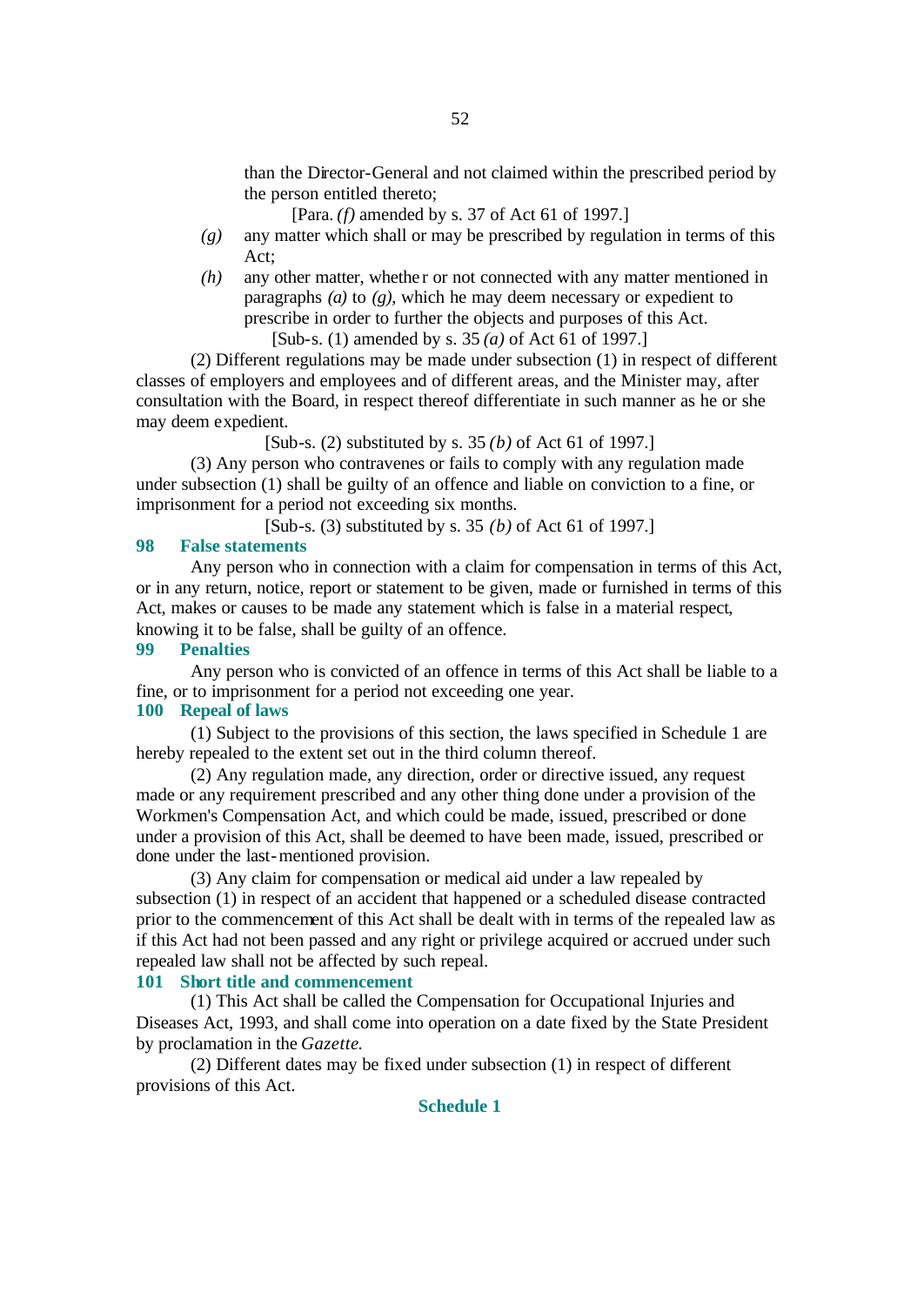than the Director-General and not claimed within the prescribed period by the person entitled thereto;

[Para. *(f)* amended by s. 37 of Act 61 of 1997.]

*(g)* any matter which shall or may be prescribed by regulation in terms of this Act;

*(h)* any other matter, whether or not connected with any matter mentioned in paragraphs *(a)* to *(g)*, which he may deem necessary or expedient to prescribe in order to further the objects and purposes of this Act.

[Sub-s. (1) amended by s. 35 *(a)* of Act 61 of 1997.]

(2) Different regulations may be made under subsection (1) in respect of different classes of employers and employees and of different areas, and the Minister may, after consultation with the Board, in respect thereof differentiate in such manner as he or she may deem expedient.

[Sub-s. (2) substituted by s. 35 *(b)* of Act 61 of 1997.]

(3) Any person who contravenes or fails to comply with any regulation made under subsection (1) shall be guilty of an offence and liable on conviction to a fine, or imprisonment for a period not exceeding six months.

[Sub-s. (3) substituted by s. 35 *(b)* of Act 61 of 1997.]

### 98 False statements

Any person who in connection with a claim for compensation in terms of this Act, or in any return, notice, report or statement to be given, made or furnished in terms of this Act, makes or causes to be made any statement which is false in a material respect, knowing it to be false, shall be guilty of an offence.

### 99 Penalties

Any person who is convicted of an offence in terms of this Act shall be liable to a fine, or to imprisonment for a period not exceeding one year.

### 100 Repeal of laws

(1) Subject to the provisions of this section, the laws specified in Schedule 1 are hereby repealed to the extent set out in the third column thereof.

(2) Any regulation made, any direction, order or directive issued, any request made or any requirement prescribed and any other thing done under a provision of the Workmen's Compensation Act, and which could be made, issued, prescribed or done under a provision of this Act, shall be deemed to have been made, issued, prescribed or done under the last-mentioned provision.

(3) Any claim for compensation or medical aid under a law repealed by subsection (1) in respect of an accident that happened or a scheduled disease contracted prior to the commencement of this Act shall be dealt with in terms of the repealed law as if this Act had not been passed and any right or privilege acquired or accrued under such repealed law shall not be affected by such repeal.

### 101 Short title and commencement

(1) This Act shall be called the Compensation for Occupational Injuries and Diseases Act, 1993, and shall come into operation on a date fixed by the State President by proclamation in the *Gazette*.

(2) Different dates may be fixed under subsection (1) in respect of different provisions of this Act.

## Schedule 1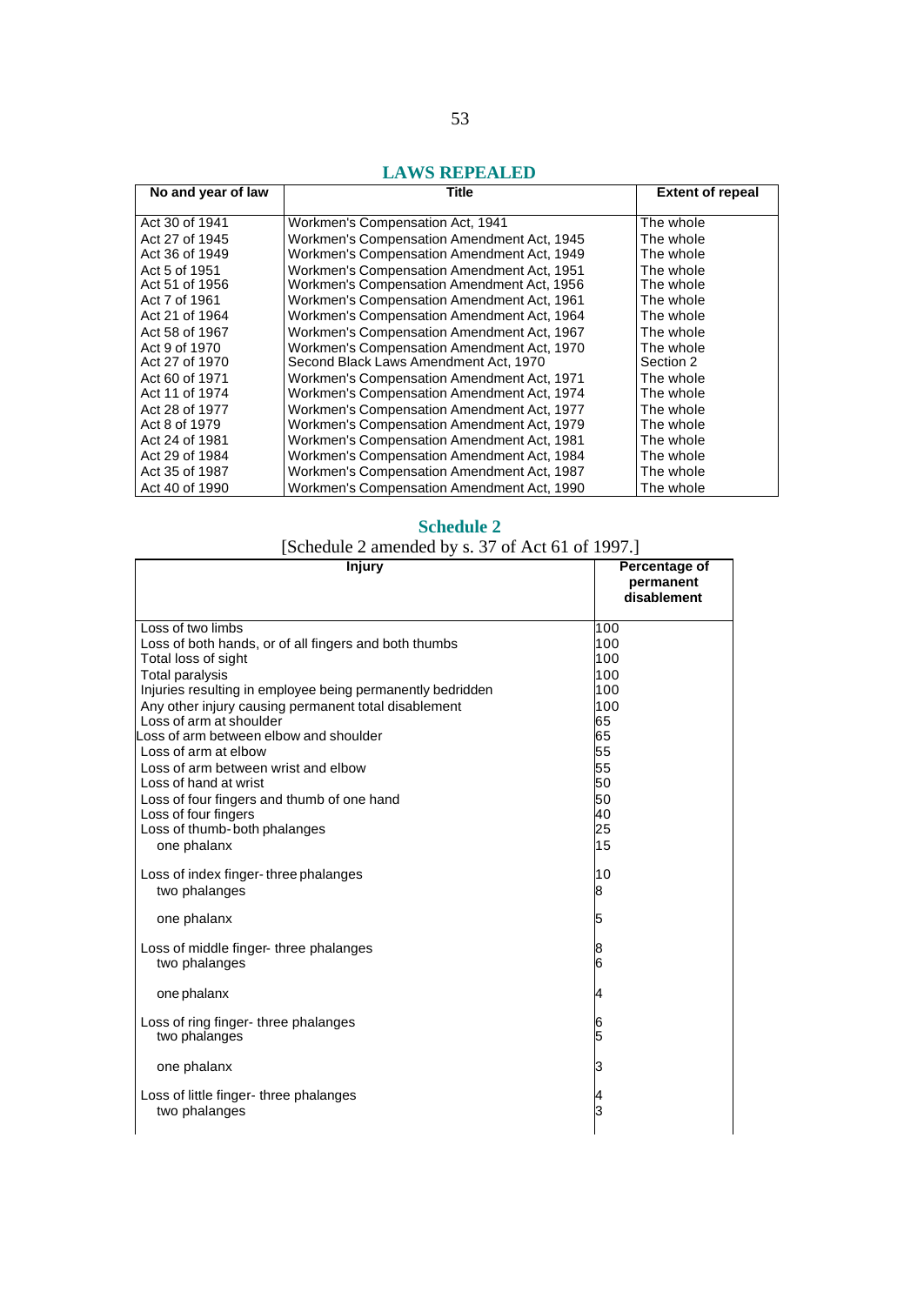## LAWS REPEALED

| No and year of law | Title | Extent of repeal |
|---|---|---|
| Act 30 of 1941 | Workmen's Compensation Act, 1941 | The whole |
| Act 27 of 1945 | Workmen's Compensation Amendment Act, 1945 | The whole |
| Act 36 of 1949 | Workmen's Compensation Amendment Act, 1949 | The whole |
| Act 5 of 1951 | Workmen's Compensation Amendment Act, 1951 | The whole |
| Act 51 of 1956 | Workmen's Compensation Amendment Act, 1956 | The whole |
| Act 7 of 1961 | Workmen's Compensation Amendment Act, 1961 | The whole |
| Act 21 of 1964 | Workmen's Compensation Amendment Act, 1964 | The whole |
| Act 58 of 1967 | Workmen's Compensation Amendment Act, 1967 | The whole |
| Act 9 of 1970 | Workmen's Compensation Amendment Act, 1970 | The whole |
| Act 27 of 1970 | Second Black Laws Amendment Act, 1970 | Section 2 |
| Act 60 of 1971 | Workmen's Compensation Amendment Act, 1971 | The whole |
| Act 11 of 1974 | Workmen's Compensation Amendment Act, 1974 | The whole |
| Act 28 of 1977 | Workmen's Compensation Amendment Act, 1977 | The whole |
| Act 8 of 1979 | Workmen's Compensation Amendment Act, 1979 | The whole |
| Act 24 of 1981 | Workmen's Compensation Amendment Act, 1981 | The whole |
| Act 29 of 1984 | Workmen's Compensation Amendment Act, 1984 | The whole |
| Act 35 of 1987 | Workmen's Compensation Amendment Act, 1987 | The whole |
| Act 40 of 1990 | Workmen's Compensation Amendment Act, 1990 | The whole |

## Schedule 2

[Schedule 2 amended by s. 37 of Act 61 of 1997.]

| Injury | Percentage of permanent disablement |
|---|---|
| Loss of two limbs | 100 |
| Loss of both hands, or of all fingers and both thumbs | 100 |
| Total loss of sight | 100 |
| Total paralysis | 100 |
| Injuries resulting in employee being permanently bedridden | 100 |
| Any other injury causing permanent total disablement | 100 |
| Loss of arm at shoulder | 65 |
| Loss of arm between elbow and shoulder | 65 |
| Loss of arm at elbow | 55 |
| Loss of arm between wrist and elbow | 55 |
| Loss of hand at wrist | 50 |
| Loss of four fingers and thumb of one hand | 50 |
| Loss of four fingers | 40 |
| Loss of thumb- both phalanges | 25 |
| one phalanx | 15 |
| Loss of index finger- three phalanges | 10 |
| two phalanges | 8 |
| one phalanx | 5 |
| Loss of middle finger- three phalanges | 8 |
| two phalanges | 6 |
| one phalanx | 4 |
| Loss of ring finger- three phalanges | 6 |
| two phalanges | 5 |
| one phalanx | 3 |
| Loss of little finger- three phalanges | 4 |
| two phalanges | 3 |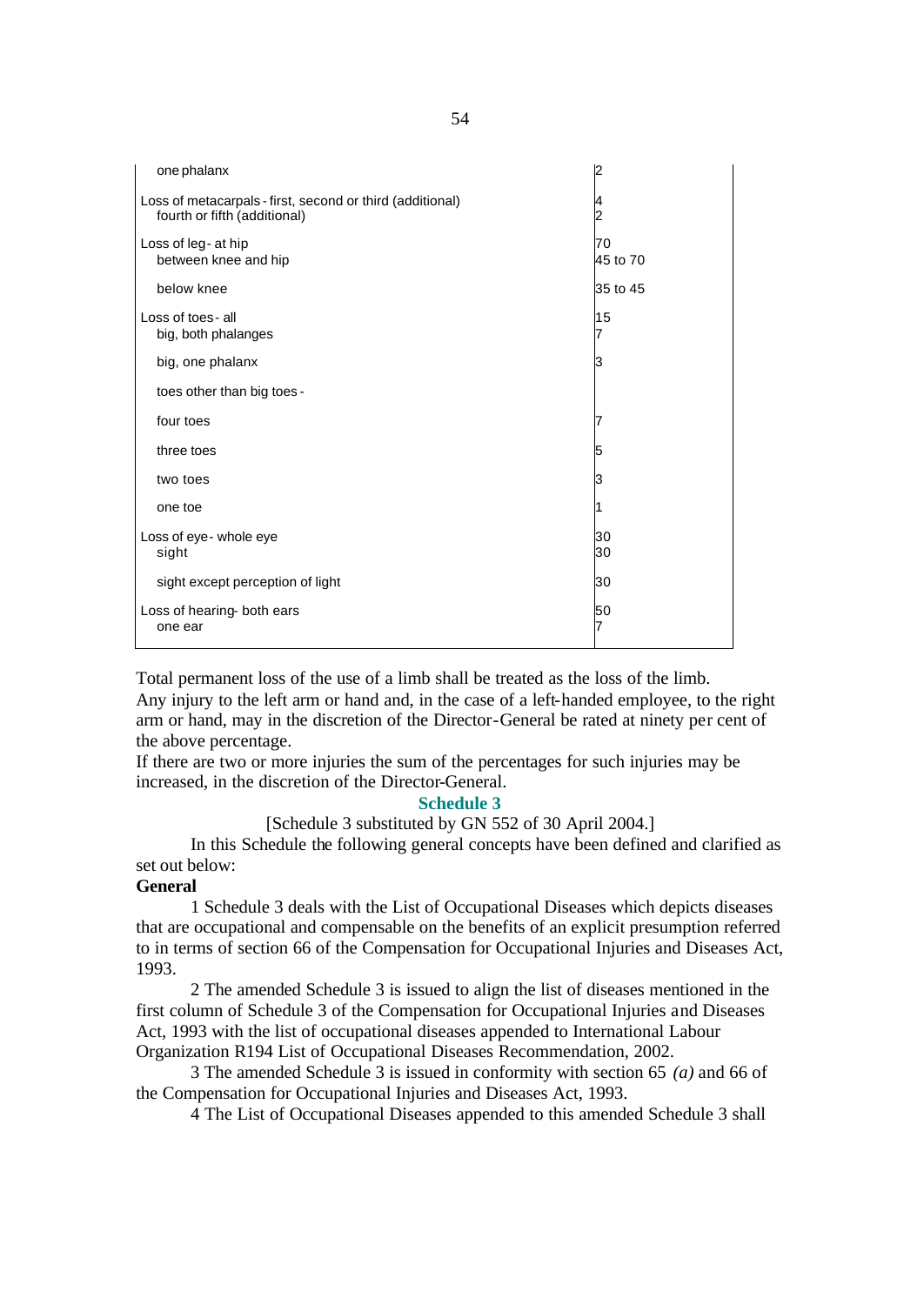| | |
|---|---|
| one phalanx | 2 |
| Loss of metacarpals - first, second or third (additional) | 4 |
| fourth or fifth (additional) | 2 |
| Loss of leg - at hip | 70 |
| between knee and hip | 45 to 70 |
| below knee | 35 to 45 |
| Loss of toes - all | 15 |
| big, both phalanges | 7 |
| big, one phalanx | 3 |
| toes other than big toes - | |
| four toes | 7 |
| three toes | 5 |
| two toes | 3 |
| one toe | 1 |
| Loss of eye - whole eye | 30 |
| sight | 30 |
| sight except perception of light | 30 |
| Loss of hearing- both ears | 50 |
| one ear | 7 |

Total permanent loss of the use of a limb shall be treated as the loss of the limb.
Any injury to the left arm or hand and, in the case of a left-handed employee, to the right arm or hand, may in the discretion of the Director-General be rated at ninety per cent of the above percentage.
If there are two or more injuries the sum of the percentages for such injuries may be increased, in the discretion of the Director-General.

## Schedule 3

[Schedule 3 substituted by GN 552 of 30 April 2004.]

In this Schedule the following general concepts have been defined and clarified as set out below:

**General**

1 Schedule 3 deals with the List of Occupational Diseases which depicts diseases that are occupational and compensable on the benefits of an explicit presumption referred to in terms of section 66 of the Compensation for Occupational Injuries and Diseases Act, 1993.

2 The amended Schedule 3 is issued to align the list of diseases mentioned in the first column of Schedule 3 of the Compensation for Occupational Injuries and Diseases Act, 1993 with the list of occupational diseases appended to International Labour Organization R194 List of Occupational Diseases Recommendation, 2002.

3 The amended Schedule 3 is issued in conformity with section 65 *(a)* and 66 of the Compensation for Occupational Injuries and Diseases Act, 1993.

4 The List of Occupational Diseases appended to this amended Schedule 3 shall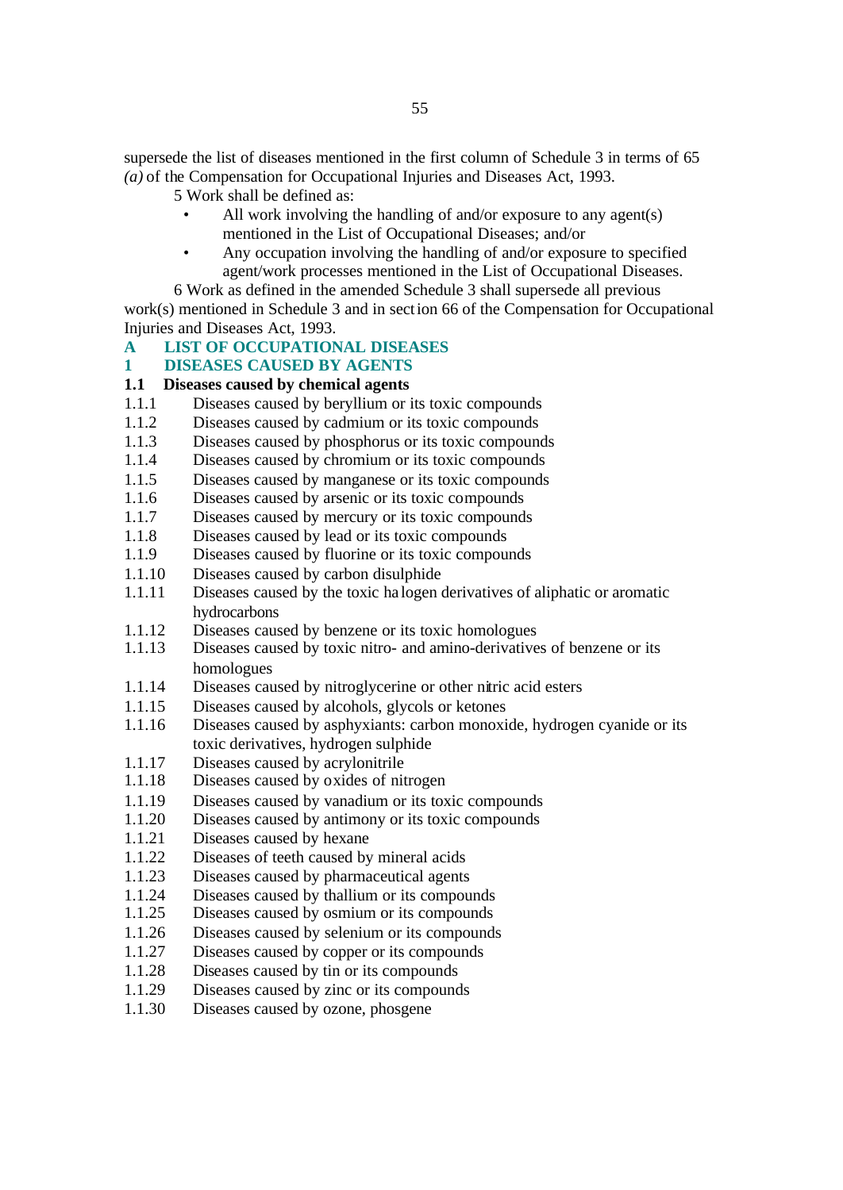supersede the list of diseases mentioned in the first column of Schedule 3 in terms of 65 *(a)* of the Compensation for Occupational Injuries and Diseases Act, 1993.

5 Work shall be defined as:

- All work involving the handling of and/or exposure to any agent(s) mentioned in the List of Occupational Diseases; and/or
- Any occupation involving the handling of and/or exposure to specified agent/work processes mentioned in the List of Occupational Diseases.

6 Work as defined in the amended Schedule 3 shall supersede all previous work(s) mentioned in Schedule 3 and in section 66 of the Compensation for Occupational Injuries and Diseases Act, 1993.

## A LIST OF OCCUPATIONAL DISEASES

## 1 DISEASES CAUSED BY AGENTS

### 1.1 Diseases caused by chemical agents

1.1.1 Diseases caused by beryllium or its toxic compounds
1.1.2 Diseases caused by cadmium or its toxic compounds
1.1.3 Diseases caused by phosphorus or its toxic compounds
1.1.4 Diseases caused by chromium or its toxic compounds
1.1.5 Diseases caused by manganese or its toxic compounds
1.1.6 Diseases caused by arsenic or its toxic compounds
1.1.7 Diseases caused by mercury or its toxic compounds
1.1.8 Diseases caused by lead or its toxic compounds
1.1.9 Diseases caused by fluorine or its toxic compounds
1.1.10 Diseases caused by carbon disulphide
1.1.11 Diseases caused by the toxic halogen derivatives of aliphatic or aromatic hydrocarbons
1.1.12 Diseases caused by benzene or its toxic homologues
1.1.13 Diseases caused by toxic nitro- and amino-derivatives of benzene or its homologues
1.1.14 Diseases caused by nitroglycerine or other nitric acid esters
1.1.15 Diseases caused by alcohols, glycols or ketones
1.1.16 Diseases caused by asphyxiants: carbon monoxide, hydrogen cyanide or its toxic derivatives, hydrogen sulphide
1.1.17 Diseases caused by acrylonitrile
1.1.18 Diseases caused by oxides of nitrogen
1.1.19 Diseases caused by vanadium or its toxic compounds
1.1.20 Diseases caused by antimony or its toxic compounds
1.1.21 Diseases caused by hexane
1.1.22 Diseases of teeth caused by mineral acids
1.1.23 Diseases caused by pharmaceutical agents
1.1.24 Diseases caused by thallium or its compounds
1.1.25 Diseases caused by osmium or its compounds
1.1.26 Diseases caused by selenium or its compounds
1.1.27 Diseases caused by copper or its compounds
1.1.28 Diseases caused by tin or its compounds
1.1.29 Diseases caused by zinc or its compounds
1.1.30 Diseases caused by ozone, phosgene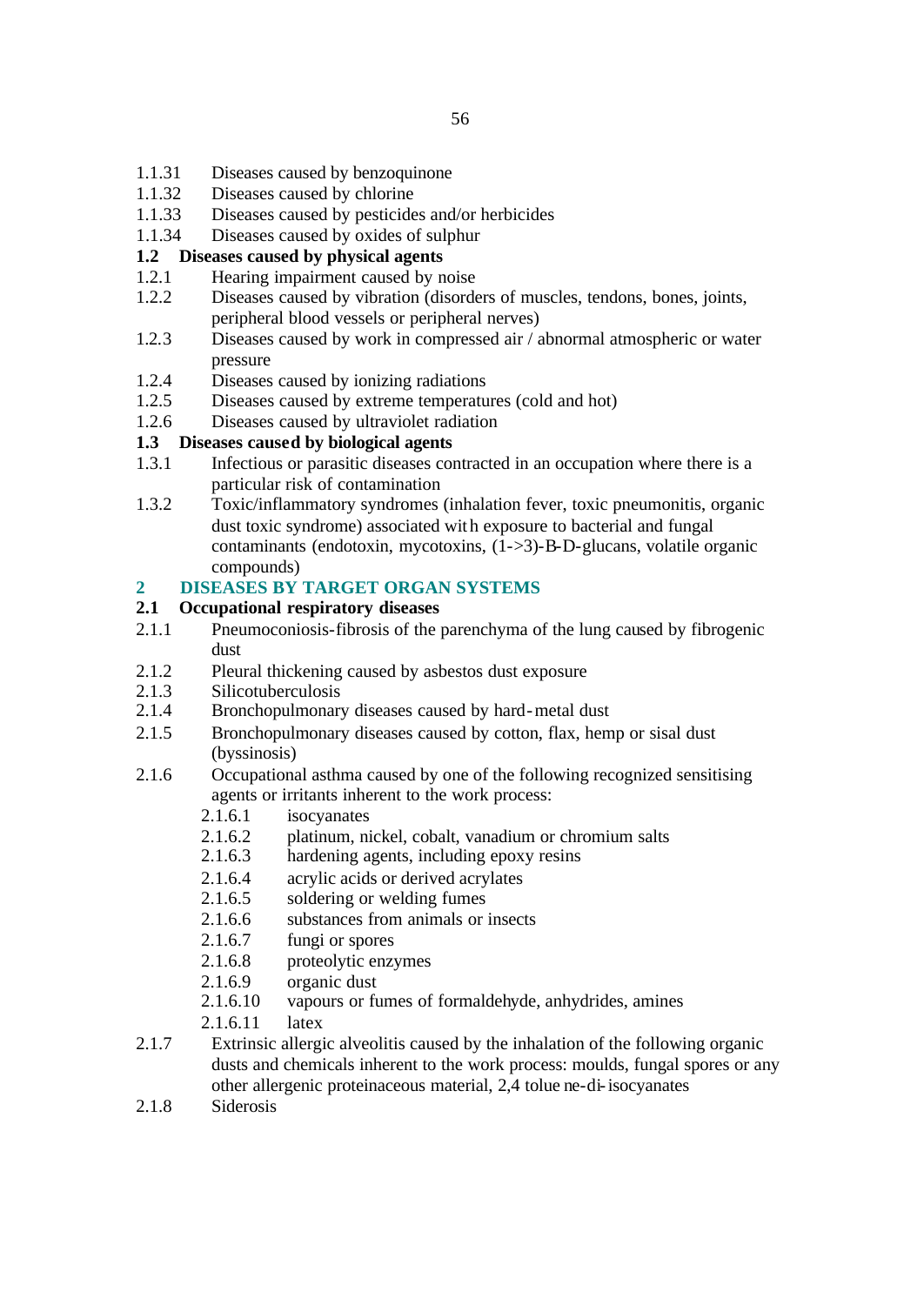1.1.31 Diseases caused by benzoquinone
1.1.32 Diseases caused by chlorine
1.1.33 Diseases caused by pesticides and/or herbicides
1.1.34 Diseases caused by oxides of sulphur

**1.2 Diseases caused by physical agents**

1.2.1 Hearing impairment caused by noise
1.2.2 Diseases caused by vibration (disorders of muscles, tendons, bones, joints, peripheral blood vessels or peripheral nerves)
1.2.3 Diseases caused by work in compressed air / abnormal atmospheric or water pressure
1.2.4 Diseases caused by ionizing radiations
1.2.5 Diseases caused by extreme temperatures (cold and hot)
1.2.6 Diseases caused by ultraviolet radiation

**1.3 Diseases caused by biological agents**

1.3.1 Infectious or parasitic diseases contracted in an occupation where there is a particular risk of contamination
1.3.2 Toxic/inflammatory syndromes (inhalation fever, toxic pneumonitis, organic dust toxic syndrome) associated with exposure to bacterial and fungal contaminants (endotoxin, mycotoxins, (1->3)-B-D-glucans, volatile organic compounds)

## 2 DISEASES BY TARGET ORGAN SYSTEMS

**2.1 Occupational respiratory diseases**

2.1.1 Pneumoconiosis-fibrosis of the parenchyma of the lung caused by fibrogenic dust
2.1.2 Pleural thickening caused by asbestos dust exposure
2.1.3 Silicotuberculosis
2.1.4 Bronchopulmonary diseases caused by hard-metal dust
2.1.5 Bronchopulmonary diseases caused by cotton, flax, hemp or sisal dust (byssinosis)
2.1.6 Occupational asthma caused by one of the following recognized sensitising agents or irritants inherent to the work process:

- 2.1.6.1 isocyanates
- 2.1.6.2 platinum, nickel, cobalt, vanadium or chromium salts
- 2.1.6.3 hardening agents, including epoxy resins
- 2.1.6.4 acrylic acids or derived acrylates
- 2.1.6.5 soldering or welding fumes
- 2.1.6.6 substances from animals or insects
- 2.1.6.7 fungi or spores
- 2.1.6.8 proteolytic enzymes
- 2.1.6.9 organic dust
- 2.1.6.10 vapours or fumes of formaldehyde, anhydrides, amines
- 2.1.6.11 latex

2.1.7 Extrinsic allergic alveolitis caused by the inhalation of the following organic dusts and chemicals inherent to the work process: moulds, fungal spores or any other allergenic proteinaceous material, 2,4 toluene-di-isocyanates
2.1.8 Siderosis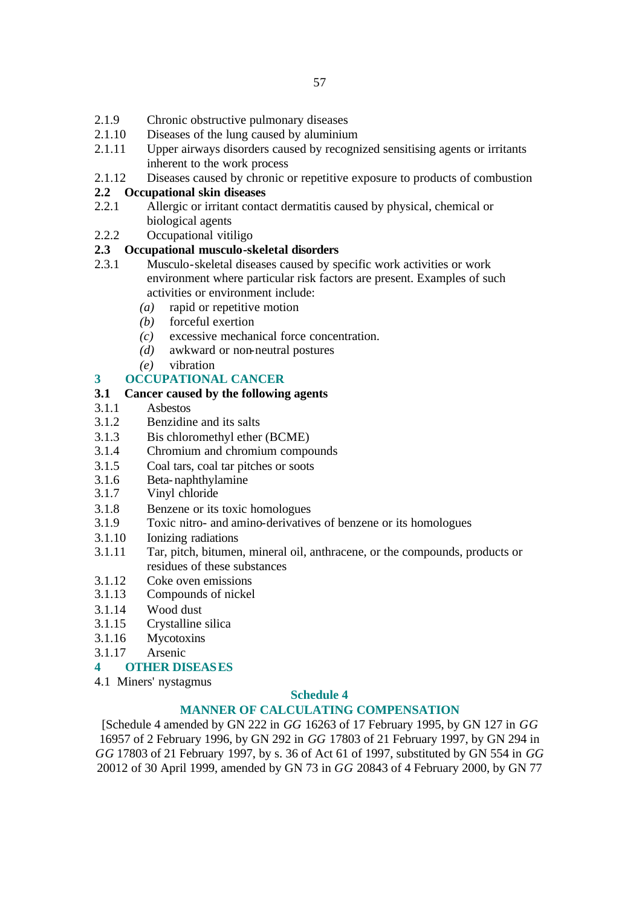2.1.9 Chronic obstructive pulmonary diseases

2.1.10 Diseases of the lung caused by aluminium

2.1.11 Upper airways disorders caused by recognized sensitising agents or irritants inherent to the work process

2.1.12 Diseases caused by chronic or repetitive exposure to products of combustion

**2.2 Occupational skin diseases**

2.2.1 Allergic or irritant contact dermatitis caused by physical, chemical or biological agents

2.2.2 Occupational vitiligo

**2.3 Occupational musculo-skeletal disorders**

2.3.1 Musculo-skeletal diseases caused by specific work activities or work environment where particular risk factors are present. Examples of such activities or environment include:

*(a)* rapid or repetitive motion

*(b)* forceful exertion

*(c)* excessive mechanical force concentration.

*(d)* awkward or non-neutral postures

*(e)* vibration

## 3 OCCUPATIONAL CANCER

**3.1 Cancer caused by the following agents**

3.1.1 Asbestos

3.1.2 Benzidine and its salts

3.1.3 Bis chloromethyl ether (BCME)

3.1.4 Chromium and chromium compounds

3.1.5 Coal tars, coal tar pitches or soots

3.1.6 Beta-naphthylamine

3.1.7 Vinyl chloride

3.1.8 Benzene or its toxic homologues

3.1.9 Toxic nitro- and amino-derivatives of benzene or its homologues

3.1.10 Ionizing radiations

3.1.11 Tar, pitch, bitumen, mineral oil, anthracene, or the compounds, products or residues of these substances

3.1.12 Coke oven emissions

3.1.13 Compounds of nickel

3.1.14 Wood dust

3.1.15 Crystalline silica

3.1.16 Mycotoxins

3.1.17 Arsenic

## 4 OTHER DISEASES

4.1 Miners' nystagmus

## Schedule 4

## MANNER OF CALCULATING COMPENSATION

[Schedule 4 amended by GN 222 in *GG* 16263 of 17 February 1995, by GN 127 in *GG* 16957 of 2 February 1996, by GN 292 in *GG* 17803 of 21 February 1997, by GN 294 in *GG* 17803 of 21 February 1997, by s. 36 of Act 61 of 1997, substituted by GN 554 in *GG* 20012 of 30 April 1999, amended by GN 73 in *GG* 20843 of 4 February 2000, by GN 77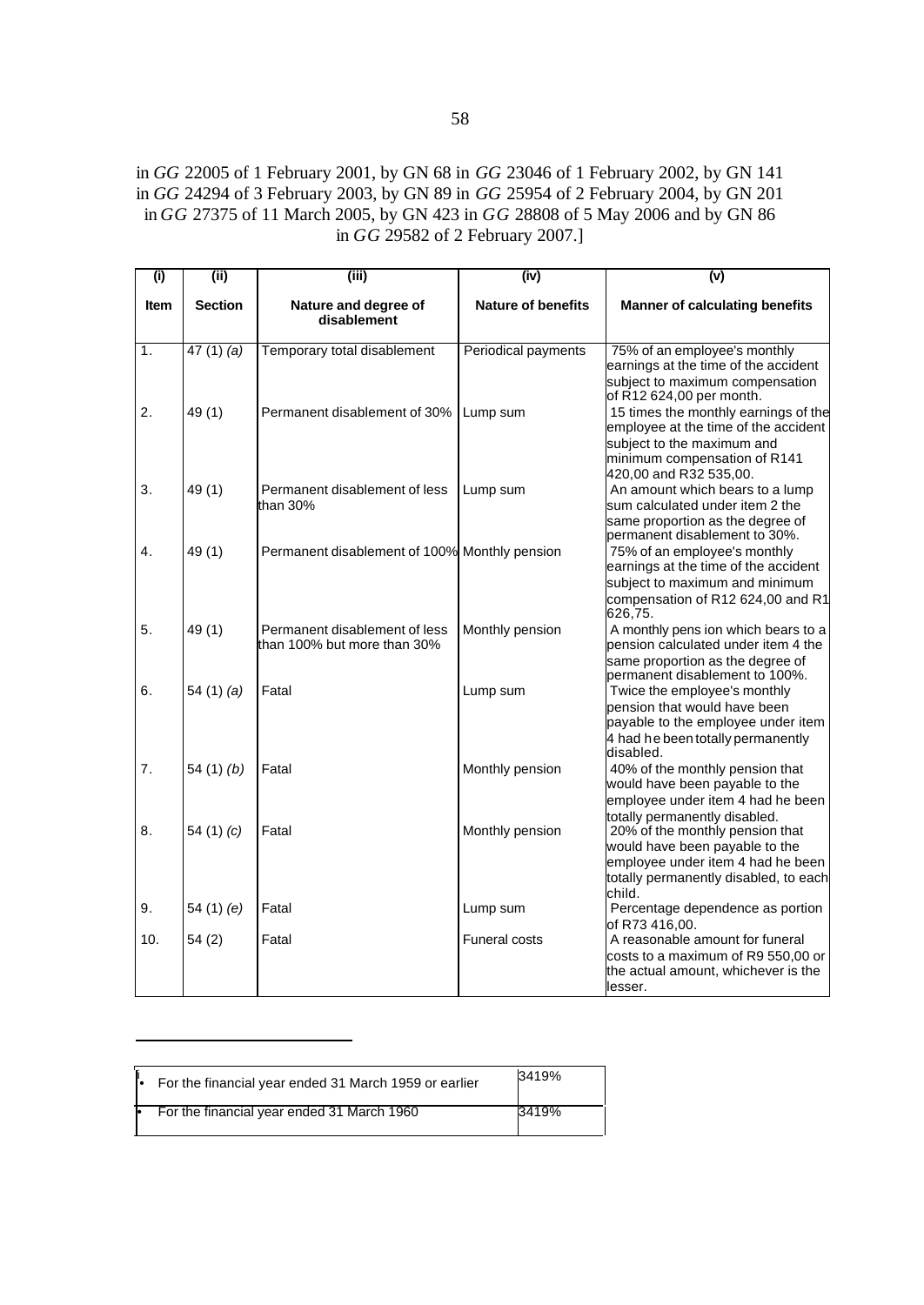in *GG* 22005 of 1 February 2001, by GN 68 in *GG* 23046 of 1 February 2002, by GN 141 in *GG* 24294 of 3 February 2003, by GN 89 in *GG* 25954 of 2 February 2004, by GN 201 in *GG* 27375 of 11 March 2005, by GN 423 in *GG* 28808 of 5 May 2006 and by GN 86 in *GG* 29582 of 2 February 2007.]

| (i) | (ii) | (iii) | (iv) | (v) |
|---|---|---|---|---|
| **Item** | **Section** | **Nature and degree of disablement** | **Nature of benefits** | **Manner of calculating benefits** |
| 1. | 47 (1) *(a)* | Temporary total disablement | Periodical payments | 75% of an employee's monthly earnings at the time of the accident subject to maximum compensation of R12 624,00 per month. |
| 2. | 49 (1) | Permanent disablement of 30% | Lump sum | 15 times the monthly earnings of the employee at the time of the accident subject to the maximum and minimum compensation of R141 420,00 and R32 535,00. |
| 3. | 49 (1) | Permanent disablement of less than 30% | Lump sum | An amount which bears to a lump sum calculated under item 2 the same proportion as the degree of permanent disablement to 30%. |
| 4. | 49 (1) | Permanent disablement of 100% | Monthly pension | 75% of an employee's monthly earnings at the time of the accident subject to maximum and minimum compensation of R12 624,00 and R1 626,75. |
| 5. | 49 (1) | Permanent disablement of less than 100% but more than 30% | Monthly pension | A monthly pens ion which bears to a pension calculated under item 4 the same proportion as the degree of permanent disablement to 100%. |
| 6. | 54 (1) *(a)* | Fatal | Lump sum | Twice the employee's monthly pension that would have been payable to the employee under item 4 had he been totally permanently disabled. |
| 7. | 54 (1) *(b)* | Fatal | Monthly pension | 40% of the monthly pension that would have been payable to the employee under item 4 had he been totally permanently disabled. |
| 8. | 54 (1) *(c)* | Fatal | Monthly pension | 20% of the monthly pension that would have been payable to the employee under item 4 had he been totally permanently disabled, to each child. |
| 9. | 54 (1) *(e)* | Fatal | Lump sum | Percentage dependence as portion of R73 416,00. |
| 10. | 54 (2) | Fatal | Funeral costs | A reasonable amount for funeral costs to a maximum of R9 550,00 or the actual amount, whichever is the lesser. |

---

| | |
|---|---|
| • For the financial year ended 31 March 1959 or earlier | 3419% |
| • For the financial year ended 31 March 1960 | 3419% |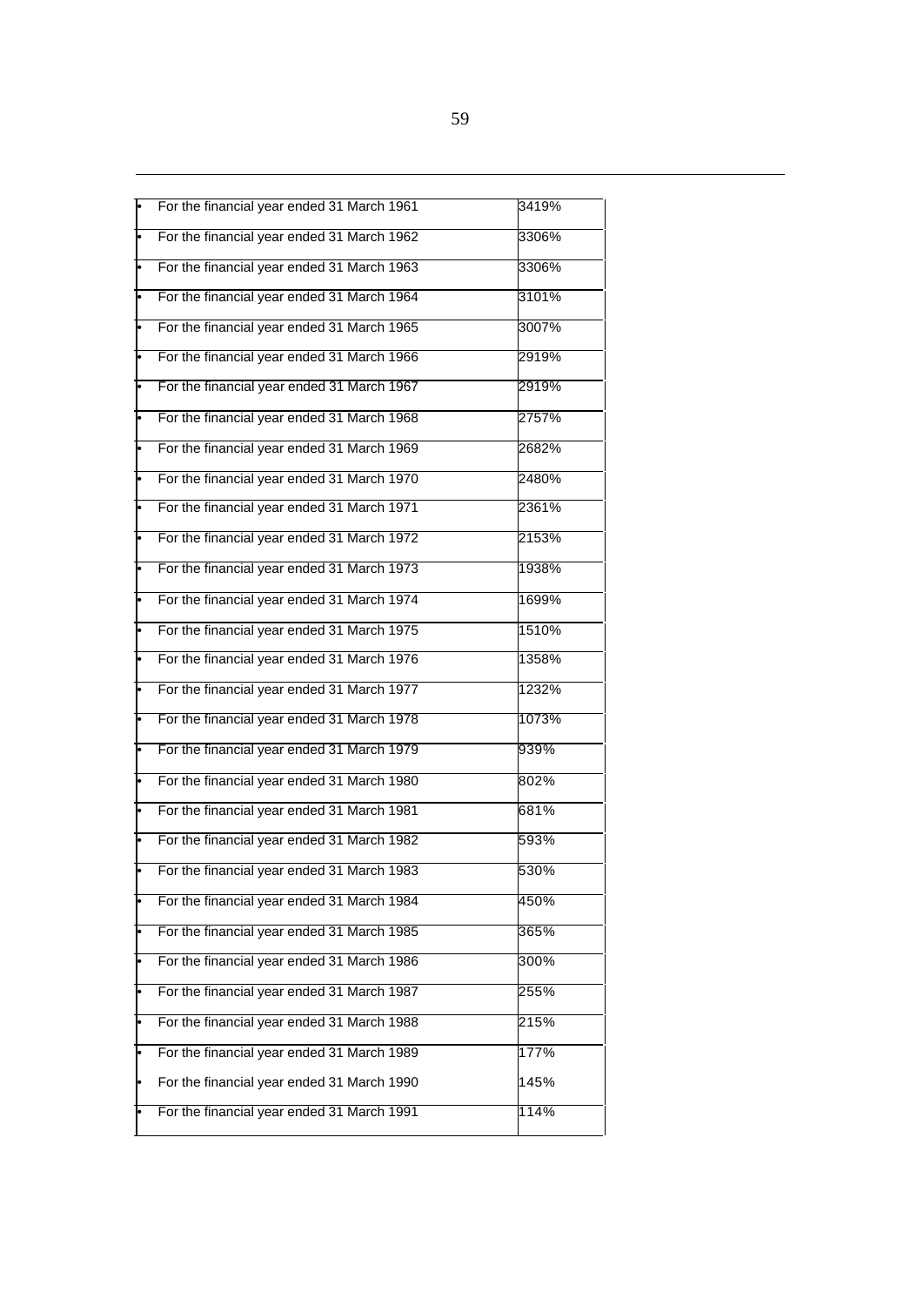| | |
|---|---|
| • For the financial year ended 31 March 1961 | 3419% |
| • For the financial year ended 31 March 1962 | 3306% |
| • For the financial year ended 31 March 1963 | 3306% |
| • For the financial year ended 31 March 1964 | 3101% |
| • For the financial year ended 31 March 1965 | 3007% |
| • For the financial year ended 31 March 1966 | 2919% |
| • For the financial year ended 31 March 1967 | 2919% |
| • For the financial year ended 31 March 1968 | 2757% |
| • For the financial year ended 31 March 1969 | 2682% |
| • For the financial year ended 31 March 1970 | 2480% |
| • For the financial year ended 31 March 1971 | 2361% |
| • For the financial year ended 31 March 1972 | 2153% |
| • For the financial year ended 31 March 1973 | 1938% |
| • For the financial year ended 31 March 1974 | 1699% |
| • For the financial year ended 31 March 1975 | 1510% |
| • For the financial year ended 31 March 1976 | 1358% |
| • For the financial year ended 31 March 1977 | 1232% |
| • For the financial year ended 31 March 1978 | 1073% |
| • For the financial year ended 31 March 1979 | 939% |
| • For the financial year ended 31 March 1980 | 802% |
| • For the financial year ended 31 March 1981 | 681% |
| • For the financial year ended 31 March 1982 | 593% |
| • For the financial year ended 31 March 1983 | 530% |
| • For the financial year ended 31 March 1984 | 450% |
| • For the financial year ended 31 March 1985 | 365% |
| • For the financial year ended 31 March 1986 | 300% |
| • For the financial year ended 31 March 1987 | 255% |
| • For the financial year ended 31 March 1988 | 215% |
| • For the financial year ended 31 March 1989 | 177% |
| • For the financial year ended 31 March 1990 | 145% |
| • For the financial year ended 31 March 1991 | 114% |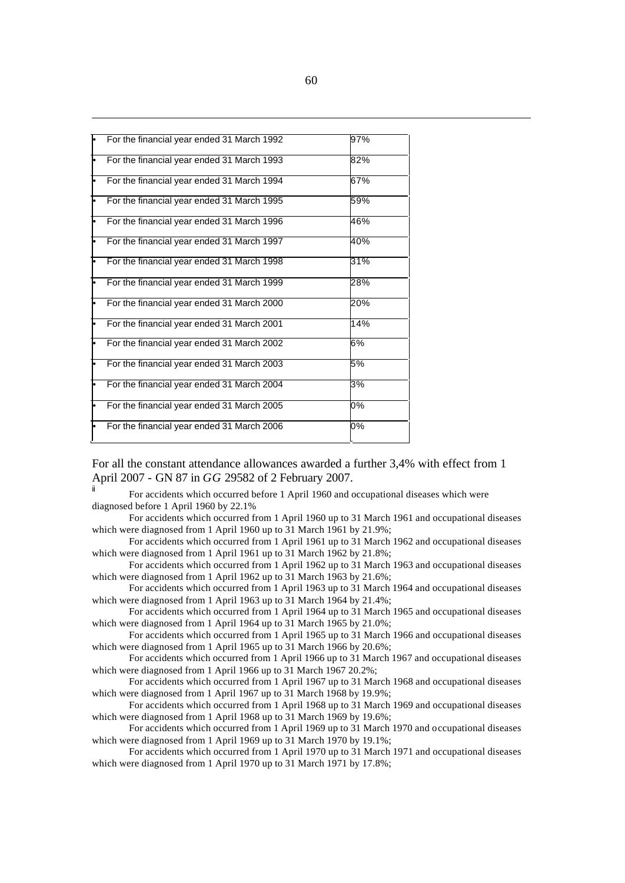| | |
|---|---|
| • For the financial year ended 31 March 1992 | 97% |
| • For the financial year ended 31 March 1993 | 82% |
| • For the financial year ended 31 March 1994 | 67% |
| • For the financial year ended 31 March 1995 | 59% |
| • For the financial year ended 31 March 1996 | 46% |
| • For the financial year ended 31 March 1997 | 40% |
| • For the financial year ended 31 March 1998 | 31% |
| • For the financial year ended 31 March 1999 | 28% |
| • For the financial year ended 31 March 2000 | 20% |
| • For the financial year ended 31 March 2001 | 14% |
| • For the financial year ended 31 March 2002 | 6% |
| • For the financial year ended 31 March 2003 | 5% |
| • For the financial year ended 31 March 2004 | 3% |
| • For the financial year ended 31 March 2005 | 0% |
| • For the financial year ended 31 March 2006 | 0% |

For all the constant attendance allowances awarded a further 3,4% with effect from 1 April 2007 - GN 87 in *GG* 29582 of 2 February 2007.

[ii] For accidents which occurred before 1 April 1960 and occupational diseases which were diagnosed before 1 April 1960 by 22.1%

For accidents which occurred from 1 April 1960 up to 31 March 1961 and occupational diseases which were diagnosed from 1 April 1960 up to 31 March 1961 by 21.9%;

For accidents which occurred from 1 April 1961 up to 31 March 1962 and occupational diseases which were diagnosed from 1 April 1961 up to 31 March 1962 by 21.8%;

For accidents which occurred from 1 April 1962 up to 31 March 1963 and occupational diseases which were diagnosed from 1 April 1962 up to 31 March 1963 by 21.6%;

For accidents which occurred from 1 April 1963 up to 31 March 1964 and occupational diseases which were diagnosed from 1 April 1963 up to 31 March 1964 by 21.4%;

For accidents which occurred from 1 April 1964 up to 31 March 1965 and occupational diseases which were diagnosed from 1 April 1964 up to 31 March 1965 by 21.0%;

For accidents which occurred from 1 April 1965 up to 31 March 1966 and occupational diseases which were diagnosed from 1 April 1965 up to 31 March 1966 by 20.6%;

For accidents which occurred from 1 April 1966 up to 31 March 1967 and occupational diseases which were diagnosed from 1 April 1966 up to 31 March 1967 20.2%;

For accidents which occurred from 1 April 1967 up to 31 March 1968 and occupational diseases which were diagnosed from 1 April 1967 up to 31 March 1968 by 19.9%;

For accidents which occurred from 1 April 1968 up to 31 March 1969 and occupational diseases which were diagnosed from 1 April 1968 up to 31 March 1969 by 19.6%;

For accidents which occurred from 1 April 1969 up to 31 March 1970 and occupational diseases which were diagnosed from 1 April 1969 up to 31 March 1970 by 19.1%;

For accidents which occurred from 1 April 1970 up to 31 March 1971 and occupational diseases which were diagnosed from 1 April 1970 up to 31 March 1971 by 17.8%;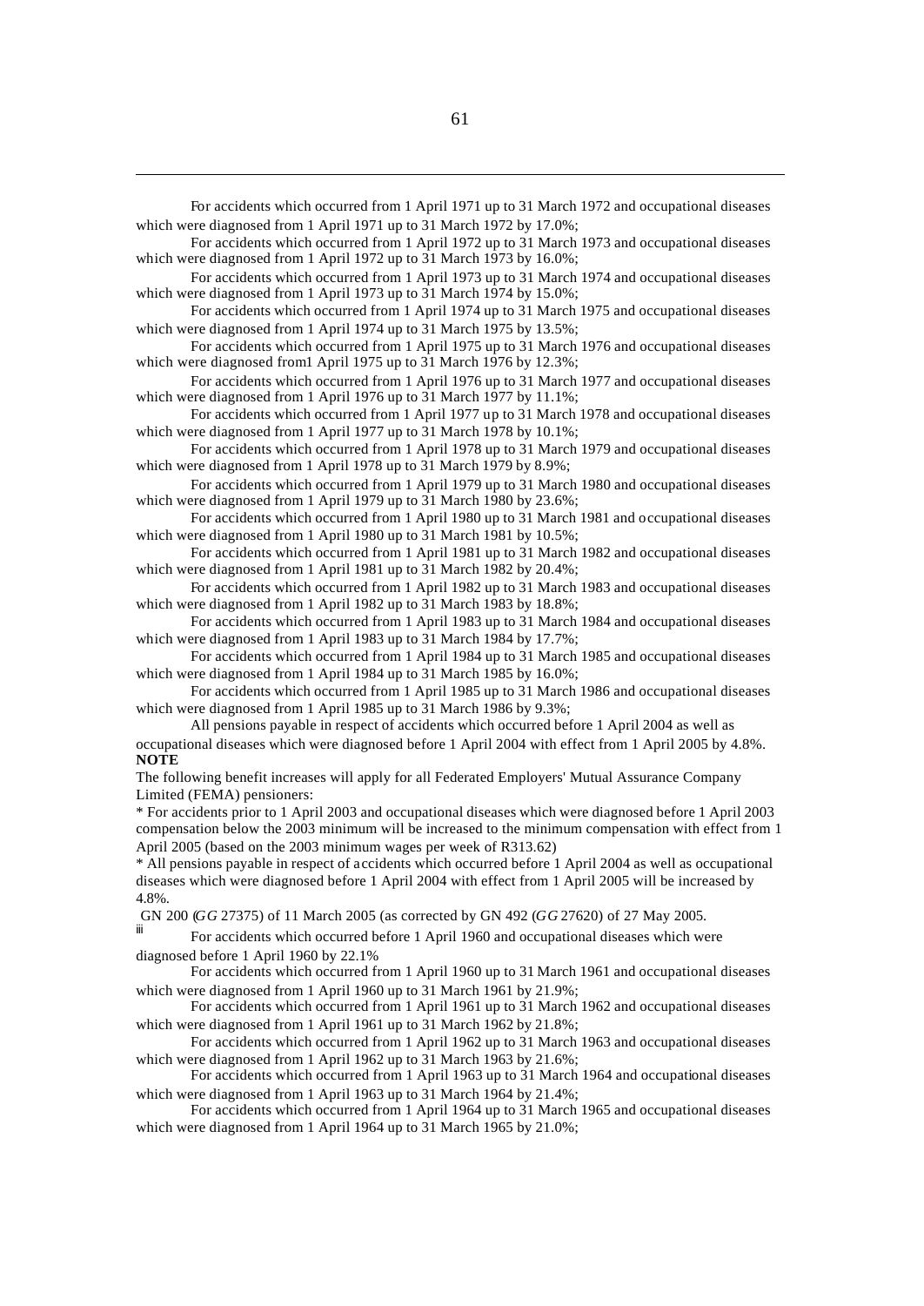For accidents which occurred from 1 April 1971 up to 31 March 1972 and occupational diseases which were diagnosed from 1 April 1971 up to 31 March 1972 by 17.0%;

For accidents which occurred from 1 April 1972 up to 31 March 1973 and occupational diseases which were diagnosed from 1 April 1972 up to 31 March 1973 by 16.0%;

For accidents which occurred from 1 April 1973 up to 31 March 1974 and occupational diseases which were diagnosed from 1 April 1973 up to 31 March 1974 by 15.0%;

For accidents which occurred from 1 April 1974 up to 31 March 1975 and occupational diseases which were diagnosed from 1 April 1974 up to 31 March 1975 by 13.5%;

For accidents which occurred from 1 April 1975 up to 31 March 1976 and occupational diseases which were diagnosed from1 April 1975 up to 31 March 1976 by 12.3%;

For accidents which occurred from 1 April 1976 up to 31 March 1977 and occupational diseases which were diagnosed from 1 April 1976 up to 31 March 1977 by 11.1%;

For accidents which occurred from 1 April 1977 up to 31 March 1978 and occupational diseases which were diagnosed from 1 April 1977 up to 31 March 1978 by 10.1%;

For accidents which occurred from 1 April 1978 up to 31 March 1979 and occupational diseases which were diagnosed from 1 April 1978 up to 31 March 1979 by 8.9%;

For accidents which occurred from 1 April 1979 up to 31 March 1980 and occupational diseases which were diagnosed from 1 April 1979 up to 31 March 1980 by 23.6%;

For accidents which occurred from 1 April 1980 up to 31 March 1981 and occupational diseases which were diagnosed from 1 April 1980 up to 31 March 1981 by 10.5%;

For accidents which occurred from 1 April 1981 up to 31 March 1982 and occupational diseases which were diagnosed from 1 April 1981 up to 31 March 1982 by 20.4%;

For accidents which occurred from 1 April 1982 up to 31 March 1983 and occupational diseases which were diagnosed from 1 April 1982 up to 31 March 1983 by 18.8%;

For accidents which occurred from 1 April 1983 up to 31 March 1984 and occupational diseases which were diagnosed from 1 April 1983 up to 31 March 1984 by 17.7%;

For accidents which occurred from 1 April 1984 up to 31 March 1985 and occupational diseases which were diagnosed from 1 April 1984 up to 31 March 1985 by 16.0%;

For accidents which occurred from 1 April 1985 up to 31 March 1986 and occupational diseases which were diagnosed from 1 April 1985 up to 31 March 1986 by 9.3%;

All pensions payable in respect of accidents which occurred before 1 April 2004 as well as occupational diseases which were diagnosed before 1 April 2004 with effect from 1 April 2005 by 4.8%.

**NOTE**

The following benefit increases will apply for all Federated Employers' Mutual Assurance Company Limited (FEMA) pensioners:

* For accidents prior to 1 April 2003 and occupational diseases which were diagnosed before 1 April 2003 compensation below the 2003 minimum will be increased to the minimum compensation with effect from 1 April 2005 (based on the 2003 minimum wages per week of R313.62)

* All pensions payable in respect of accidents which occurred before 1 April 2004 as well as occupational diseases which were diagnosed before 1 April 2004 with effect from 1 April 2005 will be increased by 4.8%.

GN 200 (*GG* 27375) of 11 March 2005 (as corrected by GN 492 (*GG* 27620) of 27 May 2005.

[iii] For accidents which occurred before 1 April 1960 and occupational diseases which were diagnosed before 1 April 1960 by 22.1%

For accidents which occurred from 1 April 1960 up to 31 March 1961 and occupational diseases which were diagnosed from 1 April 1960 up to 31 March 1961 by 21.9%;

For accidents which occurred from 1 April 1961 up to 31 March 1962 and occupational diseases which were diagnosed from 1 April 1961 up to 31 March 1962 by 21.8%;

For accidents which occurred from 1 April 1962 up to 31 March 1963 and occupational diseases which were diagnosed from 1 April 1962 up to 31 March 1963 by 21.6%;

For accidents which occurred from 1 April 1963 up to 31 March 1964 and occupational diseases which were diagnosed from 1 April 1963 up to 31 March 1964 by 21.4%;

For accidents which occurred from 1 April 1964 up to 31 March 1965 and occupational diseases which were diagnosed from 1 April 1964 up to 31 March 1965 by 21.0%;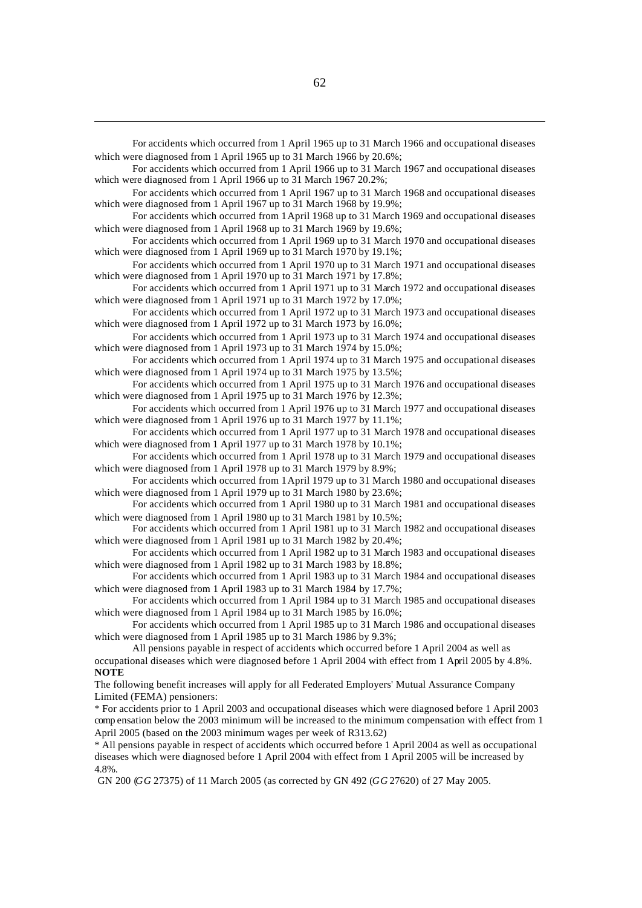For accidents which occurred from 1 April 1965 up to 31 March 1966 and occupational diseases which were diagnosed from 1 April 1965 up to 31 March 1966 by 20.6%;

For accidents which occurred from 1 April 1966 up to 31 March 1967 and occupational diseases which were diagnosed from 1 April 1966 up to 31 March 1967 20.2%;

For accidents which occurred from 1 April 1967 up to 31 March 1968 and occupational diseases which were diagnosed from 1 April 1967 up to 31 March 1968 by 19.9%;

For accidents which occurred from 1 April 1968 up to 31 March 1969 and occupational diseases which were diagnosed from 1 April 1968 up to 31 March 1969 by 19.6%;

For accidents which occurred from 1 April 1969 up to 31 March 1970 and occupational diseases which were diagnosed from 1 April 1969 up to 31 March 1970 by 19.1%;

For accidents which occurred from 1 April 1970 up to 31 March 1971 and occupational diseases which were diagnosed from 1 April 1970 up to 31 March 1971 by 17.8%;

For accidents which occurred from 1 April 1971 up to 31 March 1972 and occupational diseases which were diagnosed from 1 April 1971 up to 31 March 1972 by 17.0%;

For accidents which occurred from 1 April 1972 up to 31 March 1973 and occupational diseases which were diagnosed from 1 April 1972 up to 31 March 1973 by 16.0%;

For accidents which occurred from 1 April 1973 up to 31 March 1974 and occupational diseases which were diagnosed from 1 April 1973 up to 31 March 1974 by 15.0%;

For accidents which occurred from 1 April 1974 up to 31 March 1975 and occupational diseases which were diagnosed from 1 April 1974 up to 31 March 1975 by 13.5%;

For accidents which occurred from 1 April 1975 up to 31 March 1976 and occupational diseases which were diagnosed from 1 April 1975 up to 31 March 1976 by 12.3%;

For accidents which occurred from 1 April 1976 up to 31 March 1977 and occupational diseases which were diagnosed from 1 April 1976 up to 31 March 1977 by 11.1%;

For accidents which occurred from 1 April 1977 up to 31 March 1978 and occupational diseases which were diagnosed from 1 April 1977 up to 31 March 1978 by 10.1%;

For accidents which occurred from 1 April 1978 up to 31 March 1979 and occupational diseases which were diagnosed from 1 April 1978 up to 31 March 1979 by 8.9%;

For accidents which occurred from 1 April 1979 up to 31 March 1980 and occupational diseases which were diagnosed from 1 April 1979 up to 31 March 1980 by 23.6%;

For accidents which occurred from 1 April 1980 up to 31 March 1981 and occupational diseases which were diagnosed from 1 April 1980 up to 31 March 1981 by 10.5%;

For accidents which occurred from 1 April 1981 up to 31 March 1982 and occupational diseases which were diagnosed from 1 April 1981 up to 31 March 1982 by 20.4%;

For accidents which occurred from 1 April 1982 up to 31 March 1983 and occupational diseases which were diagnosed from 1 April 1982 up to 31 March 1983 by 18.8%;

For accidents which occurred from 1 April 1983 up to 31 March 1984 and occupational diseases which were diagnosed from 1 April 1983 up to 31 March 1984 by 17.7%;

For accidents which occurred from 1 April 1984 up to 31 March 1985 and occupational diseases which were diagnosed from 1 April 1984 up to 31 March 1985 by 16.0%;

For accidents which occurred from 1 April 1985 up to 31 March 1986 and occupational diseases which were diagnosed from 1 April 1985 up to 31 March 1986 by 9.3%;

All pensions payable in respect of accidents which occurred before 1 April 2004 as well as occupational diseases which were diagnosed before 1 April 2004 with effect from 1 April 2005 by 4.8%.

**NOTE**

The following benefit increases will apply for all Federated Employers' Mutual Assurance Company Limited (FEMA) pensioners:

* For accidents prior to 1 April 2003 and occupational diseases which were diagnosed before 1 April 2003 compensation below the 2003 minimum will be increased to the minimum compensation with effect from 1 April 2005 (based on the 2003 minimum wages per week of R313.62)

* All pensions payable in respect of accidents which occurred before 1 April 2004 as well as occupational diseases which were diagnosed before 1 April 2004 with effect from 1 April 2005 will be increased by 4.8%.

GN 200 (*GG* 27375) of 11 March 2005 (as corrected by GN 492 (*GG* 27620) of 27 May 2005.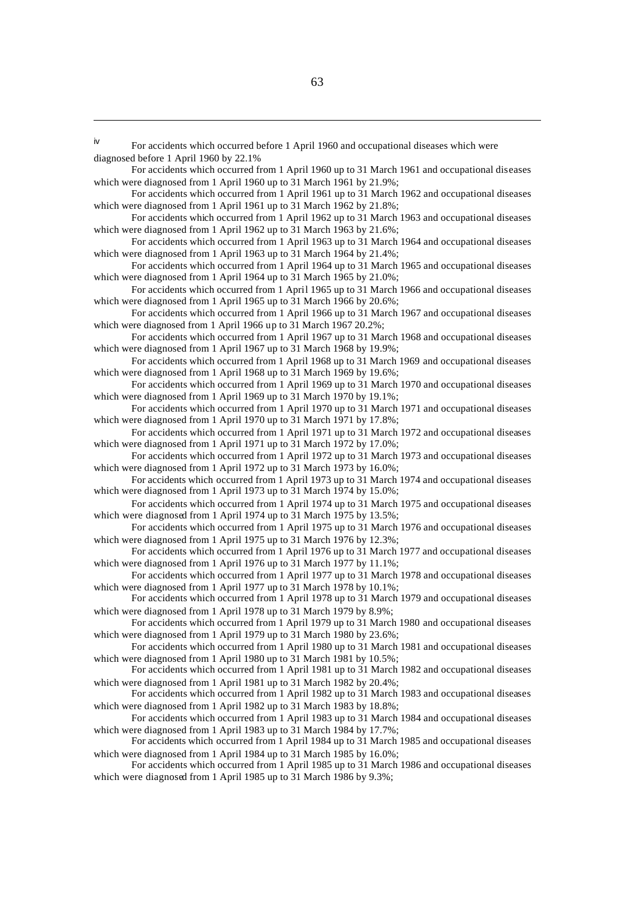[iv] For accidents which occurred before 1 April 1960 and occupational diseases which were diagnosed before 1 April 1960 by 22.1%

For accidents which occurred from 1 April 1960 up to 31 March 1961 and occupational diseases which were diagnosed from 1 April 1960 up to 31 March 1961 by 21.9%;

For accidents which occurred from 1 April 1961 up to 31 March 1962 and occupational diseases which were diagnosed from 1 April 1961 up to 31 March 1962 by 21.8%;

For accidents which occurred from 1 April 1962 up to 31 March 1963 and occupational diseases which were diagnosed from 1 April 1962 up to 31 March 1963 by 21.6%;

For accidents which occurred from 1 April 1963 up to 31 March 1964 and occupational diseases which were diagnosed from 1 April 1963 up to 31 March 1964 by 21.4%;

For accidents which occurred from 1 April 1964 up to 31 March 1965 and occupational diseases which were diagnosed from 1 April 1964 up to 31 March 1965 by 21.0%;

For accidents which occurred from 1 April 1965 up to 31 March 1966 and occupational diseases which were diagnosed from 1 April 1965 up to 31 March 1966 by 20.6%;

For accidents which occurred from 1 April 1966 up to 31 March 1967 and occupational diseases which were diagnosed from 1 April 1966 up to 31 March 1967 20.2%;

For accidents which occurred from 1 April 1967 up to 31 March 1968 and occupational diseases which were diagnosed from 1 April 1967 up to 31 March 1968 by 19.9%;

For accidents which occurred from 1 April 1968 up to 31 March 1969 and occupational diseases which were diagnosed from 1 April 1968 up to 31 March 1969 by 19.6%;

For accidents which occurred from 1 April 1969 up to 31 March 1970 and occupational diseases which were diagnosed from 1 April 1969 up to 31 March 1970 by 19.1%;

For accidents which occurred from 1 April 1970 up to 31 March 1971 and occupational diseases which were diagnosed from 1 April 1970 up to 31 March 1971 by 17.8%;

For accidents which occurred from 1 April 1971 up to 31 March 1972 and occupational diseases which were diagnosed from 1 April 1971 up to 31 March 1972 by 17.0%;

For accidents which occurred from 1 April 1972 up to 31 March 1973 and occupational diseases which were diagnosed from 1 April 1972 up to 31 March 1973 by 16.0%;

For accidents which occurred from 1 April 1973 up to 31 March 1974 and occupational diseases which were diagnosed from 1 April 1973 up to 31 March 1974 by 15.0%;

For accidents which occurred from 1 April 1974 up to 31 March 1975 and occupational diseases which were diagnosed from 1 April 1974 up to 31 March 1975 by 13.5%;

For accidents which occurred from 1 April 1975 up to 31 March 1976 and occupational diseases which were diagnosed from 1 April 1975 up to 31 March 1976 by 12.3%;

For accidents which occurred from 1 April 1976 up to 31 March 1977 and occupational diseases which were diagnosed from 1 April 1976 up to 31 March 1977 by 11.1%;

For accidents which occurred from 1 April 1977 up to 31 March 1978 and occupational diseases which were diagnosed from 1 April 1977 up to 31 March 1978 by 10.1%;

For accidents which occurred from 1 April 1978 up to 31 March 1979 and occupational diseases which were diagnosed from 1 April 1978 up to 31 March 1979 by 8.9%;

For accidents which occurred from 1 April 1979 up to 31 March 1980 and occupational diseases which were diagnosed from 1 April 1979 up to 31 March 1980 by 23.6%;

For accidents which occurred from 1 April 1980 up to 31 March 1981 and occupational diseases which were diagnosed from 1 April 1980 up to 31 March 1981 by 10.5%;

For accidents which occurred from 1 April 1981 up to 31 March 1982 and occupational diseases which were diagnosed from 1 April 1981 up to 31 March 1982 by 20.4%;

For accidents which occurred from 1 April 1982 up to 31 March 1983 and occupational diseases which were diagnosed from 1 April 1982 up to 31 March 1983 by 18.8%;

For accidents which occurred from 1 April 1983 up to 31 March 1984 and occupational diseases which were diagnosed from 1 April 1983 up to 31 March 1984 by 17.7%;

For accidents which occurred from 1 April 1984 up to 31 March 1985 and occupational diseases which were diagnosed from 1 April 1984 up to 31 March 1985 by 16.0%;

For accidents which occurred from 1 April 1985 up to 31 March 1986 and occupational diseases which were diagnosed from 1 April 1985 up to 31 March 1986 by 9.3%;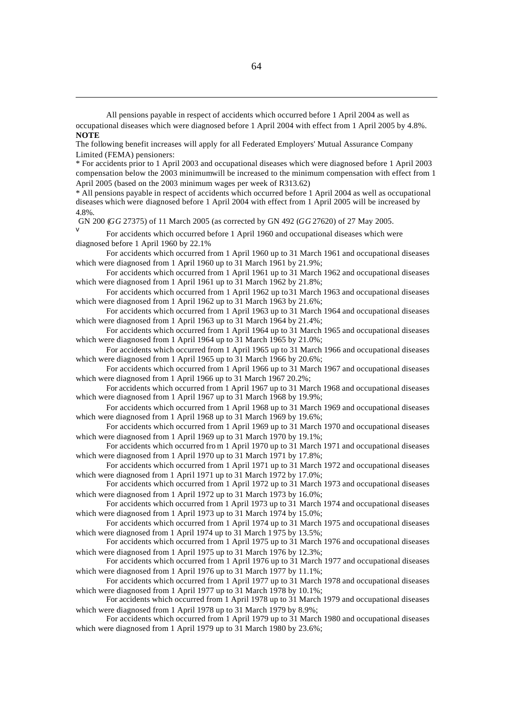All pensions payable in respect of accidents which occurred before 1 April 2004 as well as occupational diseases which were diagnosed before 1 April 2004 with effect from 1 April 2005 by 4.8%.

**NOTE**

The following benefit increases will apply for all Federated Employers' Mutual Assurance Company Limited (FEMA) pensioners:

* For accidents prior to 1 April 2003 and occupational diseases which were diagnosed before 1 April 2003 compensation below the 2003 minimumwill be increased to the minimum compensation with effect from 1 April 2005 (based on the 2003 minimum wages per week of R313.62)

* All pensions payable in respect of accidents which occurred before 1 April 2004 as well as occupational diseases which were diagnosed before 1 April 2004 with effect from 1 April 2005 will be increased by 4.8%.

GN 200 (*GG* 27375) of 11 March 2005 (as corrected by GN 492 (*GG* 27620) of 27 May 2005.

v For accidents which occurred before 1 April 1960 and occupational diseases which were diagnosed before 1 April 1960 by 22.1%

For accidents which occurred from 1 April 1960 up to 31 March 1961 and occupational diseases which were diagnosed from 1 April 1960 up to 31 March 1961 by 21.9%;

For accidents which occurred from 1 April 1961 up to 31 March 1962 and occupational diseases which were diagnosed from 1 April 1961 up to 31 March 1962 by 21.8%;

For accidents which occurred from 1 April 1962 up to 31 March 1963 and occupational diseases which were diagnosed from 1 April 1962 up to 31 March 1963 by 21.6%;

For accidents which occurred from 1 April 1963 up to 31 March 1964 and occupational diseases which were diagnosed from 1 April 1963 up to 31 March 1964 by 21.4%;

For accidents which occurred from 1 April 1964 up to 31 March 1965 and occupational diseases which were diagnosed from 1 April 1964 up to 31 March 1965 by 21.0%;

For accidents which occurred from 1 April 1965 up to 31 March 1966 and occupational diseases which were diagnosed from 1 April 1965 up to 31 March 1966 by 20.6%;

For accidents which occurred from 1 April 1966 up to 31 March 1967 and occupational diseases which were diagnosed from 1 April 1966 up to 31 March 1967 20.2%;

For accidents which occurred from 1 April 1967 up to 31 March 1968 and occupational diseases which were diagnosed from 1 April 1967 up to 31 March 1968 by 19.9%;

For accidents which occurred from 1 April 1968 up to 31 March 1969 and occupational diseases which were diagnosed from 1 April 1968 up to 31 March 1969 by 19.6%;

For accidents which occurred from 1 April 1969 up to 31 March 1970 and occupational diseases which were diagnosed from 1 April 1969 up to 31 March 1970 by 19.1%;

For accidents which occurred fro m 1 April 1970 up to 31 March 1971 and occupational diseases which were diagnosed from 1 April 1970 up to 31 March 1971 by 17.8%;

For accidents which occurred from 1 April 1971 up to 31 March 1972 and occupational diseases which were diagnosed from 1 April 1971 up to 31 March 1972 by 17.0%;

For accidents which occurred from 1 April 1972 up to 31 March 1973 and occupational diseases which were diagnosed from 1 April 1972 up to 31 March 1973 by 16.0%;

For accidents which occurred from 1 April 1973 up to 31 March 1974 and occupational diseases which were diagnosed from 1 April 1973 up to 31 March 1974 by 15.0%;

For accidents which occurred from 1 April 1974 up to 31 March 1975 and occupational diseases which were diagnosed from 1 April 1974 up to 31 March 1975 by 13.5%;

For accidents which occurred from 1 April 1975 up to 31 March 1976 and occupational diseases which were diagnosed from 1 April 1975 up to 31 March 1976 by 12.3%;

For accidents which occurred from 1 April 1976 up to 31 March 1977 and occupational diseases which were diagnosed from 1 April 1976 up to 31 March 1977 by 11.1%;

For accidents which occurred from 1 April 1977 up to 31 March 1978 and occupational diseases which were diagnosed from 1 April 1977 up to 31 March 1978 by 10.1%;

For accidents which occurred from 1 April 1978 up to 31 March 1979 and occupational diseases which were diagnosed from 1 April 1978 up to 31 March 1979 by 8.9%;

For accidents which occurred from 1 April 1979 up to 31 March 1980 and occupational diseases which were diagnosed from 1 April 1979 up to 31 March 1980 by 23.6%;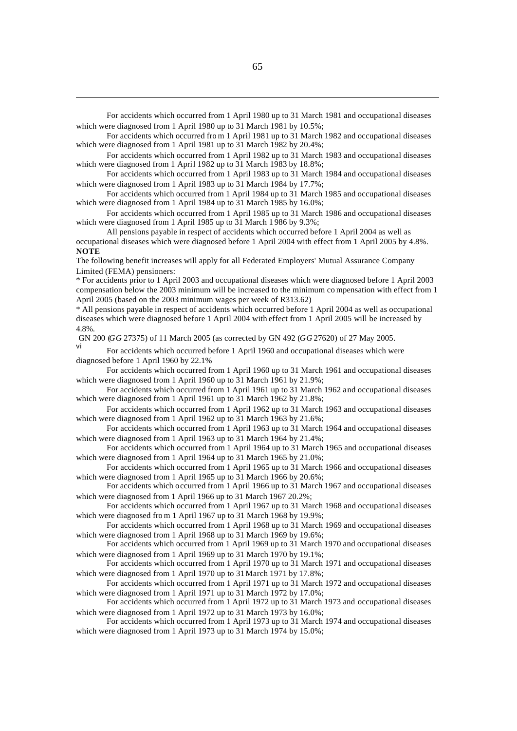For accidents which occurred from 1 April 1980 up to 31 March 1981 and occupational diseases which were diagnosed from 1 April 1980 up to 31 March 1981 by 10.5%;

For accidents which occurred from 1 April 1981 up to 31 March 1982 and occupational diseases which were diagnosed from 1 April 1981 up to 31 March 1982 by 20.4%;

For accidents which occurred from 1 April 1982 up to 31 March 1983 and occupational diseases which were diagnosed from 1 April 1982 up to 31 March 1983 by 18.8%;

For accidents which occurred from 1 April 1983 up to 31 March 1984 and occupational diseases which were diagnosed from 1 April 1983 up to 31 March 1984 by 17.7%;

For accidents which occurred from 1 April 1984 up to 31 March 1985 and occupational diseases which were diagnosed from 1 April 1984 up to 31 March 1985 by 16.0%;

For accidents which occurred from 1 April 1985 up to 31 March 1986 and occupational diseases which were diagnosed from 1 April 1985 up to 31 March 1986 by 9.3%;

All pensions payable in respect of accidents which occurred before 1 April 2004 as well as occupational diseases which were diagnosed before 1 April 2004 with effect from 1 April 2005 by 4.8%.

**NOTE**

The following benefit increases will apply for all Federated Employers' Mutual Assurance Company Limited (FEMA) pensioners:

* For accidents prior to 1 April 2003 and occupational diseases which were diagnosed before 1 April 2003 compensation below the 2003 minimum will be increased to the minimum compensation with effect from 1 April 2005 (based on the 2003 minimum wages per week of R313.62)

* All pensions payable in respect of accidents which occurred before 1 April 2004 as well as occupational diseases which were diagnosed before 1 April 2004 with effect from 1 April 2005 will be increased by 4.8%.

GN 200 (*GG* 27375) of 11 March 2005 (as corrected by GN 492 (*GG* 27620) of 27 May 2005.

vi For accidents which occurred before 1 April 1960 and occupational diseases which were diagnosed before 1 April 1960 by 22.1%

For accidents which occurred from 1 April 1960 up to 31 March 1961 and occupational diseases which were diagnosed from 1 April 1960 up to 31 March 1961 by 21.9%;

For accidents which occurred from 1 April 1961 up to 31 March 1962 and occupational diseases which were diagnosed from 1 April 1961 up to 31 March 1962 by 21.8%;

For accidents which occurred from 1 April 1962 up to 31 March 1963 and occupational diseases which were diagnosed from 1 April 1962 up to 31 March 1963 by 21.6%;

For accidents which occurred from 1 April 1963 up to 31 March 1964 and occupational diseases which were diagnosed from 1 April 1963 up to 31 March 1964 by 21.4%;

For accidents which occurred from 1 April 1964 up to 31 March 1965 and occupational diseases which were diagnosed from 1 April 1964 up to 31 March 1965 by 21.0%;

For accidents which occurred from 1 April 1965 up to 31 March 1966 and occupational diseases which were diagnosed from 1 April 1965 up to 31 March 1966 by 20.6%;

For accidents which occurred from 1 April 1966 up to 31 March 1967 and occupational diseases which were diagnosed from 1 April 1966 up to 31 March 1967 20.2%;

For accidents which occurred from 1 April 1967 up to 31 March 1968 and occupational diseases which were diagnosed from 1 April 1967 up to 31 March 1968 by 19.9%;

For accidents which occurred from 1 April 1968 up to 31 March 1969 and occupational diseases which were diagnosed from 1 April 1968 up to 31 March 1969 by 19.6%;

For accidents which occurred from 1 April 1969 up to 31 March 1970 and occupational diseases which were diagnosed from 1 April 1969 up to 31 March 1970 by 19.1%;

For accidents which occurred from 1 April 1970 up to 31 March 1971 and occupational diseases which were diagnosed from 1 April 1970 up to 31 March 1971 by 17.8%;

For accidents which occurred from 1 April 1971 up to 31 March 1972 and occupational diseases which were diagnosed from 1 April 1971 up to 31 March 1972 by 17.0%;

For accidents which occurred from 1 April 1972 up to 31 March 1973 and occupational diseases which were diagnosed from 1 April 1972 up to 31 March 1973 by 16.0%;

For accidents which occurred from 1 April 1973 up to 31 March 1974 and occupational diseases which were diagnosed from 1 April 1973 up to 31 March 1974 by 15.0%;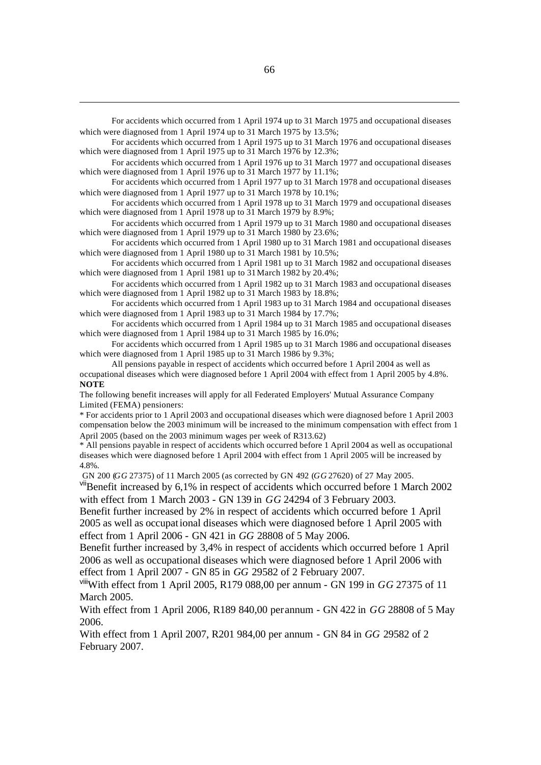For accidents which occurred from 1 April 1974 up to 31 March 1975 and occupational diseases which were diagnosed from 1 April 1974 up to 31 March 1975 by 13.5%;

For accidents which occurred from 1 April 1975 up to 31 March 1976 and occupational diseases which were diagnosed from 1 April 1975 up to 31 March 1976 by 12.3%;

For accidents which occurred from 1 April 1976 up to 31 March 1977 and occupational diseases which were diagnosed from 1 April 1976 up to 31 March 1977 by 11.1%;

For accidents which occurred from 1 April 1977 up to 31 March 1978 and occupational diseases which were diagnosed from 1 April 1977 up to 31 March 1978 by 10.1%;

For accidents which occurred from 1 April 1978 up to 31 March 1979 and occupational diseases which were diagnosed from 1 April 1978 up to 31 March 1979 by 8.9%;

For accidents which occurred from 1 April 1979 up to 31 March 1980 and occupational diseases which were diagnosed from 1 April 1979 up to 31 March 1980 by 23.6%;

For accidents which occurred from 1 April 1980 up to 31 March 1981 and occupational diseases which were diagnosed from 1 April 1980 up to 31 March 1981 by 10.5%;

For accidents which occurred from 1 April 1981 up to 31 March 1982 and occupational diseases which were diagnosed from 1 April 1981 up to 31 March 1982 by 20.4%;

For accidents which occurred from 1 April 1982 up to 31 March 1983 and occupational diseases which were diagnosed from 1 April 1982 up to 31 March 1983 by 18.8%;

For accidents which occurred from 1 April 1983 up to 31 March 1984 and occupational diseases which were diagnosed from 1 April 1983 up to 31 March 1984 by 17.7%;

For accidents which occurred from 1 April 1984 up to 31 March 1985 and occupational diseases which were diagnosed from 1 April 1984 up to 31 March 1985 by 16.0%;

For accidents which occurred from 1 April 1985 up to 31 March 1986 and occupational diseases which were diagnosed from 1 April 1985 up to 31 March 1986 by 9.3%;

All pensions payable in respect of accidents which occurred before 1 April 2004 as well as occupational diseases which were diagnosed before 1 April 2004 with effect from 1 April 2005 by 4.8%.

**NOTE**

The following benefit increases will apply for all Federated Employers' Mutual Assurance Company Limited (FEMA) pensioners:

* For accidents prior to 1 April 2003 and occupational diseases which were diagnosed before 1 April 2003 compensation below the 2003 minimum will be increased to the minimum compensation with effect from 1 April 2005 (based on the 2003 minimum wages per week of R313.62)

* All pensions payable in respect of accidents which occurred before 1 April 2004 as well as occupational diseases which were diagnosed before 1 April 2004 with effect from 1 April 2005 will be increased by 4.8%.

GN 200 (*GG* 27375) of 11 March 2005 (as corrected by GN 492 (*GG* 27620) of 27 May 2005.

[vii]Benefit increased by 6,1% in respect of accidents which occurred before 1 March 2002 with effect from 1 March 2003 - GN 139 in *GG* 24294 of 3 February 2003.

Benefit further increased by 2% in respect of accidents which occurred before 1 April 2005 as well as occupational diseases which were diagnosed before 1 April 2005 with effect from 1 April 2006 - GN 421 in *GG* 28808 of 5 May 2006.

Benefit further increased by 3,4% in respect of accidents which occurred before 1 April 2006 as well as occupational diseases which were diagnosed before 1 April 2006 with effect from 1 April 2007 - GN 85 in *GG* 29582 of 2 February 2007.

[viii]With effect from 1 April 2005, R179 088,00 per annum - GN 199 in *GG* 27375 of 11 March 2005.

With effect from 1 April 2006, R189 840,00 per annum - GN 422 in *GG* 28808 of 5 May 2006.

With effect from 1 April 2007, R201 984,00 per annum - GN 84 in *GG* 29582 of 2 February 2007.